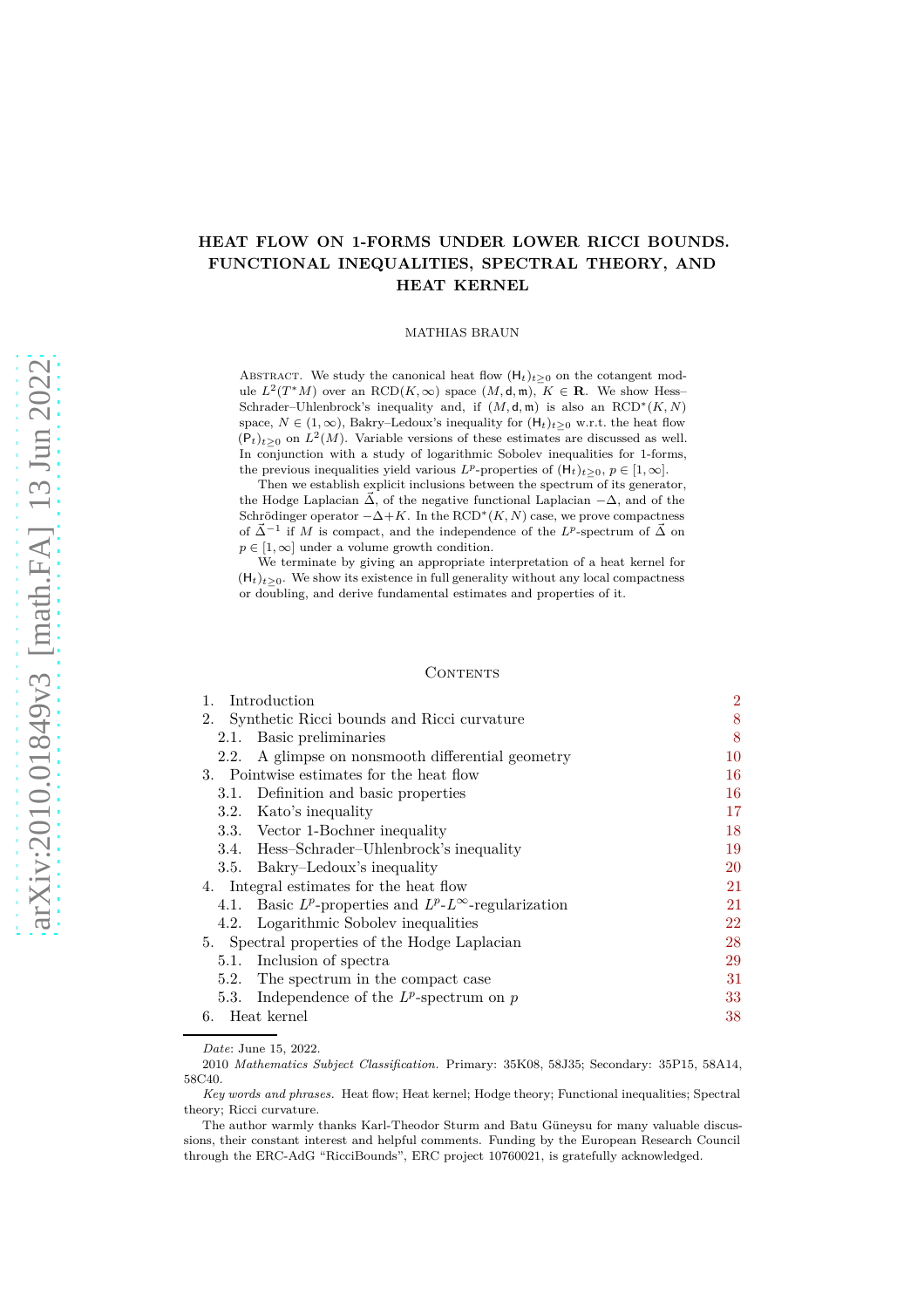# HEAT FLOW ON 1-FORMS UNDER LOWER RICCI BOUNDS. FUNCTIONAL INEQUALITIES, SPECTRAL THEORY, AND HEAT KERNEL

MATHIAS BRAUN

Abstract. We study the canonical heat flow $(\mathsf{H}_t)_{t\geq 0}$ on the cotangent module $L^2(T^*M)$ over an $\mathrm{RCD}(K,\infty)$ space $(M,\mathsf{d},\mathfrak{m})$, $K \in \mathbf{R}$. We show Hess–Schrader–Uhlenbrock's inequality and, if $(M,\mathsf{d},\mathfrak{m})$ is also an $\mathrm{RCD}^*(K,N)$ space, $N \in (1,\infty)$, Bakry–Ledoux's inequality for $(\mathsf{H}_t)_{t\geq 0}$ w.r.t. the heat flow $(\mathsf{P}_t)_{t\geq 0}$ on $L^2(M)$. Variable versions of these estimates are discussed as well. In conjunction with a study of logarithmic Sobolev inequalities for 1-forms, the previous inequalities yield various $L^p$-properties of $(\mathsf{H}_t)_{t\geq 0}$, $p \in [1,\infty]$.

Then we establish explicit inclusions between the spectrum of its generator, the Hodge Laplacian $\vec{\Delta}$, of the negative functional Laplacian $-\Delta$, and of the Schrödinger operator $-\Delta+K$. In the $\mathrm{RCD}^*(K,N)$ case, we prove compactness of $\vec{\Delta}^{-1}$ if $M$ is compact, and the independence of the $L^p$-spectrum of $\vec{\Delta}$ on $p \in [1,\infty]$ under a volume growth condition.

We terminate by giving an appropriate interpretation of a heat kernel for $(\mathsf{H}_t)_{t\geq 0}$. We show its existence in full generality without any local compactness or doubling, and derive fundamental estimates and properties of it.

## Contents

1. Introduction — 2
2. Synthetic Ricci bounds and Ricci curvature — 8
   - 2.1. Basic preliminaries — 8
   - 2.2. A glimpse on nonsmooth differential geometry — 10
3. Pointwise estimates for the heat flow — 16
   - 3.1. Definition and basic properties — 16
   - 3.2. Kato's inequality — 17
   - 3.3. Vector 1-Bochner inequality — 18
   - 3.4. Hess–Schrader–Uhlenbrock's inequality — 19
   - 3.5. Bakry–Ledoux's inequality — 20
4. Integral estimates for the heat flow — 21
   - 4.1. Basic $L^p$-properties and $L^p$-$L^\infty$-regularization — 21
   - 4.2. Logarithmic Sobolev inequalities — 22
5. Spectral properties of the Hodge Laplacian — 28
   - 5.1. Inclusion of spectra — 29
   - 5.2. The spectrum in the compact case — 31
   - 5.3. Independence of the $L^p$-spectrum on $p$ — 33
6. Heat kernel — 38

*Date*: June 15, 2022.

2010 *Mathematics Subject Classification.* Primary: 35K08, 58J35; Secondary: 35P15, 58A14, 58C40.

*Key words and phrases.* Heat flow; Heat kernel; Hodge theory; Functional inequalities; Spectral theory; Ricci curvature.

The author warmly thanks Karl-Theodor Sturm and Batu Güneysu for many valuable discussions, their constant interest and helpful comments. Funding by the European Research Council through the ERC-AdG "RicciBounds", ERC project 10760021, is gratefully acknowledged.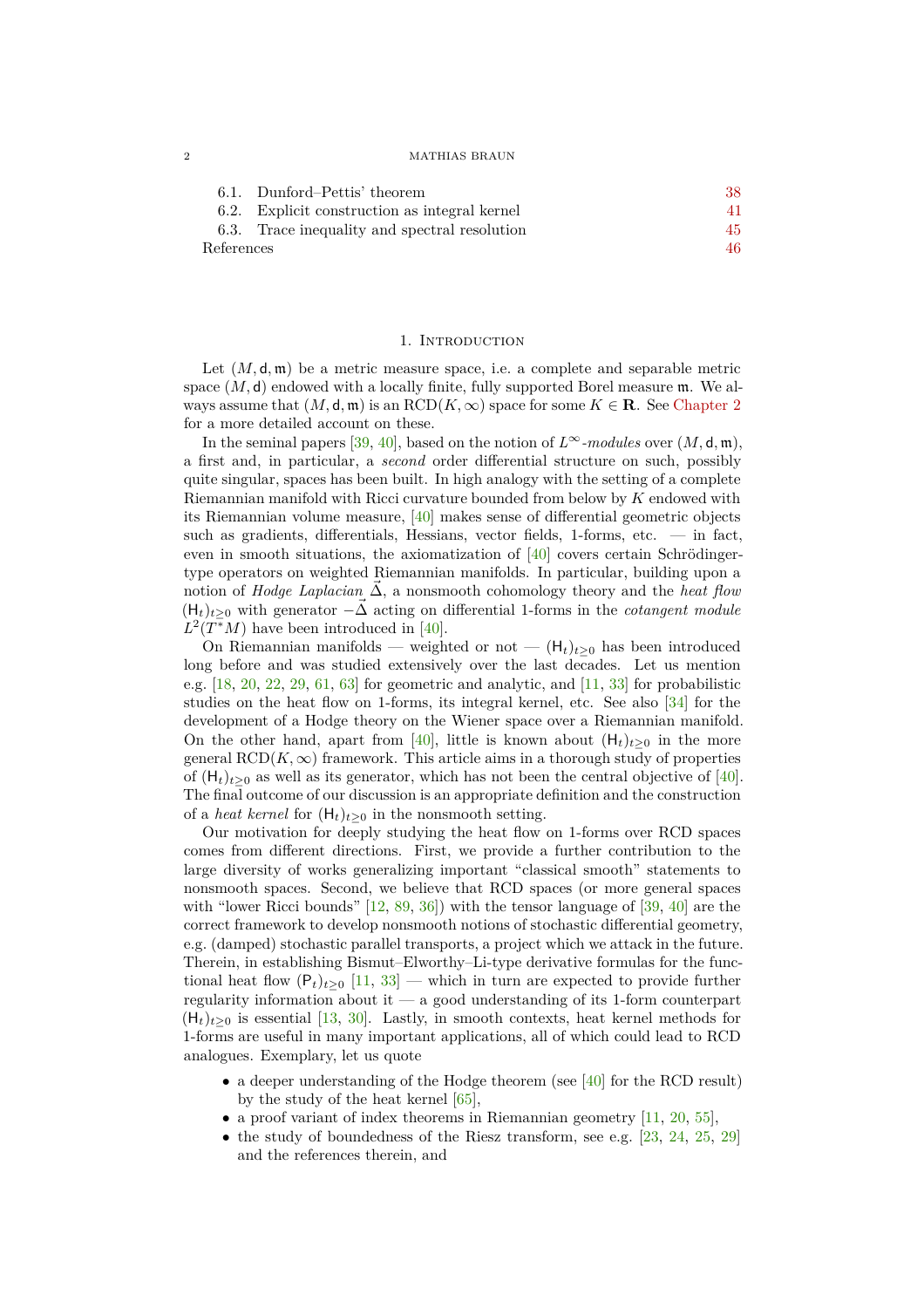6.1. Dunford–Pettis' theorem 38
6.2. Explicit construction as integral kernel 41
6.3. Trace inequality and spectral resolution 45
References 46

## 1. Introduction

Let $(M, \mathsf{d}, \mathfrak{m})$ be a metric measure space, i.e. a complete and separable metric space $(M, \mathsf{d})$ endowed with a locally finite, fully supported Borel measure $\mathfrak{m}$. We always assume that $(M, \mathsf{d}, \mathfrak{m})$ is an $\mathrm{RCD}(K, \infty)$ space for some $K \in \mathbf{R}$. See Chapter 2 for a more detailed account on these.

In the seminal papers [39, 40], based on the notion of $L^\infty$*-modules* over $(M, \mathsf{d}, \mathfrak{m})$, a first and, in particular, a *second* order differential structure on such, possibly quite singular, spaces has been built. In high analogy with the setting of a complete Riemannian manifold with Ricci curvature bounded from below by $K$ endowed with its Riemannian volume measure, [40] makes sense of differential geometric objects such as gradients, differentials, Hessians, vector fields, 1-forms, etc. — in fact, even in smooth situations, the axiomatization of [40] covers certain Schrödinger-type operators on weighted Riemannian manifolds. In particular, building upon a notion of *Hodge Laplacian* $\vec{\Delta}$, a nonsmooth cohomology theory and the *heat flow* $(\mathsf{H}_t)_{t\geq 0}$ with generator $-\vec{\Delta}$ acting on differential 1-forms in the *cotangent module* $L^2(T^*M)$ have been introduced in [40].

On Riemannian manifolds — weighted or not — $(\mathsf{H}_t)_{t\geq 0}$ has been introduced long before and was studied extensively over the last decades. Let us mention e.g. [18, 20, 22, 29, 61, 63] for geometric and analytic, and [11, 33] for probabilistic studies on the heat flow on 1-forms, its integral kernel, etc. See also [34] for the development of a Hodge theory on the Wiener space over a Riemannian manifold. On the other hand, apart from [40], little is known about $(\mathsf{H}_t)_{t\geq 0}$ in the more general $\mathrm{RCD}(K, \infty)$ framework. This article aims in a thorough study of properties of $(\mathsf{H}_t)_{t\geq 0}$ as well as its generator, which has not been the central objective of [40]. The final outcome of our discussion is an appropriate definition and the construction of a *heat kernel* for $(\mathsf{H}_t)_{t\geq 0}$ in the nonsmooth setting.

Our motivation for deeply studying the heat flow on 1-forms over RCD spaces comes from different directions. First, we provide a further contribution to the large diversity of works generalizing important "classical smooth" statements to nonsmooth spaces. Second, we believe that RCD spaces (or more general spaces with "lower Ricci bounds" [12, 89, 36]) with the tensor language of [39, 40] are the correct framework to develop nonsmooth notions of stochastic differential geometry, e.g. (damped) stochastic parallel transports, a project which we attack in the future. Therein, in establishing Bismut–Elworthy–Li-type derivative formulas for the functional heat flow $(\mathsf{P}_t)_{t\geq 0}$ [11, 33] — which in turn are expected to provide further regularity information about it — a good understanding of its 1-form counterpart $(\mathsf{H}_t)_{t\geq 0}$ is essential [13, 30]. Lastly, in smooth contexts, heat kernel methods for 1-forms are useful in many important applications, all of which could lead to RCD analogues. Exemplary, let us quote

- a deeper understanding of the Hodge theorem (see [40] for the RCD result) by the study of the heat kernel [65],
- a proof variant of index theorems in Riemannian geometry [11, 20, 55],
- the study of boundedness of the Riesz transform, see e.g. [23, 24, 25, 29] and the references therein, and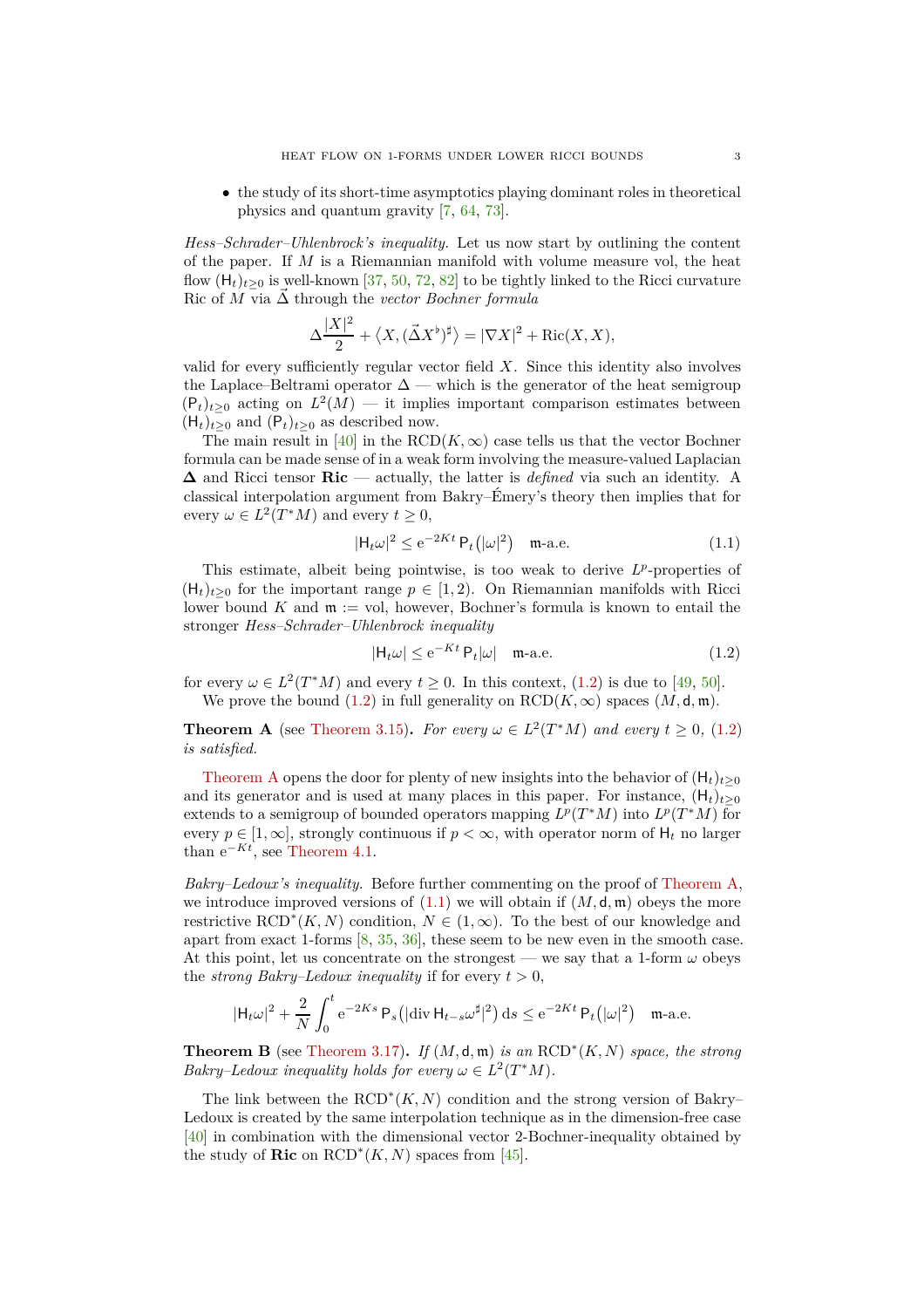- the study of its short-time asymptotics playing dominant roles in theoretical physics and quantum gravity [7, 64, 73].

*Hess–Schrader–Uhlenbrock's inequality.* Let us now start by outlining the content of the paper. If $M$ is a Riemannian manifold with volume measure vol, the heat flow $(\mathsf{H}_t)_{t\geq 0}$ is well-known [37, 50, 72, 82] to be tightly linked to the Ricci curvature Ric of $M$ via $\vec{\Delta}$ through the *vector Bochner formula*

$$\Delta\frac{|X|^2}{2} + \big\langle X, (\vec{\Delta}X^\flat)^\sharp\big\rangle = |\nabla X|^2 + \mathrm{Ric}(X,X),$$

valid for every sufficiently regular vector field $X$. Since this identity also involves the Laplace–Beltrami operator $\Delta$ — which is the generator of the heat semigroup $(\mathsf{P}_t)_{t\geq 0}$ acting on $L^2(M)$ — it implies important comparison estimates between $(\mathsf{H}_t)_{t\geq 0}$ and $(\mathsf{P}_t)_{t\geq 0}$ as described now.

The main result in [40] in the $\mathrm{RCD}(K,\infty)$ case tells us that the vector Bochner formula can be made sense of in a weak form involving the measure-valued Laplacian $\boldsymbol{\Delta}$ and Ricci tensor $\mathbf{Ric}$ — actually, the latter is *defined* via such an identity. A classical interpolation argument from Bakry–Émery's theory then implies that for every $\omega \in L^2(T^*M)$ and every $t\geq 0$,

$$|\mathsf{H}_t\omega|^2 \leq \mathrm{e}^{-2Kt}\,\mathsf{P}_t\big(|\omega|^2\big) \quad \mathfrak{m}\text{-a.e.} \tag{1.1}$$

This estimate, albeit being pointwise, is too weak to derive $L^p$-properties of $(\mathsf{H}_t)_{t\geq 0}$ for the important range $p\in[1,2)$. On Riemannian manifolds with Ricci lower bound $K$ and $\mathfrak{m} := \mathrm{vol}$, however, Bochner's formula is known to entail the stronger *Hess–Schrader–Uhlenbrock inequality*

$$|\mathsf{H}_t\omega| \leq \mathrm{e}^{-Kt}\,\mathsf{P}_t|\omega| \quad \mathfrak{m}\text{-a.e.} \tag{1.2}$$

for every $\omega\in L^2(T^*M)$ and every $t\geq 0$. In this context, (1.2) is due to [49, 50].

We prove the bound (1.2) in full generality on $\mathrm{RCD}(K,\infty)$ spaces $(M,\mathsf{d},\mathfrak{m})$.

**Theorem A** (see Theorem 3.15)**.** *For every $\omega\in L^2(T^*M)$ and every $t\geq 0$, (1.2) is satisfied.*

Theorem A opens the door for plenty of new insights into the behavior of $(\mathsf{H}_t)_{t\geq 0}$ and its generator and is used at many places in this paper. For instance, $(\mathsf{H}_t)_{t\geq 0}$ extends to a semigroup of bounded operators mapping $L^p(T^*M)$ into $L^p(T^*M)$ for every $p\in[1,\infty]$, strongly continuous if $p<\infty$, with operator norm of $\mathsf{H}_t$ no larger than $\mathrm{e}^{-Kt}$, see Theorem 4.1.

*Bakry–Ledoux's inequality.* Before further commenting on the proof of Theorem A, we introduce improved versions of (1.1) we will obtain if $(M,\mathsf{d},\mathfrak{m})$ obeys the more restrictive $\mathrm{RCD}^*(K,N)$ condition, $N\in(1,\infty)$. To the best of our knowledge and apart from exact 1-forms [8, 35, 36], these seem to be new even in the smooth case. At this point, let us concentrate on the strongest — we say that a 1-form $\omega$ obeys the *strong Bakry–Ledoux inequality* if for every $t>0$,

$$|\mathsf{H}_t\omega|^2 + \frac{2}{N}\int_0^t \mathrm{e}^{-2Ks}\,\mathsf{P}_s\big(|\mathrm{div}\,\mathsf{H}_{t-s}\omega^\sharp|^2\big)\,\mathrm{d}s \leq \mathrm{e}^{-2Kt}\,\mathsf{P}_t\big(|\omega|^2\big) \quad \mathfrak{m}\text{-a.e.}$$

**Theorem B** (see Theorem 3.17)**.** *If $(M,\mathsf{d},\mathfrak{m})$ is an $\mathrm{RCD}^*(K,N)$ space, the strong Bakry–Ledoux inequality holds for every $\omega\in L^2(T^*M)$.*

The link between the $\mathrm{RCD}^*(K,N)$ condition and the strong version of Bakry–Ledoux is created by the same interpolation technique as in the dimension-free case [40] in combination with the dimensional vector 2-Bochner-inequality obtained by the study of $\mathbf{Ric}$ on $\mathrm{RCD}^*(K,N)$ spaces from [45].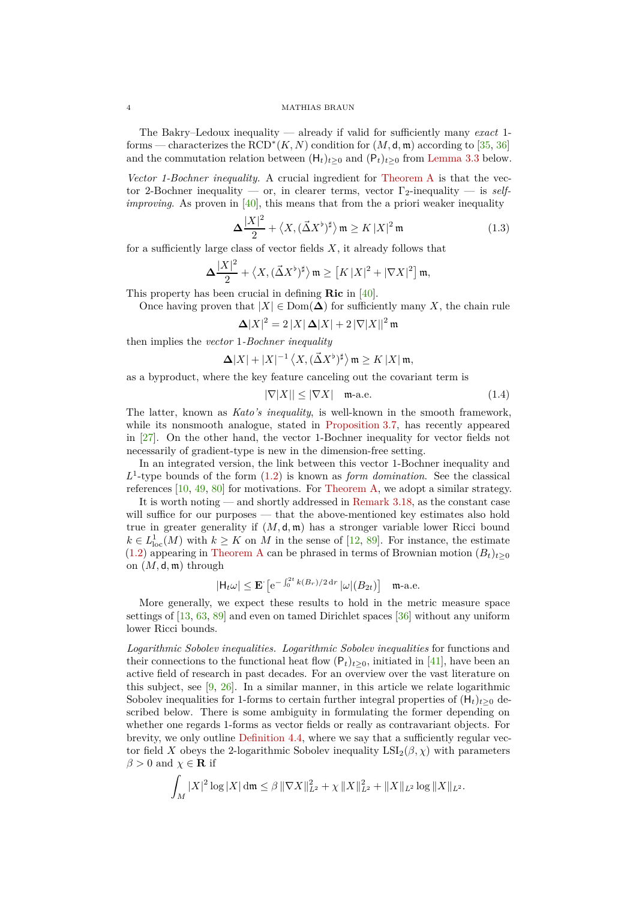The Bakry–Ledoux inequality — already if valid for sufficiently many *exact* 1-forms — characterizes the $\mathrm{RCD}^*(K,N)$ condition for $(M,\mathsf{d},\mathfrak{m})$ according to [35, 36] and the commutation relation between $(\mathsf{H}_t)_{t\geq 0}$ and $(\mathsf{P}_t)_{t\geq 0}$ from Lemma 3.3 below.

*Vector 1-Bochner inequality.* A crucial ingredient for Theorem A is that the vector 2-Bochner inequality — or, in clearer terms, vector $\Gamma_2$-inequality — is *self-improving.* As proven in [40], this means that from the a priori weaker inequality

$$\boldsymbol{\Delta}\frac{|X|^2}{2} + \big\langle X, (\vec{\Delta}X^\flat)^\sharp\big\rangle\,\mathfrak{m} \geq K\,|X|^2\,\mathfrak{m} \tag{1.3}$$

for a sufficiently large class of vector fields $X$, it already follows that

$$\boldsymbol{\Delta}\frac{|X|^2}{2} + \big\langle X, (\vec{\Delta}X^\flat)^\sharp\big\rangle\,\mathfrak{m} \geq \big[K\,|X|^2 + |\nabla X|^2\big]\,\mathfrak{m},$$

This property has been crucial in defining $\mathbf{Ric}$ in [40].

Once having proven that $|X| \in \mathrm{Dom}(\boldsymbol{\Delta})$ for sufficiently many $X$, the chain rule

$$\boldsymbol{\Delta}|X|^2 = 2\,|X|\,\boldsymbol{\Delta}|X| + 2\,|\nabla|X||^2\,\mathfrak{m}$$

then implies the *vector* 1*-Bochner inequality*

$$\boldsymbol{\Delta}|X| + |X|^{-1}\,\big\langle X, (\vec{\Delta}X^\flat)^\sharp\big\rangle\,\mathfrak{m} \geq K\,|X|\,\mathfrak{m},$$

as a byproduct, where the key feature canceling out the covariant term is

$$|\nabla|X|| \leq |\nabla X| \quad \mathfrak{m}\text{-a.e.} \tag{1.4}$$

The latter, known as *Kato's inequality*, is well-known in the smooth framework, while its nonsmooth analogue, stated in Proposition 3.7, has recently appeared in [27]. On the other hand, the vector 1-Bochner inequality for vector fields not necessarily of gradient-type is new in the dimension-free setting.

In an integrated version, the link between this vector 1-Bochner inequality and $L^1$-type bounds of the form (1.2) is known as *form domination.* See the classical references [10, 49, 80] for motivations. For Theorem A, we adopt a similar strategy.

It is worth noting — and shortly addressed in Remark 3.18, as the constant case will suffice for our purposes — that the above-mentioned key estimates also hold true in greater generality if $(M,\mathsf{d},\mathfrak{m})$ has a stronger variable lower Ricci bound $k \in L^1_{\mathrm{loc}}(M)$ with $k \geq K$ on $M$ in the sense of [12, 89]. For instance, the estimate (1.2) appearing in Theorem A can be phrased in terms of Brownian motion $(B_t)_{t\geq 0}$ on $(M,\mathsf{d},\mathfrak{m})$ through

$$|\mathsf{H}_t\omega| \leq \mathbf{E}^{\cdot}\big[\mathrm{e}^{-\int_0^{2t} k(B_r)/2\,\mathrm{d}r}\,|\omega|(B_{2t})\big] \quad \mathfrak{m}\text{-a.e.}$$

More generally, we expect these results to hold in the metric measure space settings of [13, 63, 89] and even on tamed Dirichlet spaces [36] without any uniform lower Ricci bounds.

*Logarithmic Sobolev inequalities. Logarithmic Sobolev inequalities* for functions and their connections to the functional heat flow $(\mathsf{P}_t)_{t\geq 0}$, initiated in [41], have been an active field of research in past decades. For an overview over the vast literature on this subject, see [9, 26]. In a similar manner, in this article we relate logarithmic Sobolev inequalities for 1-forms to certain further integral properties of $(\mathsf{H}_t)_{t\geq 0}$ described below. There is some ambiguity in formulating the former depending on whether one regards 1-forms as vector fields or really as contravariant objects. For brevity, we only outline Definition 4.4, where we say that a sufficiently regular vector field $X$ obeys the 2-logarithmic Sobolev inequality $\mathrm{LSI}_2(\beta,\chi)$ with parameters $\beta > 0$ and $\chi \in \mathbf{R}$ if

$$\int_M |X|^2 \log|X|\,\mathrm{d}\mathfrak{m} \leq \beta\,\|\nabla X\|_{L^2}^2 + \chi\,\|X\|_{L^2}^2 + \|X\|_{L^2}\log\|X\|_{L^2}.$$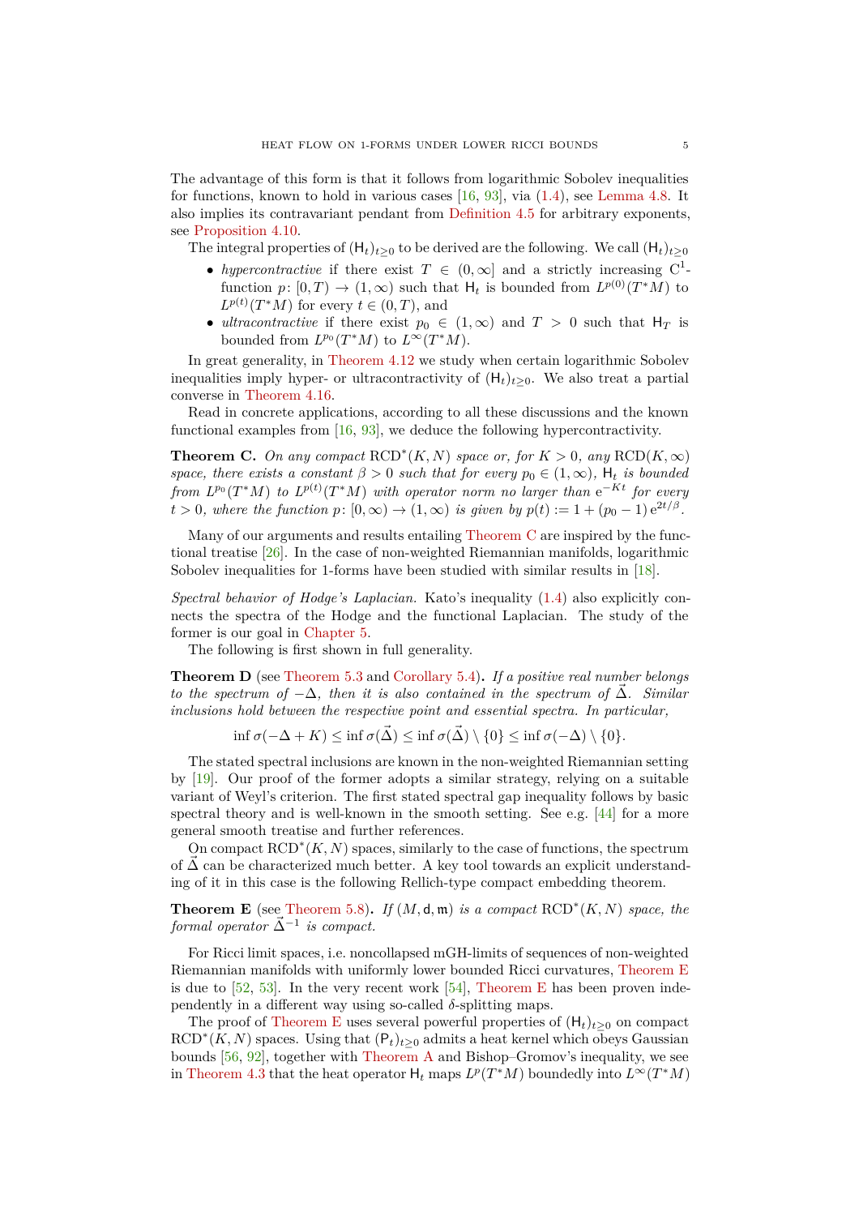The advantage of this form is that it follows from logarithmic Sobolev inequalities for functions, known to hold in various cases [16, 93], via (1.4), see Lemma 4.8. It also implies its contravariant pendant from Definition 4.5 for arbitrary exponents, see Proposition 4.10.

The integral properties of $(\mathsf{H}_t)_{t\geq 0}$ to be derived are the following. We call $(\mathsf{H}_t)_{t\geq 0}$

- *hypercontractive* if there exist $T \in (0,\infty]$ and a strictly increasing $\mathrm{C}^1$-function $p\colon [0,T) \to (1,\infty)$ such that $\mathsf{H}_t$ is bounded from $L^{p(0)}(T^*M)$ to $L^{p(t)}(T^*M)$ for every $t \in (0,T)$, and
- *ultracontractive* if there exist $p_0 \in (1,\infty)$ and $T > 0$ such that $\mathsf{H}_T$ is bounded from $L^{p_0}(T^*M)$ to $L^\infty(T^*M)$.

In great generality, in Theorem 4.12 we study when certain logarithmic Sobolev inequalities imply hyper- or ultracontractivity of $(\mathsf{H}_t)_{t\geq 0}$. We also treat a partial converse in Theorem 4.16.

Read in concrete applications, according to all these discussions and the known functional examples from [16, 93], we deduce the following hypercontractivity.

**Theorem C.** *On any compact* $\mathrm{RCD}^*(K,N)$ *space or, for* $K > 0$, *any* $\mathrm{RCD}(K,\infty)$ *space, there exists a constant* $\beta > 0$ *such that for every* $p_0 \in (1,\infty)$, $\mathsf{H}_t$ *is bounded from* $L^{p_0}(T^*M)$ *to* $L^{p(t)}(T^*M)$ *with operator norm no larger than* $\mathrm{e}^{-Kt}$ *for every* $t > 0$, *where the function* $p\colon [0,\infty) \to (1,\infty)$ *is given by* $p(t) := 1 + (p_0 - 1)\,\mathrm{e}^{2t/\beta}$.

Many of our arguments and results entailing Theorem C are inspired by the functional treatise [26]. In the case of non-weighted Riemannian manifolds, logarithmic Sobolev inequalities for 1-forms have been studied with similar results in [18].

*Spectral behavior of Hodge's Laplacian.* Kato's inequality (1.4) also explicitly connects the spectra of the Hodge and the functional Laplacian. The study of the former is our goal in Chapter 5.

The following is first shown in full generality.

**Theorem D** (see Theorem 5.3 and Corollary 5.4)**.** *If a positive real number belongs to the spectrum of* $-\Delta$, *then it is also contained in the spectrum of* $\vec{\Delta}$. *Similar inclusions hold between the respective point and essential spectra. In particular,*

$$\inf \sigma(-\Delta + K) \leq \inf \sigma(\vec{\Delta}) \leq \inf \sigma(\vec{\Delta}) \setminus \{0\} \leq \inf \sigma(-\Delta) \setminus \{0\}.$$

The stated spectral inclusions are known in the non-weighted Riemannian setting by [19]. Our proof of the former adopts a similar strategy, relying on a suitable variant of Weyl's criterion. The first stated spectral gap inequality follows by basic spectral theory and is well-known in the smooth setting. See e.g. [44] for a more general smooth treatise and further references.

On compact $\mathrm{RCD}^*(K,N)$ spaces, similarly to the case of functions, the spectrum of $\vec{\Delta}$ can be characterized much better. A key tool towards an explicit understanding of it in this case is the following Rellich-type compact embedding theorem.

**Theorem E** (see Theorem 5.8)**.** *If* $(M,\mathsf{d},\mathfrak{m})$ *is a compact* $\mathrm{RCD}^*(K,N)$ *space, the formal operator* $\vec{\Delta}^{-1}$ *is compact.*

For Ricci limit spaces, i.e. noncollapsed mGH-limits of sequences of non-weighted Riemannian manifolds with uniformly lower bounded Ricci curvatures, Theorem E is due to [52, 53]. In the very recent work [54], Theorem E has been proven independently in a different way using so-called $\delta$-splitting maps.

The proof of Theorem E uses several powerful properties of $(\mathsf{H}_t)_{t\geq 0}$ on compact $\mathrm{RCD}^*(K,N)$ spaces. Using that $(\mathsf{P}_t)_{t\geq 0}$ admits a heat kernel which obeys Gaussian bounds [56, 92], together with Theorem A and Bishop–Gromov's inequality, we see in Theorem 4.3 that the heat operator $\mathsf{H}_t$ maps $L^p(T^*M)$ boundedly into $L^\infty(T^*M)$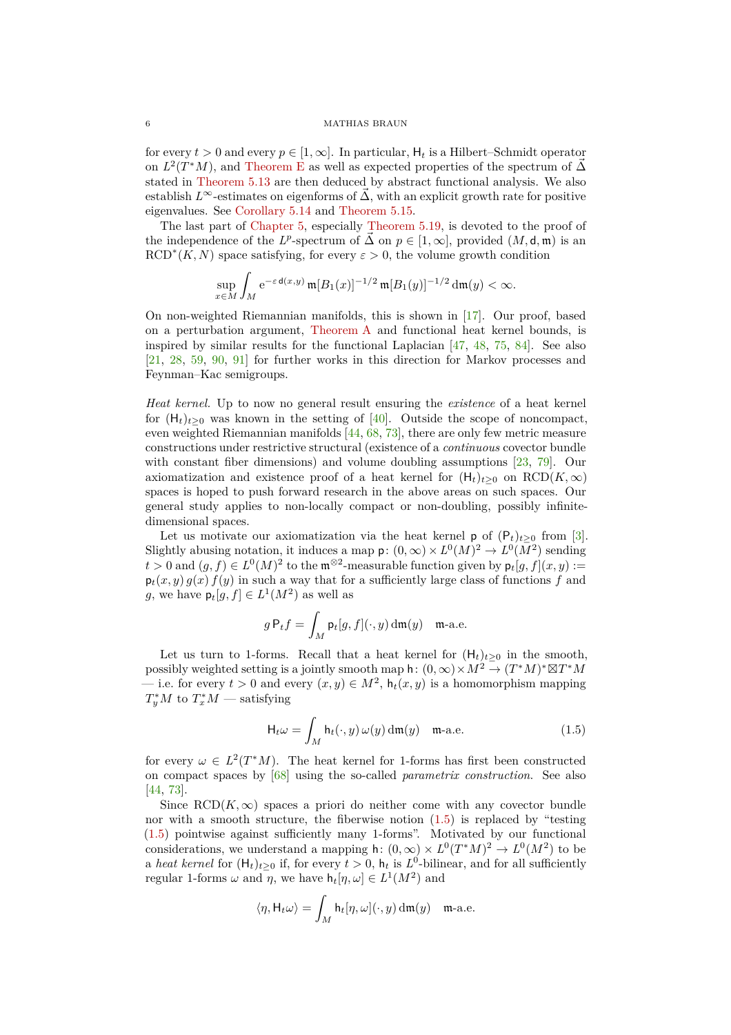for every $t > 0$ and every $p \in [1, \infty]$. In particular, $\mathsf{H}_t$ is a Hilbert–Schmidt operator on $L^2(T^*M)$, and Theorem E as well as expected properties of the spectrum of $\vec{\Delta}$ stated in Theorem 5.13 are then deduced by abstract functional analysis. We also establish $L^\infty$-estimates on eigenforms of $\vec{\Delta}$, with an explicit growth rate for positive eigenvalues. See Corollary 5.14 and Theorem 5.15.

The last part of Chapter 5, especially Theorem 5.19, is devoted to the proof of the independence of the $L^p$-spectrum of $\vec{\Delta}$ on $p \in [1, \infty]$, provided $(M, \mathsf{d}, \mathfrak{m})$ is an $\mathrm{RCD}^*(K, N)$ space satisfying, for every $\varepsilon > 0$, the volume growth condition

$$\sup_{x \in M} \int_M \mathrm{e}^{-\varepsilon\, \mathsf{d}(x,y)}\, \mathfrak{m}[B_1(x)]^{-1/2}\, \mathfrak{m}[B_1(y)]^{-1/2}\, \mathrm{d}\mathfrak{m}(y) < \infty.$$

On non-weighted Riemannian manifolds, this is shown in [17]. Our proof, based on a perturbation argument, Theorem A and functional heat kernel bounds, is inspired by similar results for the functional Laplacian [47, 48, 75, 84]. See also [21, 28, 59, 90, 91] for further works in this direction for Markov processes and Feynman–Kac semigroups.

*Heat kernel.* Up to now no general result ensuring the *existence* of a heat kernel for $(\mathsf{H}_t)_{t \geq 0}$ was known in the setting of [40]. Outside the scope of noncompact, even weighted Riemannian manifolds [44, 68, 73], there are only few metric measure constructions under restrictive structural (existence of a *continuous* covector bundle with constant fiber dimensions) and volume doubling assumptions [23, 79]. Our axiomatization and existence proof of a heat kernel for $(\mathsf{H}_t)_{t \geq 0}$ on $\mathrm{RCD}(K, \infty)$ spaces is hoped to push forward research in the above areas on such spaces. Our general study applies to non-locally compact or non-doubling, possibly infinite-dimensional spaces.

Let us motivate our axiomatization via the heat kernel $\mathsf{p}$ of $(\mathsf{P}_t)_{t \geq 0}$ from [3]. Slightly abusing notation, it induces a map $\mathsf{p}\colon (0, \infty) \times L^0(M)^2 \to L^0(M^2)$ sending $t > 0$ and $(g, f) \in L^0(M)^2$ to the $\mathfrak{m}^{\otimes 2}$-measurable function given by $\mathsf{p}_t[g, f](x, y) := \mathsf{p}_t(x, y)\, g(x)\, f(y)$ in such a way that for a sufficiently large class of functions $f$ and $g$, we have $\mathsf{p}_t[g, f] \in L^1(M^2)$ as well as

$$g\, \mathsf{P}_t f = \int_M \mathsf{p}_t[g, f](\cdot, y)\, \mathrm{d}\mathfrak{m}(y) \quad \mathfrak{m}\text{-a.e.}$$

Let us turn to 1-forms. Recall that a heat kernel for $(\mathsf{H}_t)_{t \geq 0}$ in the smooth, possibly weighted setting is a jointly smooth map $\mathsf{h}\colon (0, \infty) \times M^2 \to (T^*M)^* \boxtimes T^*M$ — i.e. for every $t > 0$ and every $(x, y) \in M^2$, $\mathsf{h}_t(x, y)$ is a homomorphism mapping $T_y^*M$ to $T_x^*M$ — satisfying

$$\mathsf{H}_t \omega = \int_M \mathsf{h}_t(\cdot, y)\, \omega(y)\, \mathrm{d}\mathfrak{m}(y) \quad \mathfrak{m}\text{-a.e.} \tag{1.5}$$

for every $\omega \in L^2(T^*M)$. The heat kernel for 1-forms has first been constructed on compact spaces by [68] using the so-called *parametrix construction*. See also [44, 73].

Since $\mathrm{RCD}(K, \infty)$ spaces a priori do neither come with any covector bundle nor with a smooth structure, the fiberwise notion (1.5) is replaced by "testing (1.5) pointwise against sufficiently many 1-forms". Motivated by our functional considerations, we understand a mapping $\mathsf{h}\colon (0, \infty) \times L^0(T^*M)^2 \to L^0(M^2)$ to be a *heat kernel* for $(\mathsf{H}_t)_{t \geq 0}$ if, for every $t > 0$, $\mathsf{h}_t$ is $L^0$-bilinear, and for all sufficiently regular 1-forms $\omega$ and $\eta$, we have $\mathsf{h}_t[\eta, \omega] \in L^1(M^2)$ and

$$\langle \eta, \mathsf{H}_t \omega \rangle = \int_M \mathsf{h}_t[\eta, \omega](\cdot, y)\, \mathrm{d}\mathfrak{m}(y) \quad \mathfrak{m}\text{-a.e.}$$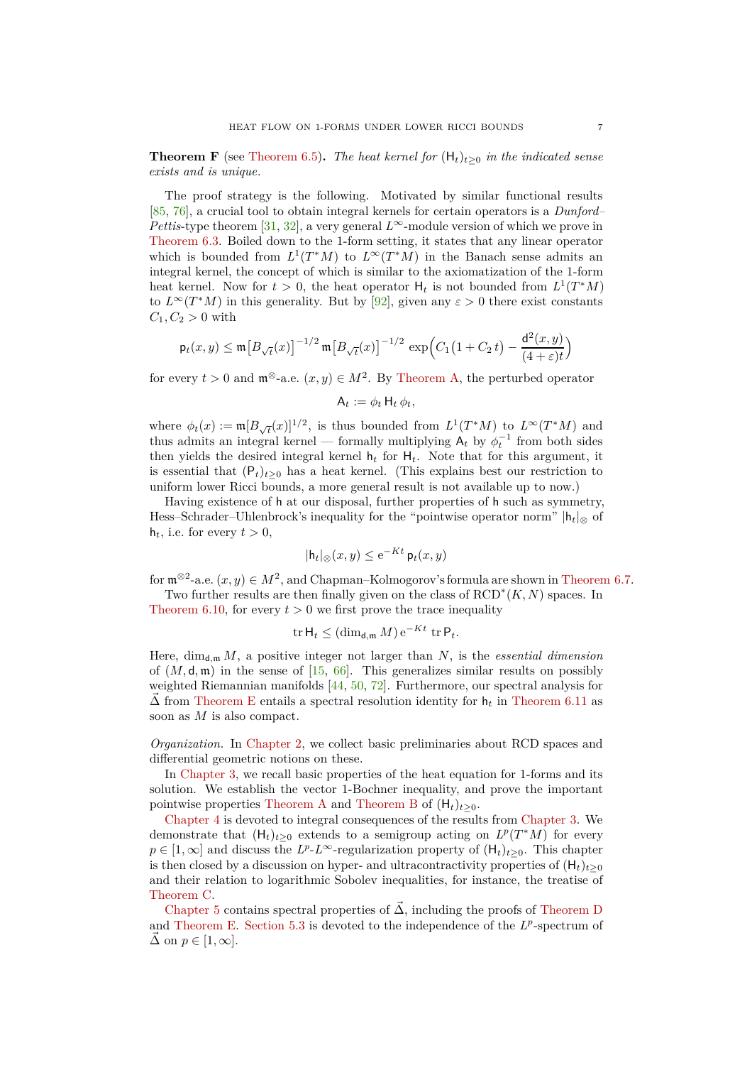**Theorem F** (see Theorem 6.5)**.** *The heat kernel for $(\mathsf{H}_t)_{t\geq 0}$ in the indicated sense exists and is unique.*

The proof strategy is the following. Motivated by similar functional results [85, 76], a crucial tool to obtain integral kernels for certain operators is a *Dunford–Pettis*-type theorem [31, 32], a very general $L^\infty$-module version of which we prove in Theorem 6.3. Boiled down to the 1-form setting, it states that any linear operator which is bounded from $L^1(T^*M)$ to $L^\infty(T^*M)$ in the Banach sense admits an integral kernel, the concept of which is similar to the axiomatization of the 1-form heat kernel. Now for $t > 0$, the heat operator $\mathsf{H}_t$ is not bounded from $L^1(T^*M)$ to $L^\infty(T^*M)$ in this generality. But by [92], given any $\varepsilon > 0$ there exist constants $C_1, C_2 > 0$ with

$$\mathsf{p}_t(x,y) \leq \mathfrak{m}\big[B_{\sqrt{t}}(x)\big]^{-1/2}\,\mathfrak{m}\big[B_{\sqrt{t}}(x)\big]^{-1/2}\,\exp\!\Big(C_1\big(1+C_2\,t\big) - \frac{\mathsf{d}^2(x,y)}{(4+\varepsilon)t}\Big)$$

for every $t > 0$ and $\mathfrak{m}^{\otimes}$-a.e. $(x,y) \in M^2$. By Theorem A, the perturbed operator

$$\mathsf{A}_t := \phi_t\,\mathsf{H}_t\,\phi_t,$$

where $\phi_t(x) := \mathfrak{m}[B_{\sqrt{t}}(x)]^{1/2}$, is thus bounded from $L^1(T^*M)$ to $L^\infty(T^*M)$ and thus admits an integral kernel — formally multiplying $\mathsf{A}_t$ by $\phi_t^{-1}$ from both sides then yields the desired integral kernel $\mathsf{h}_t$ for $\mathsf{H}_t$. Note that for this argument, it is essential that $(\mathsf{P}_t)_{t\geq 0}$ has a heat kernel. (This explains best our restriction to uniform lower Ricci bounds, a more general result is not available up to now.)

Having existence of $\mathsf{h}$ at our disposal, further properties of $\mathsf{h}$ such as symmetry, Hess–Schrader–Uhlenbrock's inequality for the "pointwise operator norm" $|\mathsf{h}_t|_\otimes$ of $\mathsf{h}_t$, i.e. for every $t > 0$,

$$|\mathsf{h}_t|_\otimes(x,y) \leq \mathrm{e}^{-Kt}\,\mathsf{p}_t(x,y)$$

for $\mathfrak{m}^{\otimes 2}$-a.e. $(x,y) \in M^2$, and Chapman–Kolmogorov's formula are shown in Theorem 6.7.

Two further results are then finally given on the class of $\mathrm{RCD}^*(K,N)$ spaces. In Theorem 6.10, for every $t > 0$ we first prove the trace inequality

$$\operatorname{tr}\mathsf{H}_t \leq (\dim_{\mathsf{d},\mathfrak{m}} M)\,\mathrm{e}^{-Kt}\,\operatorname{tr}\mathsf{P}_t.$$

Here, $\dim_{\mathsf{d},\mathfrak{m}} M$, a positive integer not larger than $N$, is the *essential dimension* of $(M,\mathsf{d},\mathfrak{m})$ in the sense of [15, 66]. This generalizes similar results on possibly weighted Riemannian manifolds [44, 50, 72]. Furthermore, our spectral analysis for $\vec{\Delta}$ from Theorem E entails a spectral resolution identity for $\mathsf{h}_t$ in Theorem 6.11 as soon as $M$ is also compact.

*Organization.* In Chapter 2, we collect basic preliminaries about RCD spaces and differential geometric notions on these.

In Chapter 3, we recall basic properties of the heat equation for 1-forms and its solution. We establish the vector 1-Bochner inequality, and prove the important pointwise properties Theorem A and Theorem B of $(\mathsf{H}_t)_{t\geq 0}$.

Chapter 4 is devoted to integral consequences of the results from Chapter 3. We demonstrate that $(\mathsf{H}_t)_{t\geq 0}$ extends to a semigroup acting on $L^p(T^*M)$ for every $p \in [1,\infty]$ and discuss the $L^p$-$L^\infty$-regularization property of $(\mathsf{H}_t)_{t\geq 0}$. This chapter is then closed by a discussion on hyper- and ultracontractivity properties of $(\mathsf{H}_t)_{t\geq 0}$ and their relation to logarithmic Sobolev inequalities, for instance, the treatise of Theorem C.

Chapter 5 contains spectral properties of $\vec{\Delta}$, including the proofs of Theorem D and Theorem E. Section 5.3 is devoted to the independence of the $L^p$-spectrum of $\vec{\Delta}$ on $p \in [1,\infty]$.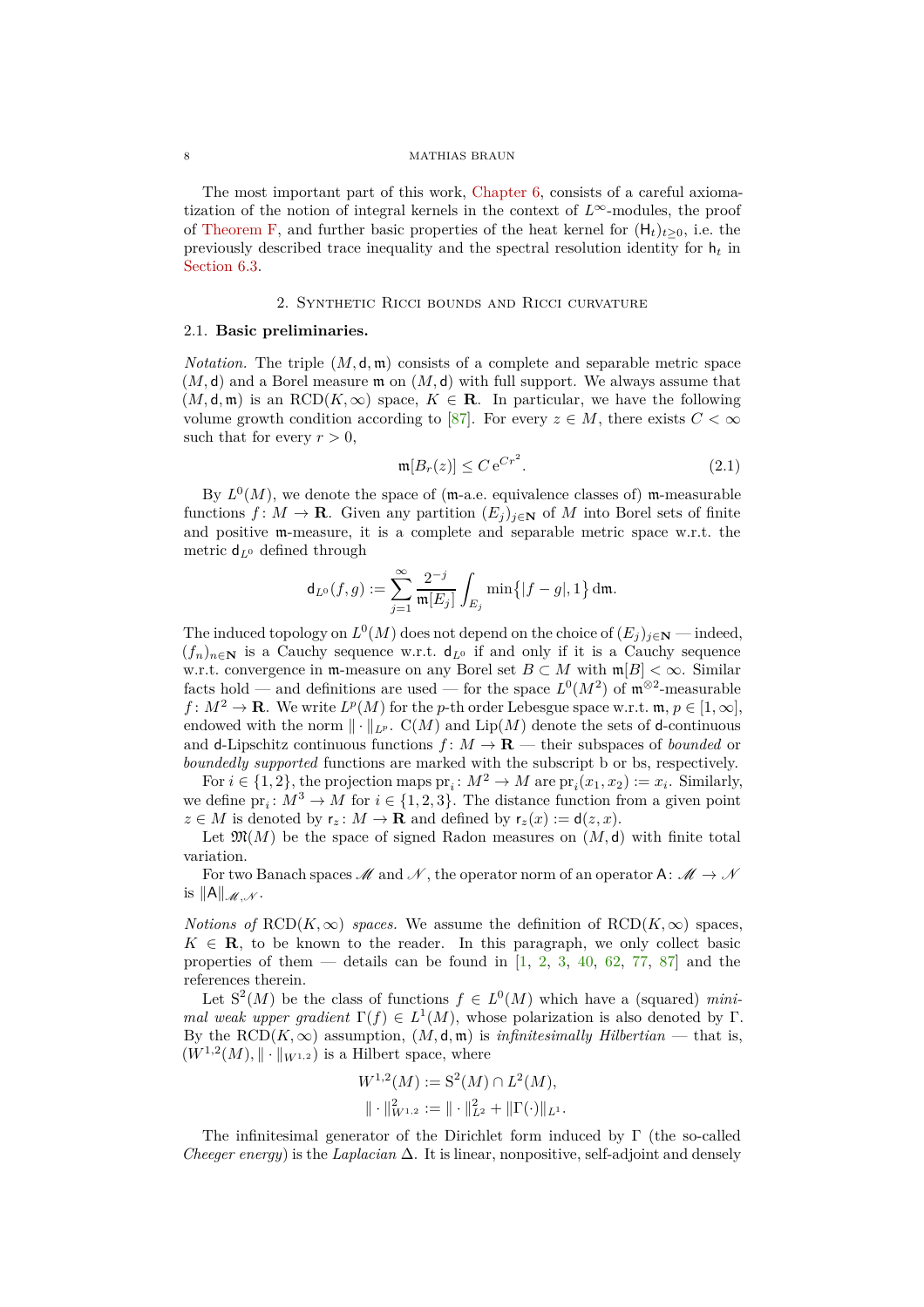The most important part of this work, Chapter 6, consists of a careful axiomatization of the notion of integral kernels in the context of $L^\infty$-modules, the proof of Theorem F, and further basic properties of the heat kernel for $(\mathsf{H}_t)_{t\geq 0}$, i.e. the previously described trace inequality and the spectral resolution identity for $\mathsf{h}_t$ in Section 6.3.

## 2. Synthetic Ricci bounds and Ricci curvature

### 2.1. Basic preliminaries.

*Notation.* The triple $(M, \mathsf{d}, \mathfrak{m})$ consists of a complete and separable metric space $(M, \mathsf{d})$ and a Borel measure $\mathfrak{m}$ on $(M, \mathsf{d})$ with full support. We always assume that $(M, \mathsf{d}, \mathfrak{m})$ is an $\mathrm{RCD}(K, \infty)$ space, $K \in \mathbf{R}$. In particular, we have the following volume growth condition according to [87]. For every $z \in M$, there exists $C < \infty$ such that for every $r > 0$,

$$\mathfrak{m}[B_r(z)] \leq C\,\mathrm{e}^{Cr^2}. \tag{2.1}$$

By $L^0(M)$, we denote the space of ($\mathfrak{m}$-a.e. equivalence classes of) $\mathfrak{m}$-measurable functions $f\colon M \to \mathbf{R}$. Given any partition $(E_j)_{j\in\mathbf{N}}$ of $M$ into Borel sets of finite and positive $\mathfrak{m}$-measure, it is a complete and separable metric space w.r.t. the metric $\mathsf{d}_{L^0}$ defined through

$$\mathsf{d}_{L^0}(f,g) := \sum_{j=1}^\infty \frac{2^{-j}}{\mathfrak{m}[E_j]} \int_{E_j} \min\bigl\{|f-g|, 1\bigr\}\,\mathrm{d}\mathfrak{m}.$$

The induced topology on $L^0(M)$ does not depend on the choice of $(E_j)_{j\in\mathbf{N}}$ — indeed, $(f_n)_{n\in\mathbf{N}}$ is a Cauchy sequence w.r.t. $\mathsf{d}_{L^0}$ if and only if it is a Cauchy sequence w.r.t. convergence in $\mathfrak{m}$-measure on any Borel set $B \subset M$ with $\mathfrak{m}[B] < \infty$. Similar facts hold — and definitions are used — for the space $L^0(M^2)$ of $\mathfrak{m}^{\otimes 2}$-measurable $f\colon M^2 \to \mathbf{R}$. We write $L^p(M)$ for the $p$-th order Lebesgue space w.r.t. $\mathfrak{m}$, $p \in [1, \infty]$, endowed with the norm $\|\cdot\|_{L^p}$. $\mathrm{C}(M)$ and $\mathrm{Lip}(M)$ denote the sets of $\mathsf{d}$-continuous and $\mathsf{d}$-Lipschitz continuous functions $f\colon M \to \mathbf{R}$ — their subspaces of *bounded* or *boundedly supported* functions are marked with the subscript b or bs, respectively.

For $i \in \{1, 2\}$, the projection maps $\mathrm{pr}_i\colon M^2 \to M$ are $\mathrm{pr}_i(x_1, x_2) := x_i$. Similarly, we define $\mathrm{pr}_i\colon M^3 \to M$ for $i \in \{1,2,3\}$. The distance function from a given point $z \in M$ is denoted by $\mathsf{r}_z\colon M \to \mathbf{R}$ and defined by $\mathsf{r}_z(x) := \mathsf{d}(z, x)$.

Let $\mathfrak{M}(M)$ be the space of signed Radon measures on $(M, \mathsf{d})$ with finite total variation.

For two Banach spaces $\mathscr{M}$ and $\mathscr{N}$, the operator norm of an operator $\mathsf{A}\colon \mathscr{M} \to \mathscr{N}$ is $\|\mathsf{A}\|_{\mathscr{M},\mathscr{N}}$.

*Notions of* $\mathrm{RCD}(K,\infty)$ *spaces.* We assume the definition of $\mathrm{RCD}(K, \infty)$ spaces, $K \in \mathbf{R}$, to be known to the reader. In this paragraph, we only collect basic properties of them — details can be found in [1, 2, 3, 40, 62, 77, 87] and the references therein.

Let $\mathrm{S}^2(M)$ be the class of functions $f \in L^0(M)$ which have a (squared) *minimal weak upper gradient* $\Gamma(f) \in L^1(M)$, whose polarization is also denoted by $\Gamma$. By the $\mathrm{RCD}(K, \infty)$ assumption, $(M, \mathsf{d}, \mathfrak{m})$ is *infinitesimally Hilbertian* — that is, $(W^{1,2}(M), \|\cdot\|_{W^{1,2}})$ is a Hilbert space, where

$$\begin{aligned} W^{1,2}(M) &:= \mathrm{S}^2(M) \cap L^2(M),\\ \|\cdot\|_{W^{1,2}}^2 &:= \|\cdot\|_{L^2}^2 + \|\Gamma(\cdot)\|_{L^1}. \end{aligned}$$

The infinitesimal generator of the Dirichlet form induced by $\Gamma$ (the so-called *Cheeger energy*) is the *Laplacian* $\Delta$. It is linear, nonpositive, self-adjoint and densely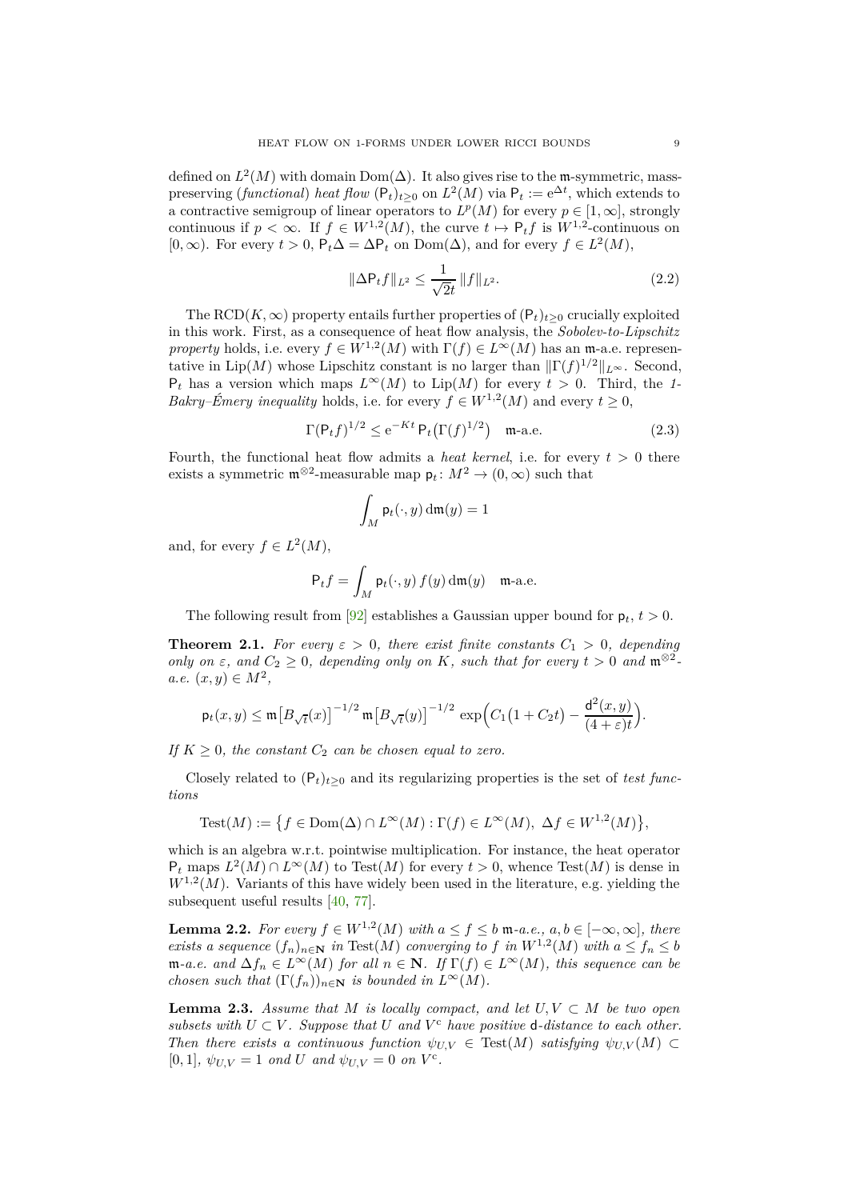defined on $L^2(M)$ with domain $\mathrm{Dom}(\Delta)$. It also gives rise to the $\mathfrak{m}$-symmetric, mass-preserving (*functional*) *heat flow* $(\mathsf{P}_t)_{t\geq 0}$ on $L^2(M)$ via $\mathsf{P}_t := \mathrm{e}^{\Delta t}$, which extends to a contractive semigroup of linear operators to $L^p(M)$ for every $p \in [1,\infty]$, strongly continuous if $p < \infty$. If $f \in W^{1,2}(M)$, the curve $t \mapsto \mathsf{P}_t f$ is $W^{1,2}$-continuous on $[0,\infty)$. For every $t > 0$, $\mathsf{P}_t\Delta = \Delta\mathsf{P}_t$ on $\mathrm{Dom}(\Delta)$, and for every $f \in L^2(M)$,

$$\|\Delta \mathsf{P}_t f\|_{L^2} \leq \frac{1}{\sqrt{2}t}\,\|f\|_{L^2}. \tag{2.2}$$

The $\mathrm{RCD}(K,\infty)$ property entails further properties of $(\mathsf{P}_t)_{t\geq 0}$ crucially exploited in this work. First, as a consequence of heat flow analysis, the *Sobolev-to-Lipschitz property* holds, i.e. every $f \in W^{1,2}(M)$ with $\Gamma(f) \in L^\infty(M)$ has an $\mathfrak{m}$-a.e. representative in $\mathrm{Lip}(M)$ whose Lipschitz constant is no larger than $\|\Gamma(f)^{1/2}\|_{L^\infty}$. Second, $\mathsf{P}_t$ has a version which maps $L^\infty(M)$ to $\mathrm{Lip}(M)$ for every $t > 0$. Third, the *1-Bakry–Émery inequality* holds, i.e. for every $f \in W^{1,2}(M)$ and every $t \geq 0$,

$$\Gamma(\mathsf{P}_t f)^{1/2} \leq \mathrm{e}^{-Kt}\,\mathsf{P}_t\big(\Gamma(f)^{1/2}\big) \quad \mathfrak{m}\text{-a.e.} \tag{2.3}$$

Fourth, the functional heat flow admits a *heat kernel*, i.e. for every $t > 0$ there exists a symmetric $\mathfrak{m}^{\otimes 2}$-measurable map $\mathsf{p}_t \colon M^2 \to (0,\infty)$ such that

$$\int_M \mathsf{p}_t(\cdot,y)\,\mathrm{d}\mathfrak{m}(y) = 1$$

and, for every $f \in L^2(M)$,

$$\mathsf{P}_t f = \int_M \mathsf{p}_t(\cdot,y)\,f(y)\,\mathrm{d}\mathfrak{m}(y) \quad \mathfrak{m}\text{-a.e.}$$

The following result from [92] establishes a Gaussian upper bound for $\mathsf{p}_t$, $t > 0$.

**Theorem 2.1.** *For every $\varepsilon > 0$, there exist finite constants $C_1 > 0$, depending only on $\varepsilon$, and $C_2 \geq 0$, depending only on $K$, such that for every $t > 0$ and $\mathfrak{m}^{\otimes 2}$-a.e. $(x,y) \in M^2$,*

$$\mathsf{p}_t(x,y) \leq \mathfrak{m}\big[B_{\sqrt{t}}(x)\big]^{-1/2}\,\mathfrak{m}\big[B_{\sqrt{t}}(y)\big]^{-1/2}\,\exp\Big(C_1\big(1 + C_2 t\big) - \frac{\mathsf{d}^2(x,y)}{(4+\varepsilon)t}\Big).$$

*If $K \geq 0$, the constant $C_2$ can be chosen equal to zero.*

Closely related to $(\mathsf{P}_t)_{t\geq 0}$ and its regularizing properties is the set of *test functions*

$$\mathrm{Test}(M) := \big\{f \in \mathrm{Dom}(\Delta) \cap L^\infty(M) : \Gamma(f) \in L^\infty(M),\ \Delta f \in W^{1,2}(M)\big\},$$

which is an algebra w.r.t. pointwise multiplication. For instance, the heat operator $\mathsf{P}_t$ maps $L^2(M) \cap L^\infty(M)$ to $\mathrm{Test}(M)$ for every $t > 0$, whence $\mathrm{Test}(M)$ is dense in $W^{1,2}(M)$. Variants of this have widely been used in the literature, e.g. yielding the subsequent useful results [40, 77].

**Lemma 2.2.** *For every $f \in W^{1,2}(M)$ with $a \leq f \leq b$ $\mathfrak{m}$-a.e., $a,b \in [-\infty,\infty]$, there exists a sequence $(f_n)_{n\in\mathbf{N}}$ in $\mathrm{Test}(M)$ converging to $f$ in $W^{1,2}(M)$ with $a \leq f_n \leq b$ $\mathfrak{m}$-a.e. and $\Delta f_n \in L^\infty(M)$ for all $n \in \mathbf{N}$. If $\Gamma(f) \in L^\infty(M)$, this sequence can be chosen such that $(\Gamma(f_n))_{n\in\mathbf{N}}$ is bounded in $L^\infty(M)$.*

**Lemma 2.3.** *Assume that $M$ is locally compact, and let $U, V \subset M$ be two open subsets with $U \subset V$. Suppose that $U$ and $V^{\mathrm{c}}$ have positive $\mathsf{d}$-distance to each other. Then there exists a continuous function $\psi_{U,V} \in \mathrm{Test}(M)$ satisfying $\psi_{U,V}(M) \subset [0,1]$, $\psi_{U,V} = 1$ ond $U$ and $\psi_{U,V} = 0$ on $V^{\mathrm{c}}$.*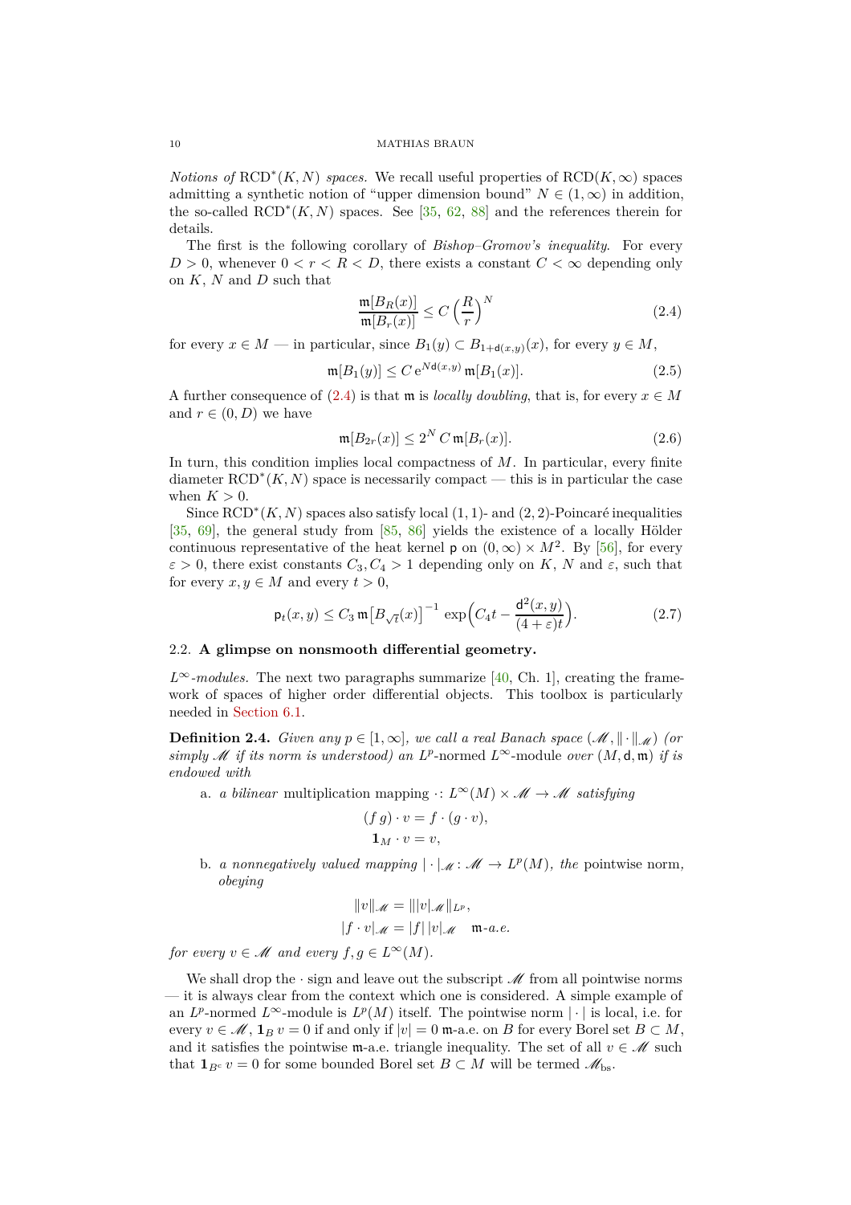*Notions of* $\mathrm{RCD}^*(K,N)$ *spaces.* We recall useful properties of $\mathrm{RCD}(K,\infty)$ spaces admitting a synthetic notion of "upper dimension bound" $N\in(1,\infty)$ in addition, the so-called $\mathrm{RCD}^*(K,N)$ spaces. See [35, 62, 88] and the references therein for details.

The first is the following corollary of *Bishop–Gromov's inequality.* For every $D>0$, whenever $0<r<R<D$, there exists a constant $C<\infty$ depending only on $K$, $N$ and $D$ such that

$$\frac{\mathfrak{m}[B_R(x)]}{\mathfrak{m}[B_r(x)]}\leq C\left(\frac{R}{r}\right)^N \tag{2.4}$$

for every $x\in M$ — in particular, since $B_1(y)\subset B_{1+\mathsf{d}(x,y)}(x)$, for every $y\in M$,

$$\mathfrak{m}[B_1(y)]\leq C\,\mathrm{e}^{N\mathsf{d}(x,y)}\,\mathfrak{m}[B_1(x)]. \tag{2.5}$$

A further consequence of (2.4) is that $\mathfrak{m}$ is *locally doubling*, that is, for every $x\in M$ and $r\in(0,D)$ we have

$$\mathfrak{m}[B_{2r}(x)]\leq 2^N\,C\,\mathfrak{m}[B_r(x)]. \tag{2.6}$$

In turn, this condition implies local compactness of $M$. In particular, every finite diameter $\mathrm{RCD}^*(K,N)$ space is necessarily compact — this is in particular the case when $K>0$.

Since $\mathrm{RCD}^*(K,N)$ spaces also satisfy local $(1,1)$- and $(2,2)$-Poincaré inequalities [35, 69], the general study from [85, 86] yields the existence of a locally Hölder continuous representative of the heat kernel $\mathsf{p}$ on $(0,\infty)\times M^2$. By [56], for every $\varepsilon>0$, there exist constants $C_3,C_4>1$ depending only on $K$, $N$ and $\varepsilon$, such that for every $x,y\in M$ and every $t>0$,

$$\mathsf{p}_t(x,y)\leq C_3\,\mathfrak{m}\big[B_{\sqrt{t}}(x)\big]^{-1}\exp\Big(C_4t-\frac{\mathsf{d}^2(x,y)}{(4+\varepsilon)t}\Big). \tag{2.7}$$

### 2.2. **A glimpse on nonsmooth differential geometry.**

*$L^\infty$-modules.* The next two paragraphs summarize [40, Ch. 1], creating the framework of spaces of higher order differential objects. This toolbox is particularly needed in Section 6.1.

**Definition 2.4.** *Given any $p\in[1,\infty]$, we call a real Banach space $(\mathscr{M},\|\cdot\|_{\mathscr{M}})$ (or simply $\mathscr{M}$ if its norm is understood) an* $L^p$-normed $L^\infty$-module *over $(M,\mathsf{d},\mathfrak{m})$ if is endowed with*

a. *a bilinear* multiplication mapping $\cdot\colon L^\infty(M)\times\mathscr{M}\to\mathscr{M}$ *satisfying*
$$\begin{aligned}(f\,g)\cdot v&=f\cdot(g\cdot v),\\ \mathbf{1}_M\cdot v&=v,\end{aligned}$$
b. *a nonnegatively valued mapping $|\cdot|_{\mathscr{M}}\colon\mathscr{M}\to L^p(M)$, the* pointwise norm, *obeying*
$$\begin{aligned}\|v\|_{\mathscr{M}}&=\||v|_{\mathscr{M}}\|_{L^p},\\ |f\cdot v|_{\mathscr{M}}&=|f|\,|v|_{\mathscr{M}}\quad\mathfrak{m}\text{-a.e.}\end{aligned}$$

*for every $v\in\mathscr{M}$ and every $f,g\in L^\infty(M)$.*

We shall drop the $\cdot$ sign and leave out the subscript $\mathscr{M}$ from all pointwise norms — it is always clear from the context which one is considered. A simple example of an $L^p$-normed $L^\infty$-module is $L^p(M)$ itself. The pointwise norm $|\cdot|$ is local, i.e. for every $v\in\mathscr{M}$, $\mathbf{1}_B\,v=0$ if and only if $|v|=0$ $\mathfrak{m}$-a.e. on $B$ for every Borel set $B\subset M$, and it satisfies the pointwise $\mathfrak{m}$-a.e. triangle inequality. The set of all $v\in\mathscr{M}$ such that $\mathbf{1}_{B^c}\,v=0$ for some bounded Borel set $B\subset M$ will be termed $\mathscr{M}_{\mathrm{bs}}$.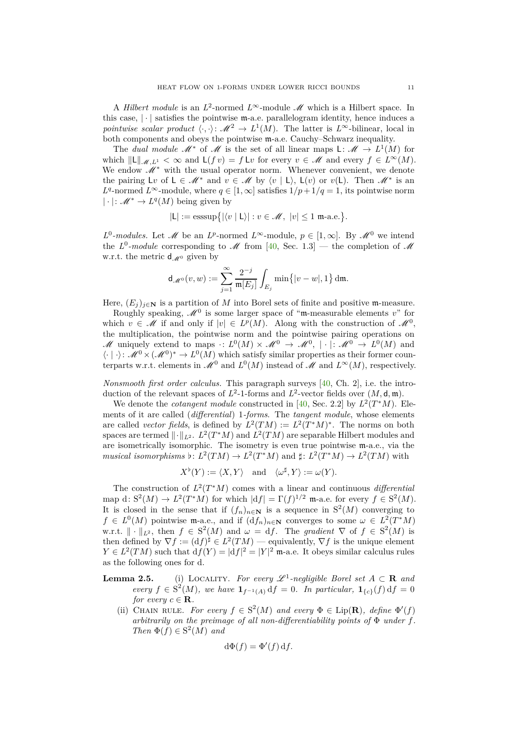A *Hilbert module* is an $L^2$-normed $L^\infty$-module $\mathscr{M}$ which is a Hilbert space. In this case, $|\cdot|$ satisfies the pointwise $\mathfrak{m}$-a.e. parallelogram identity, hence induces a *pointwise scalar product* $\langle\cdot,\cdot\rangle\colon \mathscr{M}^2 \to L^1(M)$. The latter is $L^\infty$-bilinear, local in both components and obeys the pointwise $\mathfrak{m}$-a.e. Cauchy–Schwarz inequality.

The *dual module* $\mathscr{M}^*$ of $\mathscr{M}$ is the set of all linear maps $\mathsf{L}\colon \mathscr{M} \to L^1(M)$ for which $\|\mathsf{L}\|_{\mathscr{M},L^1} < \infty$ and $\mathsf{L}(f\,v) = f\,\mathsf{L}v$ for every $v \in \mathscr{M}$ and every $f \in L^\infty(M)$. We endow $\mathscr{M}^*$ with the usual operator norm. Whenever convenient, we denote the pairing $\mathsf{L}v$ of $\mathsf{L} \in \mathscr{M}^*$ and $v \in \mathscr{M}$ by $\langle v \mid \mathsf{L}\rangle$, $\mathsf{L}(v)$ or $v(\mathsf{L})$. Then $\mathscr{M}^*$ is an $L^q$-normed $L^\infty$-module, where $q \in [1,\infty]$ satisfies $1/p + 1/q = 1$, its pointwise norm $|\cdot|\colon \mathscr{M}^* \to L^q(M)$ being given by

$$|\mathsf{L}| := \operatorname{esssup}\big\{|\langle v \mid \mathsf{L}\rangle| : v \in \mathscr{M},\ |v| \leq 1 \ \mathfrak{m}\text{-a.e.}\big\}.$$

*$L^0$-modules.* Let $\mathscr{M}$ be an $L^p$-normed $L^\infty$-module, $p \in [1,\infty]$. By $\mathscr{M}^0$ we intend the *$L^0$-module* corresponding to $\mathscr{M}$ from [40, Sec. 1.3] — the completion of $\mathscr{M}$ w.r.t. the metric $\mathsf{d}_{\mathscr{M}^0}$ given by

$$\mathsf{d}_{\mathscr{M}^0}(v,w) := \sum_{j=1}^\infty \frac{2^{-j}}{\mathfrak{m}[E_j]} \int_{E_j} \min\big\{|v-w|, 1\big\}\,\mathrm{d}\mathfrak{m}.$$

Here, $(E_j)_{j\in\mathbf{N}}$ is a partition of $M$ into Borel sets of finite and positive $\mathfrak{m}$-measure.

Roughly speaking, $\mathscr{M}^0$ is some larger space of "$\mathfrak{m}$-measurable elements $v$" for which $v \in \mathscr{M}$ if and only if $|v| \in L^p(M)$. Along with the construction of $\mathscr{M}^0$, the multiplication, the pointwise norm and the pointwise pairing operations on $\mathscr{M}$ uniquely extend to maps $\cdot\colon L^0(M) \times \mathscr{M}^0 \to \mathscr{M}^0$, $|\cdot|\colon \mathscr{M}^0 \to L^0(M)$ and $\langle\cdot \mid \cdot\rangle\colon \mathscr{M}^0 \times (\mathscr{M}^0)^* \to L^0(M)$ which satisfy similar properties as their former counterparts w.r.t. elements in $\mathscr{M}^0$ and $L^0(M)$ instead of $\mathscr{M}$ and $L^\infty(M)$, respectively.

*Nonsmooth first order calculus.* This paragraph surveys [40, Ch. 2], i.e. the introduction of the relevant spaces of $L^2$-1-forms and $L^2$-vector fields over $(M,\mathsf{d},\mathfrak{m})$.

We denote the *cotangent module* constructed in [40, Sec. 2.2] by $L^2(T^*M)$. Elements of it are called (*differential*) *1-forms*. The *tangent module*, whose elements are called *vector fields*, is defined by $L^2(TM) := L^2(T^*M)^*$. The norms on both spaces are termed $\|\cdot\|_{L^2}$. $L^2(T^*M)$ and $L^2(TM)$ are separable Hilbert modules and are isometrically isomorphic. The isometry is even true pointwise $\mathfrak{m}$-a.e., via the *musical isomorphisms* $\flat\colon L^2(TM) \to L^2(T^*M)$ and $\sharp\colon L^2(T^*M) \to L^2(TM)$ with

$$X^\flat(Y) := \langle X, Y\rangle \quad\text{and}\quad \langle \omega^\sharp, Y\rangle := \omega(Y).$$

The construction of $L^2(T^*M)$ comes with a linear and continuous *differential* map $\mathrm{d}\colon \mathrm{S}^2(M) \to L^2(T^*M)$ for which $|\mathrm{d}f| = \Gamma(f)^{1/2}$ $\mathfrak{m}$-a.e. for every $f \in \mathrm{S}^2(M)$. It is closed in the sense that if $(f_n)_{n\in\mathbf{N}}$ is a sequence in $\mathrm{S}^2(M)$ converging to $f \in L^0(M)$ pointwise $\mathfrak{m}$-a.e., and if $(\mathrm{d}f_n)_{n\in\mathbf{N}}$ converges to some $\omega \in L^2(T^*M)$ w.r.t. $\|\cdot\|_{L^2}$, then $f \in \mathrm{S}^2(M)$ and $\omega = \mathrm{d}f$. The *gradient* $\nabla$ of $f \in \mathrm{S}^2(M)$ is then defined by $\nabla f := (\mathrm{d}f)^\sharp \in L^2(TM)$ — equivalently, $\nabla f$ is the unique element $Y \in L^2(TM)$ such that $\mathrm{d}f(Y) = |\mathrm{d}f|^2 = |Y|^2$ $\mathfrak{m}$-a.e. It obeys similar calculus rules as the following ones for $\mathrm{d}$.

**Lemma 2.5.**
(i) Locality. *For every $\mathscr{L}^1$-negligible Borel set $A \subset \mathbf{R}$ and every $f \in \mathrm{S}^2(M)$, we have $\mathbf{1}_{f^{-1}(A)}\,\mathrm{d}f = 0$. In particular, $\mathbf{1}_{\{c\}}(f)\,\mathrm{d}f = 0$ for every $c \in \mathbf{R}$.*

(ii) Chain rule. *For every $f \in \mathrm{S}^2(M)$ and every $\Phi \in \mathrm{Lip}(\mathbf{R})$, define $\Phi'(f)$ arbitrarily on the preimage of all non-differentiability points of $\Phi$ under $f$. Then $\Phi(f) \in \mathrm{S}^2(M)$ and*

$$\mathrm{d}\Phi(f) = \Phi'(f)\,\mathrm{d}f.$$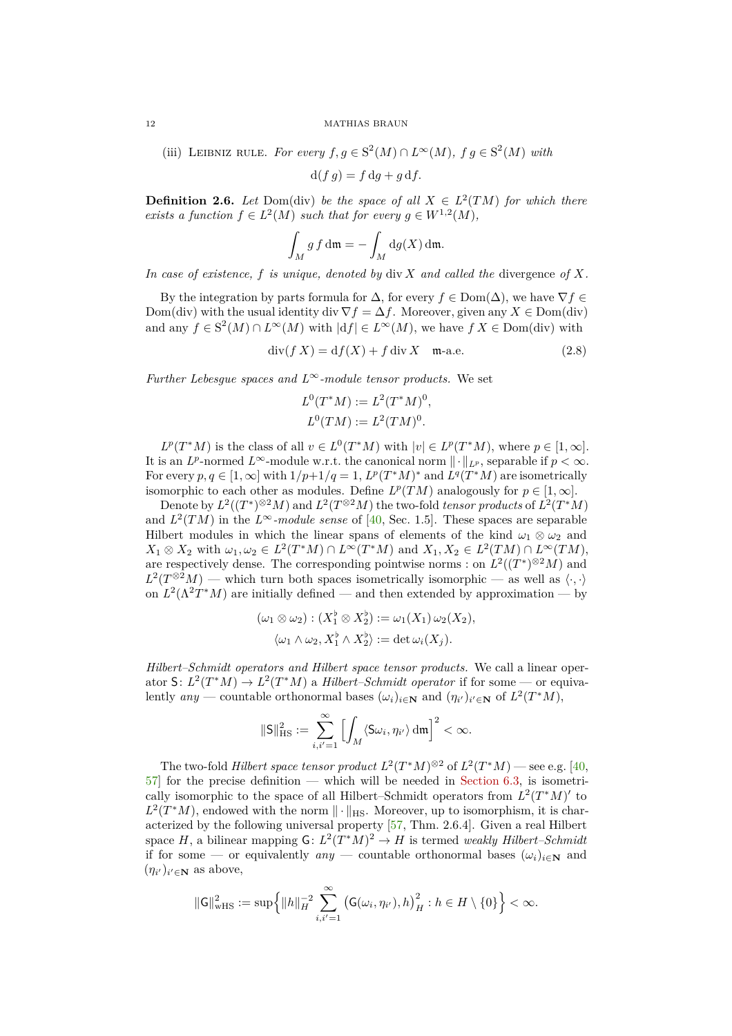(iii) Leibniz rule. *For every $f, g \in \mathrm{S}^2(M) \cap L^\infty(M)$, $f\,g \in \mathrm{S}^2(M)$ with*

$$\mathrm{d}(f\,g) = f\,\mathrm{d}g + g\,\mathrm{d}f.$$

**Definition 2.6.** *Let $\mathrm{Dom}(\mathrm{div})$ be the space of all $X \in L^2(TM)$ for which there exists a function $f \in L^2(M)$ such that for every $g \in W^{1,2}(M)$,*

$$\int_M g\,f\,\mathrm{d}\mathfrak{m} = -\int_M \mathrm{d}g(X)\,\mathrm{d}\mathfrak{m}.$$

*In case of existence, $f$ is unique, denoted by $\mathrm{div}\,X$ and called the* divergence *of $X$.*

By the integration by parts formula for $\Delta$, for every $f \in \mathrm{Dom}(\Delta)$, we have $\nabla f \in \mathrm{Dom}(\mathrm{div})$ with the usual identity $\mathrm{div}\,\nabla f = \Delta f$. Moreover, given any $X \in \mathrm{Dom}(\mathrm{div})$ and any $f \in \mathrm{S}^2(M) \cap L^\infty(M)$ with $|\mathrm{d}f| \in L^\infty(M)$, we have $f\,X \in \mathrm{Dom}(\mathrm{div})$ with

$$\mathrm{div}(f\,X) = \mathrm{d}f(X) + f\,\mathrm{div}\,X \quad \mathfrak{m}\text{-a.e.} \tag{2.8}$$

*Further Lebesgue spaces and $L^\infty$-module tensor products.* We set

$$L^0(T^*M) := L^2(T^*M)^0,$$
$$L^0(TM) := L^2(TM)^0.$$

$L^p(T^*M)$ is the class of all $v \in L^0(T^*M)$ with $|v| \in L^p(T^*M)$, where $p \in [1,\infty]$. It is an $L^p$-normed $L^\infty$-module w.r.t. the canonical norm $\|\cdot\|_{L^p}$, separable if $p < \infty$. For every $p, q \in [1,\infty]$ with $1/p + 1/q = 1$, $L^p(T^*M)^*$ and $L^q(T^*M)$ are isometrically isomorphic to each other as modules. Define $L^p(TM)$ analogously for $p \in [1,\infty]$.

Denote by $L^2((T^*)^{\otimes 2}M)$ and $L^2(T^{\otimes 2}M)$ the two-fold *tensor products* of $L^2(T^*M)$ and $L^2(TM)$ in the *$L^\infty$-module sense* of [40, Sec. 1.5]. These spaces are separable Hilbert modules in which the linear spans of elements of the kind $\omega_1 \otimes \omega_2$ and $X_1 \otimes X_2$ with $\omega_1, \omega_2 \in L^2(T^*M) \cap L^\infty(T^*M)$ and $X_1, X_2 \in L^2(TM) \cap L^\infty(TM)$, are respectively dense. The corresponding pointwise norms : on $L^2((T^*)^{\otimes 2}M)$ and $L^2(T^{\otimes 2}M)$ — which turn both spaces isometrically isomorphic — as well as $\langle\cdot,\cdot\rangle$ on $L^2(\Lambda^2 T^*M)$ are initially defined — and then extended by approximation — by

$$(\omega_1 \otimes \omega_2) : (X_1^\flat \otimes X_2^\flat) := \omega_1(X_1)\,\omega_2(X_2),$$
$$\langle \omega_1 \wedge \omega_2, X_1^\flat \wedge X_2^\flat\rangle := \det \omega_i(X_j).$$

*Hilbert–Schmidt operators and Hilbert space tensor products.* We call a linear operator $\mathsf{S}\colon L^2(T^*M) \to L^2(T^*M)$ a *Hilbert–Schmidt operator* if for some — or equivalently *any* — countable orthonormal bases $(\omega_i)_{i\in\mathbf{N}}$ and $(\eta_{i'})_{i'\in\mathbf{N}}$ of $L^2(T^*M)$,

$$\|\mathsf{S}\|_{\mathrm{HS}}^2 := \sum_{i,i'=1}^\infty \Big[\int_M \langle \mathsf{S}\omega_i, \eta_{i'}\rangle\,\mathrm{d}\mathfrak{m}\Big]^2 < \infty.$$

The two-fold *Hilbert space tensor product* $L^2(T^*M)^{\otimes 2}$ of $L^2(T^*M)$ — see e.g. [40, 57] for the precise definition — which will be needed in Section 6.3, is isometrically isomorphic to the space of all Hilbert–Schmidt operators from $L^2(T^*M)'$ to $L^2(T^*M)$, endowed with the norm $\|\cdot\|_{\mathrm{HS}}$. Moreover, up to isomorphism, it is characterized by the following universal property [57, Thm. 2.6.4]. Given a real Hilbert space $H$, a bilinear mapping $\mathsf{G}\colon L^2(T^*M)^2 \to H$ is termed *weakly Hilbert–Schmidt* if for some — or equivalently *any* — countable orthonormal bases $(\omega_i)_{i\in\mathbf{N}}$ and $(\eta_{i'})_{i'\in\mathbf{N}}$ as above,

$$\|\mathsf{G}\|_{\mathrm{wHS}}^2 := \sup\Big\{\|h\|_H^{-2}\sum_{i,i'=1}^\infty \big(\mathsf{G}(\omega_i,\eta_{i'}), h\big)_H^2 : h \in H \setminus \{0\}\Big\} < \infty.$$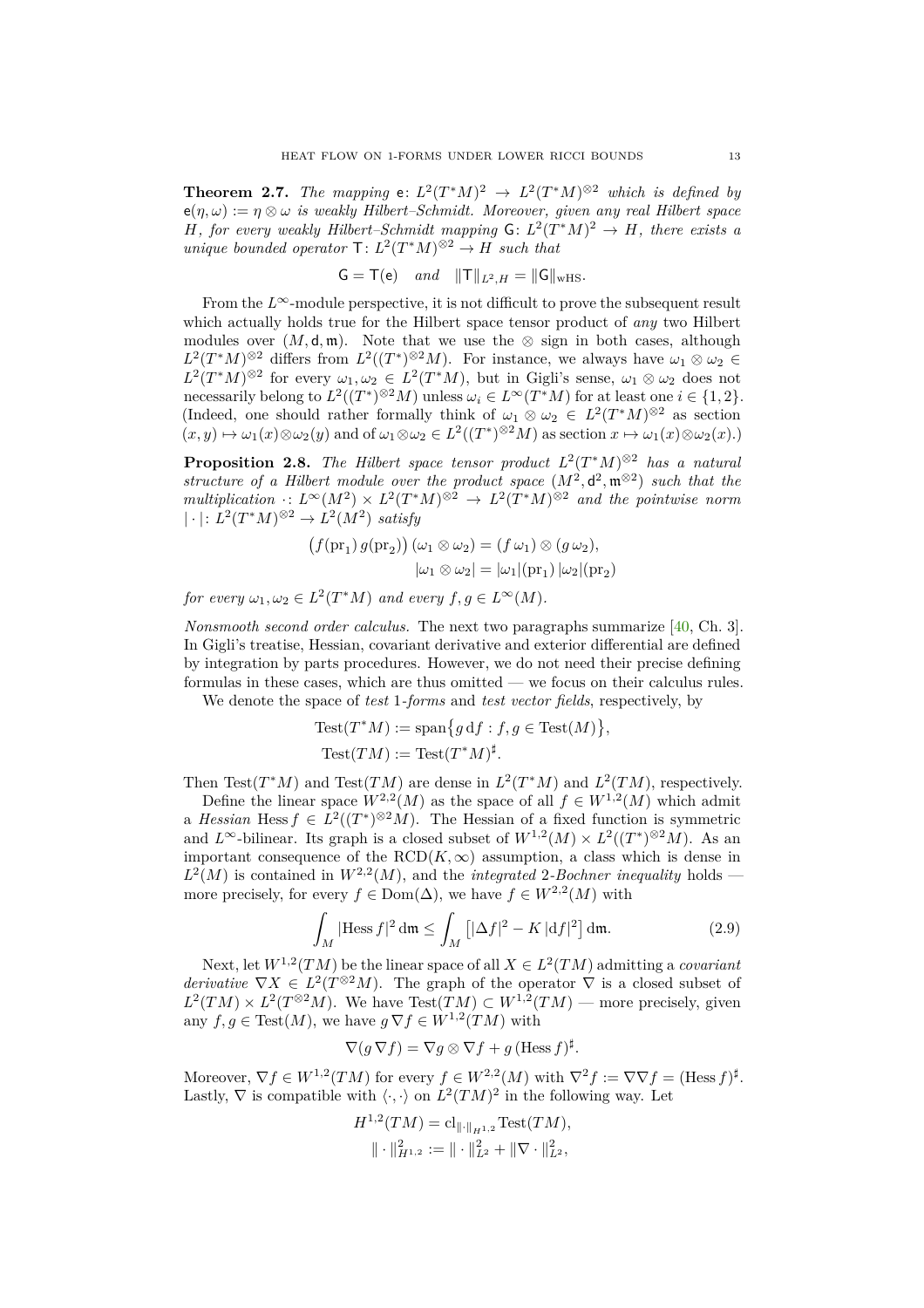**Theorem 2.7.** *The mapping* $\mathsf{e}\colon L^2(T^*M)^2 \to L^2(T^*M)^{\otimes 2}$ *which is defined by* $\mathsf{e}(\eta,\omega) := \eta\otimes\omega$ *is weakly Hilbert–Schmidt. Moreover, given any real Hilbert space* $H$*, for every weakly Hilbert–Schmidt mapping* $\mathsf{G}\colon L^2(T^*M)^2 \to H$*, there exists a unique bounded operator* $\mathsf{T}\colon L^2(T^*M)^{\otimes 2} \to H$ *such that*

$$\mathsf{G} = \mathsf{T}(\mathsf{e}) \quad \text{and} \quad \|\mathsf{T}\|_{L^2,H} = \|\mathsf{G}\|_{\mathrm{wHS}}.$$

From the $L^\infty$-module perspective, it is not difficult to prove the subsequent result which actually holds true for the Hilbert space tensor product of *any* two Hilbert modules over $(M,\mathsf{d},\mathfrak{m})$. Note that we use the $\otimes$ sign in both cases, although $L^2(T^*M)^{\otimes 2}$ differs from $L^2((T^*)^{\otimes 2}M)$. For instance, we always have $\omega_1\otimes\omega_2 \in L^2(T^*M)^{\otimes 2}$ for every $\omega_1,\omega_2 \in L^2(T^*M)$, but in Gigli's sense, $\omega_1\otimes\omega_2$ does not necessarily belong to $L^2((T^*)^{\otimes 2}M)$ unless $\omega_i \in L^\infty(T^*M)$ for at least one $i\in\{1,2\}$. (Indeed, one should rather formally think of $\omega_1\otimes\omega_2 \in L^2(T^*M)^{\otimes 2}$ as section $(x,y)\mapsto \omega_1(x)\otimes\omega_2(y)$ and of $\omega_1\otimes\omega_2 \in L^2((T^*)^{\otimes 2}M)$ as section $x\mapsto\omega_1(x)\otimes\omega_2(x)$.)

**Proposition 2.8.** *The Hilbert space tensor product* $L^2(T^*M)^{\otimes 2}$ *has a natural structure of a Hilbert module over the product space* $(M^2,\mathsf{d}^2,\mathfrak{m}^{\otimes 2})$ *such that the multiplication* $\cdot\colon L^\infty(M^2)\times L^2(T^*M)^{\otimes 2} \to L^2(T^*M)^{\otimes 2}$ *and the pointwise norm* $|\cdot|\colon L^2(T^*M)^{\otimes 2} \to L^2(M^2)$ *satisfy*

$$\begin{aligned}\big(f(\mathrm{pr}_1)\,g(\mathrm{pr}_2)\big)\,(\omega_1\otimes\omega_2) &= (f\,\omega_1)\otimes(g\,\omega_2),\\ |\omega_1\otimes\omega_2| &= |\omega_1|(\mathrm{pr}_1)\,|\omega_2|(\mathrm{pr}_2)\end{aligned}$$

*for every* $\omega_1,\omega_2\in L^2(T^*M)$ *and every* $f,g\in L^\infty(M)$.

*Nonsmooth second order calculus.* The next two paragraphs summarize [40, Ch. 3]. In Gigli's treatise, Hessian, covariant derivative and exterior differential are defined by integration by parts procedures. However, we do not need their precise defining formulas in these cases, which are thus omitted — we focus on their calculus rules.

We denote the space of *test 1-forms* and *test vector fields*, respectively, by

$$\begin{aligned}\mathrm{Test}(T^*M) &:= \mathrm{span}\big\{g\,\mathrm{d}f : f,g\in\mathrm{Test}(M)\big\},\\ \mathrm{Test}(TM) &:= \mathrm{Test}(T^*M)^\sharp.\end{aligned}$$

Then $\mathrm{Test}(T^*M)$ and $\mathrm{Test}(TM)$ are dense in $L^2(T^*M)$ and $L^2(TM)$, respectively.

Define the linear space $W^{2,2}(M)$ as the space of all $f\in W^{1,2}(M)$ which admit a *Hessian* $\mathrm{Hess}\, f\in L^2((T^*)^{\otimes 2}M)$. The Hessian of a fixed function is symmetric and $L^\infty$-bilinear. Its graph is a closed subset of $W^{1,2}(M)\times L^2((T^*)^{\otimes 2}M)$. As an important consequence of the $\mathrm{RCD}(K,\infty)$ assumption, a class which is dense in $L^2(M)$ is contained in $W^{2,2}(M)$, and the *integrated 2-Bochner inequality* holds — more precisely, for every $f\in\mathrm{Dom}(\Delta)$, we have $f\in W^{2,2}(M)$ with

$$\int_M |\mathrm{Hess}\, f|^2\,\mathrm{d}\mathfrak{m} \leq \int_M \big[|\Delta f|^2 - K\,|\mathrm{d}f|^2\big]\,\mathrm{d}\mathfrak{m}. \tag{2.9}$$

Next, let $W^{1,2}(TM)$ be the linear space of all $X\in L^2(TM)$ admitting a *covariant derivative* $\nabla X\in L^2(T^{\otimes 2}M)$. The graph of the operator $\nabla$ is a closed subset of $L^2(TM)\times L^2(T^{\otimes 2}M)$. We have $\mathrm{Test}(TM)\subset W^{1,2}(TM)$ — more precisely, given any $f,g\in\mathrm{Test}(M)$, we have $g\,\nabla f\in W^{1,2}(TM)$ with

$$\nabla(g\,\nabla f) = \nabla g\otimes\nabla f + g\,(\mathrm{Hess}\, f)^\sharp.$$

Moreover, $\nabla f\in W^{1,2}(TM)$ for every $f\in W^{2,2}(M)$ with $\nabla^2 f := \nabla\nabla f = (\mathrm{Hess}\, f)^\sharp$. Lastly, $\nabla$ is compatible with $\langle\cdot,\cdot\rangle$ on $L^2(TM)^2$ in the following way. Let

$$\begin{aligned}H^{1,2}(TM) &= \mathrm{cl}_{\|\cdot\|_{H^{1,2}}}\,\mathrm{Test}(TM),\\ \|\cdot\|_{H^{1,2}}^2 &:= \|\cdot\|_{L^2}^2 + \|\nabla\cdot\|_{L^2}^2,\end{aligned}$$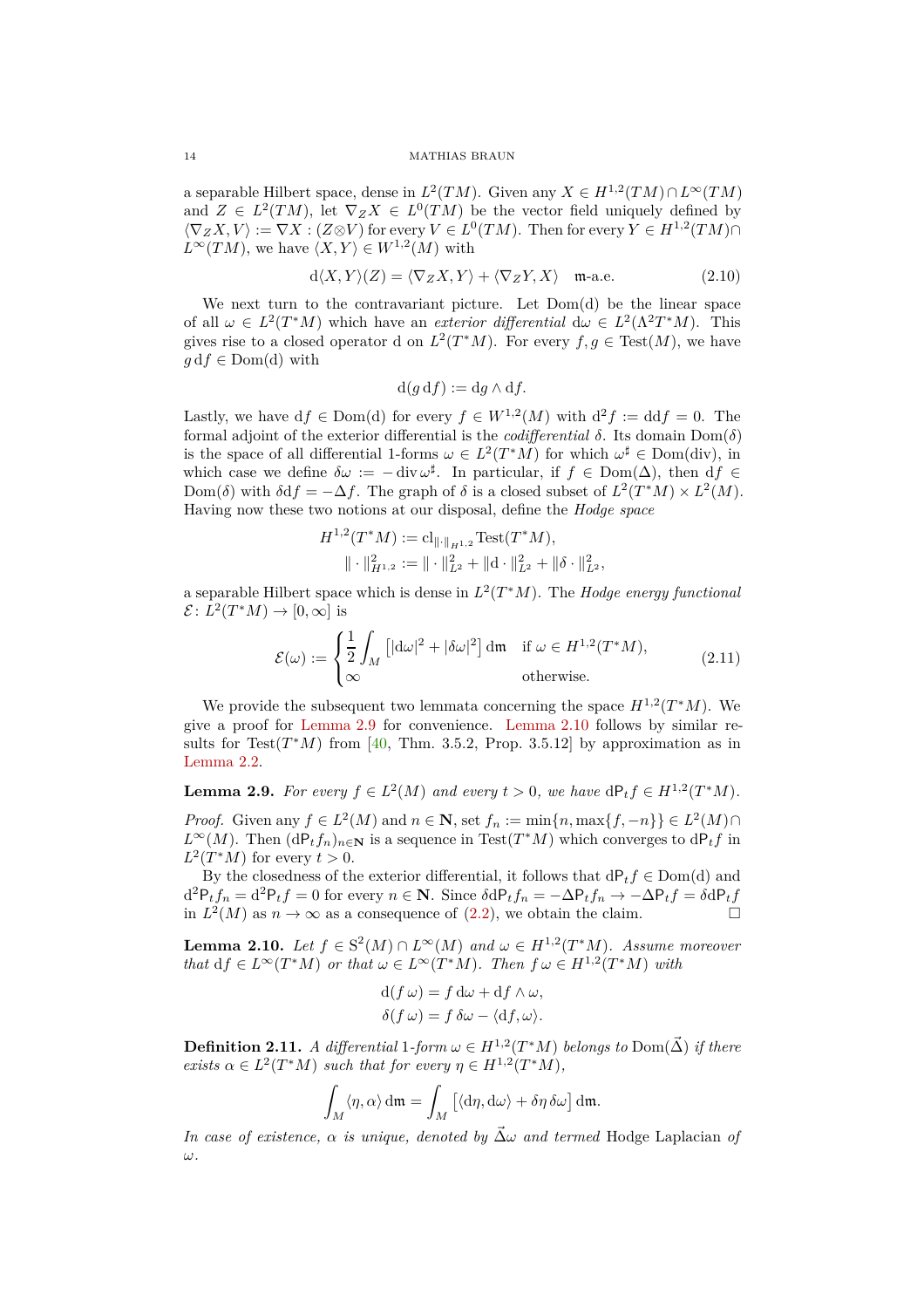a separable Hilbert space, dense in $L^2(TM)$. Given any $X \in H^{1,2}(TM) \cap L^\infty(TM)$ and $Z \in L^2(TM)$, let $\nabla_Z X \in L^0(TM)$ be the vector field uniquely defined by $\langle \nabla_Z X, V\rangle := \nabla X : (Z \otimes V)$ for every $V \in L^0(TM)$. Then for every $Y \in H^{1,2}(TM) \cap L^\infty(TM)$, we have $\langle X, Y\rangle \in W^{1,2}(M)$ with

$$\mathrm{d}\langle X, Y\rangle(Z) = \langle \nabla_Z X, Y\rangle + \langle \nabla_Z Y, X\rangle \quad \mathfrak{m}\text{-a.e.} \tag{2.10}$$

We next turn to the contravariant picture. Let $\mathrm{Dom}(\mathrm{d})$ be the linear space of all $\omega \in L^2(T^*M)$ which have an *exterior differential* $\mathrm{d}\omega \in L^2(\Lambda^2 T^*M)$. This gives rise to a closed operator $\mathrm{d}$ on $L^2(T^*M)$. For every $f, g \in \mathrm{Test}(M)$, we have $g\,\mathrm{d}f \in \mathrm{Dom}(\mathrm{d})$ with

$$\mathrm{d}(g\,\mathrm{d}f) := \mathrm{d}g \wedge \mathrm{d}f.$$

Lastly, we have $\mathrm{d}f \in \mathrm{Dom}(\mathrm{d})$ for every $f \in W^{1,2}(M)$ with $\mathrm{d}^2 f := \mathrm{d}\mathrm{d}f = 0$. The formal adjoint of the exterior differential is the *codifferential* $\delta$. Its domain $\mathrm{Dom}(\delta)$ is the space of all differential 1-forms $\omega \in L^2(T^*M)$ for which $\omega^\sharp \in \mathrm{Dom}(\mathrm{div})$, in which case we define $\delta\omega := -\mathrm{div}\,\omega^\sharp$. In particular, if $f \in \mathrm{Dom}(\Delta)$, then $\mathrm{d}f \in \mathrm{Dom}(\delta)$ with $\delta\mathrm{d}f = -\Delta f$. The graph of $\delta$ is a closed subset of $L^2(T^*M) \times L^2(M)$. Having now these two notions at our disposal, define the *Hodge space*

$$\begin{aligned}
H^{1,2}(T^*M) &:= \mathrm{cl}_{\|\cdot\|_{H^{1,2}}} \mathrm{Test}(T^*M),\\
\|\cdot\|_{H^{1,2}}^2 &:= \|\cdot\|_{L^2}^2 + \|\mathrm{d}\cdot\|_{L^2}^2 + \|\delta\cdot\|_{L^2}^2,
\end{aligned}$$

a separable Hilbert space which is dense in $L^2(T^*M)$. The *Hodge energy functional* $\mathcal{E}\colon L^2(T^*M) \to [0,\infty]$ is

$$\mathcal{E}(\omega) := \begin{cases} \dfrac{1}{2}\displaystyle\int_M \left[|\mathrm{d}\omega|^2 + |\delta\omega|^2\right] \mathrm{d}\mathfrak{m} & \text{if } \omega \in H^{1,2}(T^*M),\\ \infty & \text{otherwise.}\end{cases} \tag{2.11}$$

We provide the subsequent two lemmata concerning the space $H^{1,2}(T^*M)$. We give a proof for Lemma 2.9 for convenience. Lemma 2.10 follows by similar results for $\mathrm{Test}(T^*M)$ from [40, Thm. 3.5.2, Prop. 3.5.12] by approximation as in Lemma 2.2.

**Lemma 2.9.** *For every $f \in L^2(M)$ and every $t > 0$, we have $\mathrm{d}\mathsf{P}_t f \in H^{1,2}(T^*M)$.*

*Proof.* Given any $f \in L^2(M)$ and $n \in \mathbf{N}$, set $f_n := \min\{n, \max\{f, -n\}\} \in L^2(M) \cap L^\infty(M)$. Then $(\mathrm{d}\mathsf{P}_t f_n)_{n\in\mathbf{N}}$ is a sequence in $\mathrm{Test}(T^*M)$ which converges to $\mathrm{d}\mathsf{P}_t f$ in $L^2(T^*M)$ for every $t > 0$.

By the closedness of the exterior differential, it follows that $\mathrm{d}\mathsf{P}_t f \in \mathrm{Dom}(\mathrm{d})$ and $\mathrm{d}^2\mathsf{P}_t f_n = \mathrm{d}^2\mathsf{P}_t f = 0$ for every $n \in \mathbf{N}$. Since $\delta\mathrm{d}\mathsf{P}_t f_n = -\Delta\mathsf{P}_t f_n \to -\Delta\mathsf{P}_t f = \delta\mathrm{d}\mathsf{P}_t f$ in $L^2(M)$ as $n \to \infty$ as a consequence of (2.2), we obtain the claim. $\square$

**Lemma 2.10.** *Let $f \in \mathrm{S}^2(M) \cap L^\infty(M)$ and $\omega \in H^{1,2}(T^*M)$. Assume moreover that $\mathrm{d}f \in L^\infty(T^*M)$ or that $\omega \in L^\infty(T^*M)$. Then $f\,\omega \in H^{1,2}(T^*M)$ with*

$$\begin{aligned}
\mathrm{d}(f\,\omega) &= f\,\mathrm{d}\omega + \mathrm{d}f \wedge \omega,\\
\delta(f\,\omega) &= f\,\delta\omega - \langle \mathrm{d}f, \omega\rangle.
\end{aligned}$$

**Definition 2.11.** *A differential 1-form $\omega \in H^{1,2}(T^*M)$ belongs to $\mathrm{Dom}(\vec{\Delta})$ if there exists $\alpha \in L^2(T^*M)$ such that for every $\eta \in H^{1,2}(T^*M)$,*

$$\int_M \langle \eta, \alpha\rangle\,\mathrm{d}\mathfrak{m} = \int_M \left[\langle \mathrm{d}\eta, \mathrm{d}\omega\rangle + \delta\eta\,\delta\omega\right] \mathrm{d}\mathfrak{m}.$$

*In case of existence, $\alpha$ is unique, denoted by $\vec{\Delta}\omega$ and termed* Hodge Laplacian *of $\omega$.*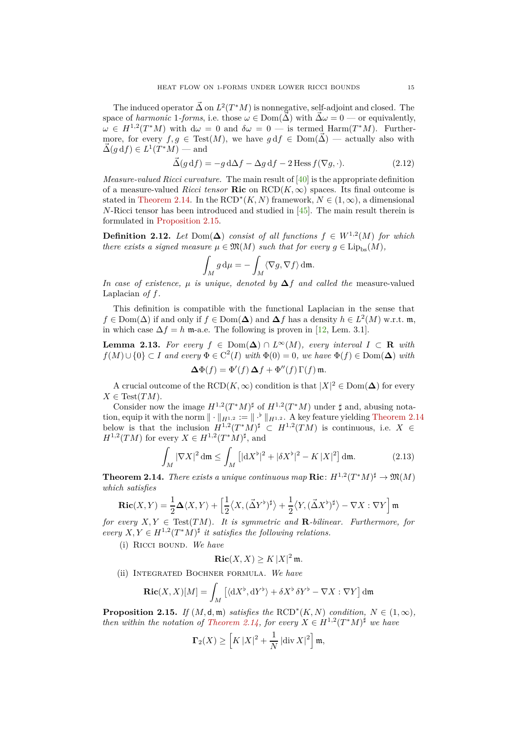The induced operator $\vec{\Delta}$ on $L^2(T^*M)$ is nonnegative, self-adjoint and closed. The space of *harmonic* 1*-forms*, i.e. those $\omega \in \mathrm{Dom}(\vec{\Delta})$ with $\vec{\Delta}\omega = 0$ — or equivalently, $\omega \in H^{1,2}(T^*M)$ with $\mathrm{d}\omega = 0$ and $\delta\omega = 0$ — is termed $\mathrm{Harm}(T^*M)$. Furthermore, for every $f, g \in \mathrm{Test}(M)$, we have $g\,\mathrm{d}f \in \mathrm{Dom}(\vec{\Delta})$ — actually also with $\vec{\Delta}(g\,\mathrm{d}f) \in L^1(T^*M)$ — and

$$\vec{\Delta}(g\,\mathrm{d}f) = -g\,\mathrm{d}\Delta f - \Delta g\,\mathrm{d}f - 2\,\mathrm{Hess}\,f(\nabla g, \cdot). \tag{2.12}$$

*Measure-valued Ricci curvature.* The main result of [40] is the appropriate definition of a measure-valued *Ricci tensor* $\mathbf{Ric}$ on $\mathrm{RCD}(K,\infty)$ spaces. Its final outcome is stated in Theorem 2.14. In the $\mathrm{RCD}^*(K,N)$ framework, $N \in (1,\infty)$, a dimensional $N$-Ricci tensor has been introduced and studied in [45]. The main result therein is formulated in Proposition 2.15.

**Definition 2.12.** *Let $\mathrm{Dom}(\mathbf{\Delta})$ consist of all functions $f \in W^{1,2}(M)$ for which there exists a signed measure $\mu \in \mathfrak{M}(M)$ such that for every $g \in \mathrm{Lip}_{\mathrm{bs}}(M)$,*

$$\int_M g\,\mathrm{d}\mu = -\int_M \langle \nabla g, \nabla f\rangle\,\mathrm{d}\mathfrak{m}.$$

*In case of existence, $\mu$ is unique, denoted by $\mathbf{\Delta} f$ and called the* measure-valued Laplacian *of $f$.*

This definition is compatible with the functional Laplacian in the sense that $f \in \mathrm{Dom}(\Delta)$ if and only if $f \in \mathrm{Dom}(\mathbf{\Delta})$ and $\mathbf{\Delta} f$ has a density $h \in L^2(M)$ w.r.t. $\mathfrak{m}$, in which case $\Delta f = h$ $\mathfrak{m}$-a.e. The following is proven in [12, Lem. 3.1].

**Lemma 2.13.** *For every $f \in \mathrm{Dom}(\mathbf{\Delta}) \cap L^\infty(M)$, every interval $I \subset \mathbf{R}$ with $f(M) \cup \{0\} \subset I$ and every $\Phi \in \mathrm{C}^2(I)$ with $\Phi(0) = 0$, we have $\Phi(f) \in \mathrm{Dom}(\mathbf{\Delta})$ with*

$$\mathbf{\Delta}\Phi(f) = \Phi'(f)\,\mathbf{\Delta} f + \Phi''(f)\,\Gamma(f)\,\mathfrak{m}.$$

A crucial outcome of the $\mathrm{RCD}(K,\infty)$ condition is that $|X|^2 \in \mathrm{Dom}(\mathbf{\Delta})$ for every $X \in \mathrm{Test}(TM)$.

Consider now the image $H^{1,2}(T^*M)^\sharp$ of $H^{1,2}(T^*M)$ under $\sharp$ and, abusing notation, equip it with the norm $\|\cdot\|_{H^{1,2}} := \|\cdot^\flat\|_{H^{1,2}}$. A key feature yielding Theorem 2.14 below is that the inclusion $H^{1,2}(T^*M)^\sharp \subset H^{1,2}(TM)$ is continuous, i.e. $X \in H^{1,2}(TM)$ for every $X \in H^{1,2}(T^*M)^\sharp$, and

$$\int_M |\nabla X|^2\,\mathrm{d}\mathfrak{m} \leq \int_M \big[|\mathrm{d}X^\flat|^2 + |\delta X^\flat|^2 - K\,|X|^2\big]\,\mathrm{d}\mathfrak{m}. \tag{2.13}$$

**Theorem 2.14.** *There exists a unique continuous map $\mathbf{Ric}\colon H^{1,2}(T^*M)^\sharp \to \mathfrak{M}(M)$ which satisfies*

$$\mathbf{Ric}(X,Y) = \frac{1}{2}\mathbf{\Delta}\langle X, Y\rangle + \Big[\frac{1}{2}\big\langle X, (\vec{\Delta}Y^\flat)^\sharp\big\rangle + \frac{1}{2}\big\langle Y, (\vec{\Delta}X^\flat)^\sharp\big\rangle - \nabla X : \nabla Y\Big]\,\mathfrak{m}$$

*for every $X, Y \in \mathrm{Test}(TM)$. It is symmetric and $\mathbf{R}$-bilinear. Furthermore, for every $X, Y \in H^{1,2}(T^*M)^\sharp$ it satisfies the following relations.*

(i) Ricci bound. *We have*

$$\mathbf{Ric}(X,X) \geq K\,|X|^2\,\mathfrak{m}.$$

(ii) Integrated Bochner formula. *We have*

$$\mathbf{Ric}(X,X)[M] = \int_M \big[\langle \mathrm{d}X^\flat, \mathrm{d}Y^\flat\rangle + \delta X^\flat\,\delta Y^\flat - \nabla X : \nabla Y\big]\,\mathrm{d}\mathfrak{m}$$

**Proposition 2.15.** *If $(M,\mathsf{d},\mathfrak{m})$ satisfies the $\mathrm{RCD}^*(K,N)$ condition, $N \in (1,\infty)$, then within the notation of Theorem 2.14, for every $X \in H^{1,2}(T^*M)^\sharp$ we have*

$$\mathbf{\Gamma}_2(X) \geq \Big[K\,|X|^2 + \frac{1}{N}\,|\mathrm{div}\,X|^2\Big]\,\mathfrak{m},$$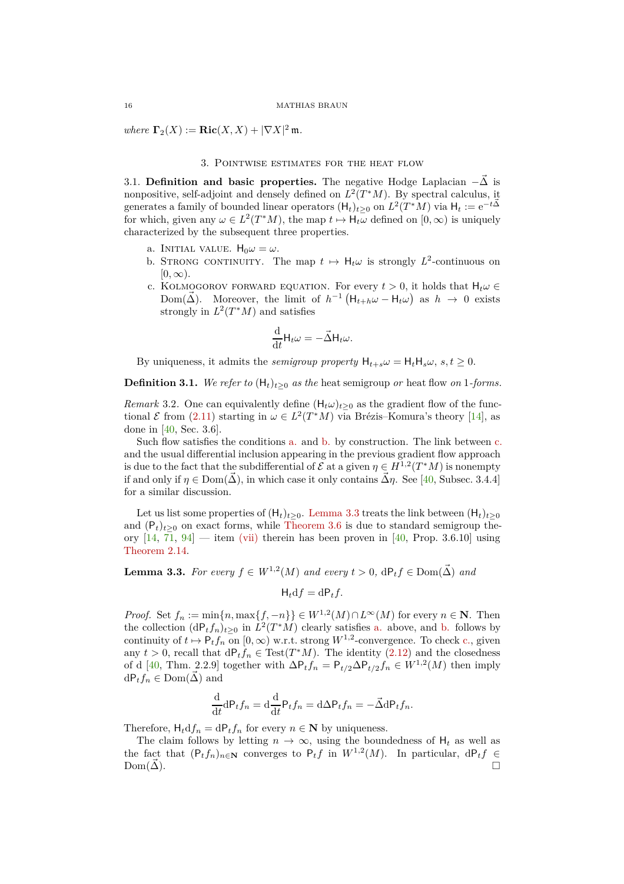*where* $\mathbf{\Gamma}_2(X) := \mathbf{Ric}(X,X) + |\nabla X|^2\,\mathfrak{m}$.

## 3. Pointwise estimates for the heat flow

3.1. **Definition and basic properties.** The negative Hodge Laplacian $-\vec{\Delta}$ is nonpositive, self-adjoint and densely defined on $L^2(T^*M)$. By spectral calculus, it generates a family of bounded linear operators $(\mathsf{H}_t)_{t\geq 0}$ on $L^2(T^*M)$ via $\mathsf{H}_t := \mathrm{e}^{-t\vec{\Delta}}$ for which, given any $\omega \in L^2(T^*M)$, the map $t \mapsto \mathsf{H}_t\omega$ defined on $[0,\infty)$ is uniquely characterized by the subsequent three properties.

a. Initial value. $\mathsf{H}_0\omega = \omega$.

b. Strong continuity. The map $t \mapsto \mathsf{H}_t\omega$ is strongly $L^2$-continuous on $[0,\infty)$.

c. Kolmogorov forward equation. For every $t > 0$, it holds that $\mathsf{H}_t\omega \in \mathrm{Dom}(\vec{\Delta})$. Moreover, the limit of $h^{-1}\big(\mathsf{H}_{t+h}\omega - \mathsf{H}_t\omega\big)$ as $h \to 0$ exists strongly in $L^2(T^*M)$ and satisfies

$$\frac{\mathrm{d}}{\mathrm{d}t}\mathsf{H}_t\omega = -\vec{\Delta}\mathsf{H}_t\omega.$$

By uniqueness, it admits the *semigroup property* $\mathsf{H}_{t+s}\omega = \mathsf{H}_t\mathsf{H}_s\omega$, $s,t\geq 0$.

**Definition 3.1.** *We refer to* $(\mathsf{H}_t)_{t\geq 0}$ *as the* heat semigroup *or* heat flow *on* 1*-forms.*

*Remark* 3.2. One can equivalently define $(\mathsf{H}_t\omega)_{t\geq 0}$ as the gradient flow of the functional $\mathcal{E}$ from (2.11) starting in $\omega \in L^2(T^*M)$ via Brézis–Komura's theory [14], as done in [40, Sec. 3.6].

Such flow satisfies the conditions a. and b. by construction. The link between c. and the usual differential inclusion appearing in the previous gradient flow approach is due to the fact that the subdifferential of $\mathcal{E}$ at a given $\eta \in H^{1,2}(T^*M)$ is nonempty if and only if $\eta \in \mathrm{Dom}(\vec{\Delta})$, in which case it only contains $\vec{\Delta}\eta$. See [40, Subsec. 3.4.4] for a similar discussion.

Let us list some properties of $(\mathsf{H}_t)_{t\geq 0}$. Lemma 3.3 treats the link between $(\mathsf{H}_t)_{t\geq 0}$ and $(\mathsf{P}_t)_{t\geq 0}$ on exact forms, while Theorem 3.6 is due to standard semigroup theory [14, 71, 94] — item (vii) therein has been proven in [40, Prop. 3.6.10] using Theorem 2.14.

**Lemma 3.3.** *For every* $f \in W^{1,2}(M)$ *and every* $t > 0$, $\mathrm{d}\mathsf{P}_tf \in \mathrm{Dom}(\vec{\Delta})$ *and*

$$\mathsf{H}_t\mathrm{d}f = \mathrm{d}\mathsf{P}_tf.$$

*Proof.* Set $f_n := \min\{n, \max\{f,-n\}\} \in W^{1,2}(M)\cap L^\infty(M)$ for every $n \in \mathbf{N}$. Then the collection $(\mathrm{d}\mathsf{P}_tf_n)_{t\geq 0}$ in $L^2(T^*M)$ clearly satisfies a. above, and b. follows by continuity of $t \mapsto \mathsf{P}_tf_n$ on $[0,\infty)$ w.r.t. strong $W^{1,2}$-convergence. To check c., given any $t > 0$, recall that $\mathrm{d}\mathsf{P}_tf_n \in \mathrm{Test}(T^*M)$. The identity (2.12) and the closedness of $\mathrm{d}$ [40, Thm. 2.2.9] together with $\Delta\mathsf{P}_tf_n = \mathsf{P}_{t/2}\Delta\mathsf{P}_{t/2}f_n \in W^{1,2}(M)$ then imply $\mathrm{d}\mathsf{P}_tf_n \in \mathrm{Dom}(\vec{\Delta})$ and

$$\frac{\mathrm{d}}{\mathrm{d}t}\mathrm{d}\mathsf{P}_tf_n = \mathrm{d}\frac{\mathrm{d}}{\mathrm{d}t}\mathsf{P}_tf_n = \mathrm{d}\Delta\mathsf{P}_tf_n = -\vec{\Delta}\mathrm{d}\mathsf{P}_tf_n.$$

Therefore, $\mathsf{H}_t\mathrm{d}f_n = \mathrm{d}\mathsf{P}_tf_n$ for every $n \in \mathbf{N}$ by uniqueness.

The claim follows by letting $n \to \infty$, using the boundedness of $\mathsf{H}_t$ as well as the fact that $(\mathsf{P}_tf_n)_{n\in\mathbf{N}}$ converges to $\mathsf{P}_tf$ in $W^{1,2}(M)$. In particular, $\mathrm{d}\mathsf{P}_tf \in \mathrm{Dom}(\vec{\Delta})$. $\square$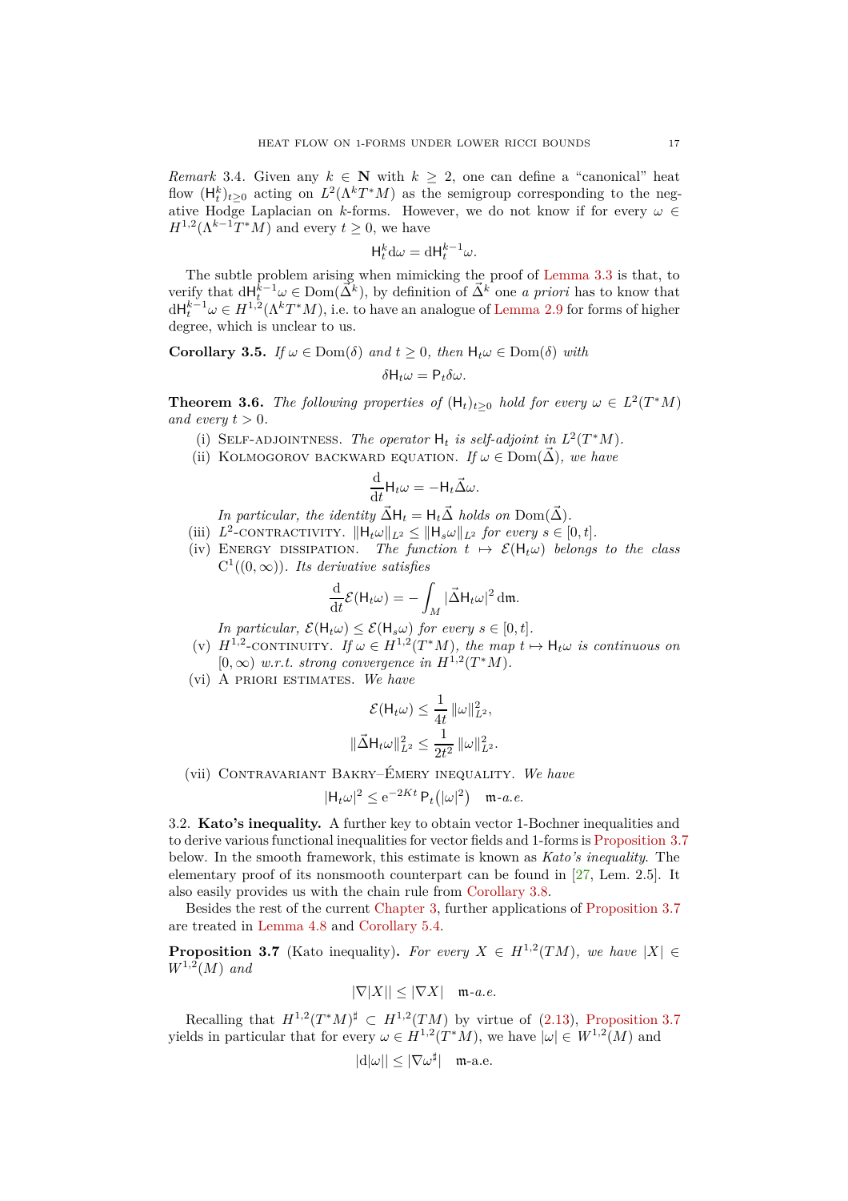*Remark* 3.4. Given any $k \in \mathbf{N}$ with $k \geq 2$, one can define a "canonical" heat flow $(\mathsf{H}_t^k)_{t\geq 0}$ acting on $L^2(\Lambda^k T^*M)$ as the semigroup corresponding to the negative Hodge Laplacian on $k$-forms. However, we do not know if for every $\omega \in H^{1,2}(\Lambda^{k-1}T^*M)$ and every $t \geq 0$, we have

$$\mathsf{H}_t^k \mathrm{d}\omega = \mathrm{d}\mathsf{H}_t^{k-1}\omega.$$

The subtle problem arising when mimicking the proof of Lemma 3.3 is that, to verify that $\mathrm{d}\mathsf{H}_t^{k-1}\omega \in \mathrm{Dom}(\vec{\Delta}^k)$, by definition of $\vec{\Delta}^k$ one *a priori* has to know that $\mathrm{d}\mathsf{H}_t^{k-1}\omega \in H^{1,2}(\Lambda^k T^*M)$, i.e. to have an analogue of Lemma 2.9 for forms of higher degree, which is unclear to us.

**Corollary 3.5.** *If $\omega \in \mathrm{Dom}(\delta)$ and $t \geq 0$, then $\mathsf{H}_t\omega \in \mathrm{Dom}(\delta)$ with*

$$\delta\mathsf{H}_t\omega = \mathsf{P}_t\delta\omega.$$

**Theorem 3.6.** *The following properties of $(\mathsf{H}_t)_{t\geq 0}$ hold for every $\omega \in L^2(T^*M)$ and every $t > 0$.*

(i) Self-adjointness. *The operator $\mathsf{H}_t$ is self-adjoint in $L^2(T^*M)$.*

(ii) Kolmogorov backward equation. *If $\omega \in \mathrm{Dom}(\vec{\Delta})$, we have*

$$\frac{\mathrm{d}}{\mathrm{d}t}\mathsf{H}_t\omega = -\mathsf{H}_t\vec{\Delta}\omega.$$

*In particular, the identity $\vec{\Delta}\mathsf{H}_t = \mathsf{H}_t\vec{\Delta}$ holds on $\mathrm{Dom}(\vec{\Delta})$.*

(iii) $L^2$-contractivity. $\|\mathsf{H}_t\omega\|_{L^2} \leq \|\mathsf{H}_s\omega\|_{L^2}$ *for every $s \in [0,t]$.*

(iv) Energy dissipation. *The function $t \mapsto \mathcal{E}(\mathsf{H}_t\omega)$ belongs to the class $\mathrm{C}^1((0,\infty))$. Its derivative satisfies*

$$\frac{\mathrm{d}}{\mathrm{d}t}\mathcal{E}(\mathsf{H}_t\omega) = -\int_M |\vec{\Delta}\mathsf{H}_t\omega|^2 \,\mathrm{d}\mathfrak{m}.$$

*In particular, $\mathcal{E}(\mathsf{H}_t\omega) \leq \mathcal{E}(\mathsf{H}_s\omega)$ for every $s \in [0,t]$.*

(v) $H^{1,2}$-continuity. *If $\omega \in H^{1,2}(T^*M)$, the map $t \mapsto \mathsf{H}_t\omega$ is continuous on $[0,\infty)$ w.r.t. strong convergence in $H^{1,2}(T^*M)$.*

(vi) A priori estimates. *We have*

$$\mathcal{E}(\mathsf{H}_t\omega) \leq \frac{1}{4t}\,\|\omega\|_{L^2}^2,$$

$$\|\vec{\Delta}\mathsf{H}_t\omega\|_{L^2}^2 \leq \frac{1}{2t^2}\,\|\omega\|_{L^2}^2.$$

(vii) Contravariant Bakry–Émery inequality. *We have*

$$|\mathsf{H}_t\omega|^2 \leq \mathrm{e}^{-2Kt}\,\mathsf{P}_t\big(|\omega|^2\big) \quad \mathfrak{m}\text{-a.e.}$$

3.2. **Kato's inequality.** A further key to obtain vector 1-Bochner inequalities and to derive various functional inequalities for vector fields and 1-forms is Proposition 3.7 below. In the smooth framework, this estimate is known as *Kato's inequality*. The elementary proof of its nonsmooth counterpart can be found in [27, Lem. 2.5]. It also easily provides us with the chain rule from Corollary 3.8.

Besides the rest of the current Chapter 3, further applications of Proposition 3.7 are treated in Lemma 4.8 and Corollary 5.4.

**Proposition 3.7** (Kato inequality)**.** *For every $X \in H^{1,2}(TM)$, we have $|X| \in W^{1,2}(M)$ and*

$$|\nabla|X|| \leq |\nabla X| \quad \mathfrak{m}\text{-a.e.}$$

Recalling that $H^{1,2}(T^*M)^\sharp \subset H^{1,2}(TM)$ by virtue of (2.13), Proposition 3.7 yields in particular that for every $\omega \in H^{1,2}(T^*M)$, we have $|\omega| \in W^{1,2}(M)$ and

$$|\mathrm{d}|\omega|| \leq |\nabla\omega^\sharp| \quad \mathfrak{m}\text{-a.e.}$$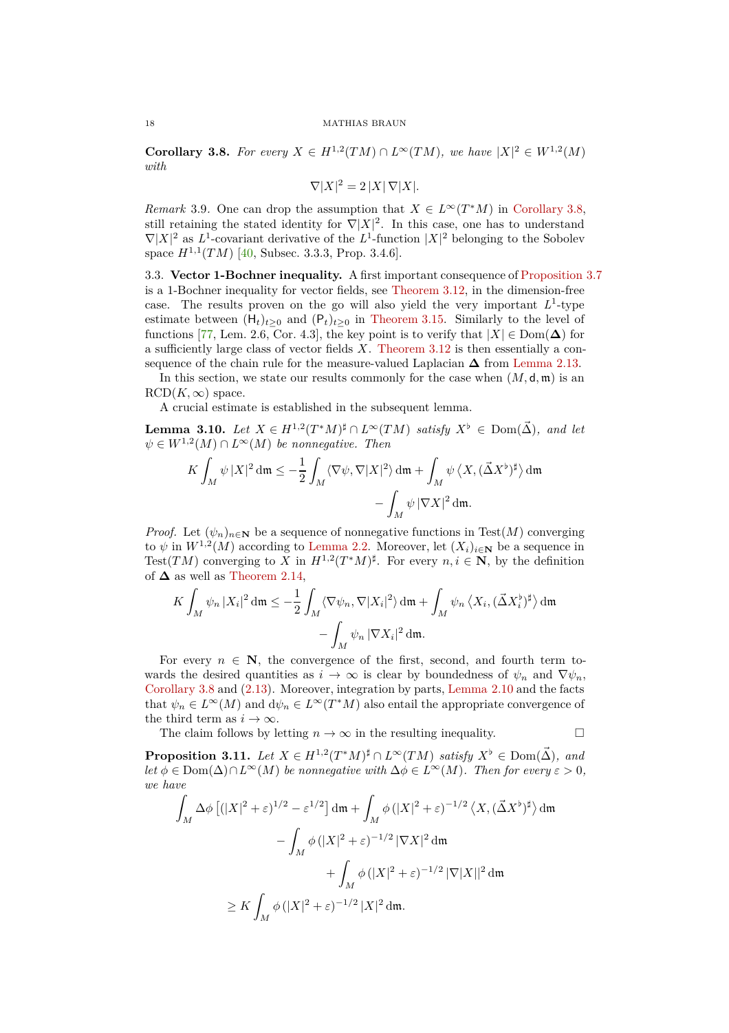**Corollary 3.8.** *For every $X \in H^{1,2}(TM) \cap L^\infty(TM)$, we have $|X|^2 \in W^{1,2}(M)$ with*

$$\nabla|X|^2 = 2\,|X|\,\nabla|X|.$$

*Remark* 3.9. One can drop the assumption that $X \in L^\infty(T^*M)$ in Corollary 3.8, still retaining the stated identity for $\nabla|X|^2$. In this case, one has to understand $\nabla|X|^2$ as $L^1$-covariant derivative of the $L^1$-function $|X|^2$ belonging to the Sobolev space $H^{1,1}(TM)$ [40, Subsec. 3.3.3, Prop. 3.4.6].

## 3.3. Vector 1-Bochner inequality.

A first important consequence of Proposition 3.7 is a 1-Bochner inequality for vector fields, see Theorem 3.12, in the dimension-free case. The results proven on the go will also yield the very important $L^1$-type estimate between $(\mathsf{H}_t)_{t\geq 0}$ and $(\mathsf{P}_t)_{t\geq 0}$ in Theorem 3.15. Similarly to the level of functions [77, Lem. 2.6, Cor. 4.3], the key point is to verify that $|X| \in \mathrm{Dom}(\mathbf{\Delta})$ for a sufficiently large class of vector fields $X$. Theorem 3.12 is then essentially a consequence of the chain rule for the measure-valued Laplacian $\mathbf{\Delta}$ from Lemma 2.13.

In this section, we state our results commonly for the case when $(M, \mathsf{d}, \mathfrak{m})$ is an $\mathrm{RCD}(K, \infty)$ space.

A crucial estimate is established in the subsequent lemma.

**Lemma 3.10.** *Let $X \in H^{1,2}(T^*M)^\sharp \cap L^\infty(TM)$ satisfy $X^\flat \in \mathrm{Dom}(\vec{\Delta})$, and let $\psi \in W^{1,2}(M) \cap L^\infty(M)$ be nonnegative. Then*

$$K \int_M \psi\,|X|^2 \,\mathrm{d}\mathfrak{m} \leq -\frac{1}{2}\int_M \langle \nabla\psi, \nabla|X|^2\rangle \,\mathrm{d}\mathfrak{m} + \int_M \psi\,\langle X, (\vec{\Delta}X^\flat)^\sharp\rangle \,\mathrm{d}\mathfrak{m} - \int_M \psi\,|\nabla X|^2 \,\mathrm{d}\mathfrak{m}.$$

*Proof.* Let $(\psi_n)_{n\in\mathbf{N}}$ be a sequence of nonnegative functions in $\mathrm{Test}(M)$ converging to $\psi$ in $W^{1,2}(M)$ according to Lemma 2.2. Moreover, let $(X_i)_{i\in\mathbf{N}}$ be a sequence in $\mathrm{Test}(TM)$ converging to $X$ in $H^{1,2}(T^*M)^\sharp$. For every $n, i \in \mathbf{N}$, by the definition of $\mathbf{\Delta}$ as well as Theorem 2.14,

$$K \int_M \psi_n\,|X_i|^2 \,\mathrm{d}\mathfrak{m} \leq -\frac{1}{2}\int_M \langle \nabla\psi_n, \nabla|X_i|^2\rangle \,\mathrm{d}\mathfrak{m} + \int_M \psi_n\,\langle X_i, (\vec{\Delta}X_i^\flat)^\sharp\rangle \,\mathrm{d}\mathfrak{m} - \int_M \psi_n\,|\nabla X_i|^2 \,\mathrm{d}\mathfrak{m}.$$

For every $n \in \mathbf{N}$, the convergence of the first, second, and fourth term towards the desired quantities as $i \to \infty$ is clear by boundedness of $\psi_n$ and $\nabla\psi_n$, Corollary 3.8 and (2.13). Moreover, integration by parts, Lemma 2.10 and the facts that $\psi_n \in L^\infty(M)$ and $\mathrm{d}\psi_n \in L^\infty(T^*M)$ also entail the appropriate convergence of the third term as $i \to \infty$.

The claim follows by letting $n \to \infty$ in the resulting inequality. $\square$

**Proposition 3.11.** *Let $X \in H^{1,2}(T^*M)^\sharp \cap L^\infty(TM)$ satisfy $X^\flat \in \mathrm{Dom}(\vec{\Delta})$, and let $\phi \in \mathrm{Dom}(\Delta) \cap L^\infty(M)$ be nonnegative with $\Delta\phi \in L^\infty(M)$. Then for every $\varepsilon > 0$, we have*

$$\begin{aligned}
\int_M \Delta\phi\,\big[(|X|^2+\varepsilon)^{1/2} - \varepsilon^{1/2}\big] \,\mathrm{d}\mathfrak{m} &+ \int_M \phi\,(|X|^2+\varepsilon)^{-1/2}\,\langle X, (\vec{\Delta}X^\flat)^\sharp\rangle \,\mathrm{d}\mathfrak{m} \\
&- \int_M \phi\,(|X|^2+\varepsilon)^{-1/2}\,|\nabla X|^2 \,\mathrm{d}\mathfrak{m} \\
&\qquad + \int_M \phi\,(|X|^2+\varepsilon)^{-1/2}\,|\nabla|X||^2 \,\mathrm{d}\mathfrak{m} \\
\geq K \int_M \phi\,(|X|^2+\varepsilon)^{-1/2}\,|X|^2 \,\mathrm{d}\mathfrak{m}.&
\end{aligned}$$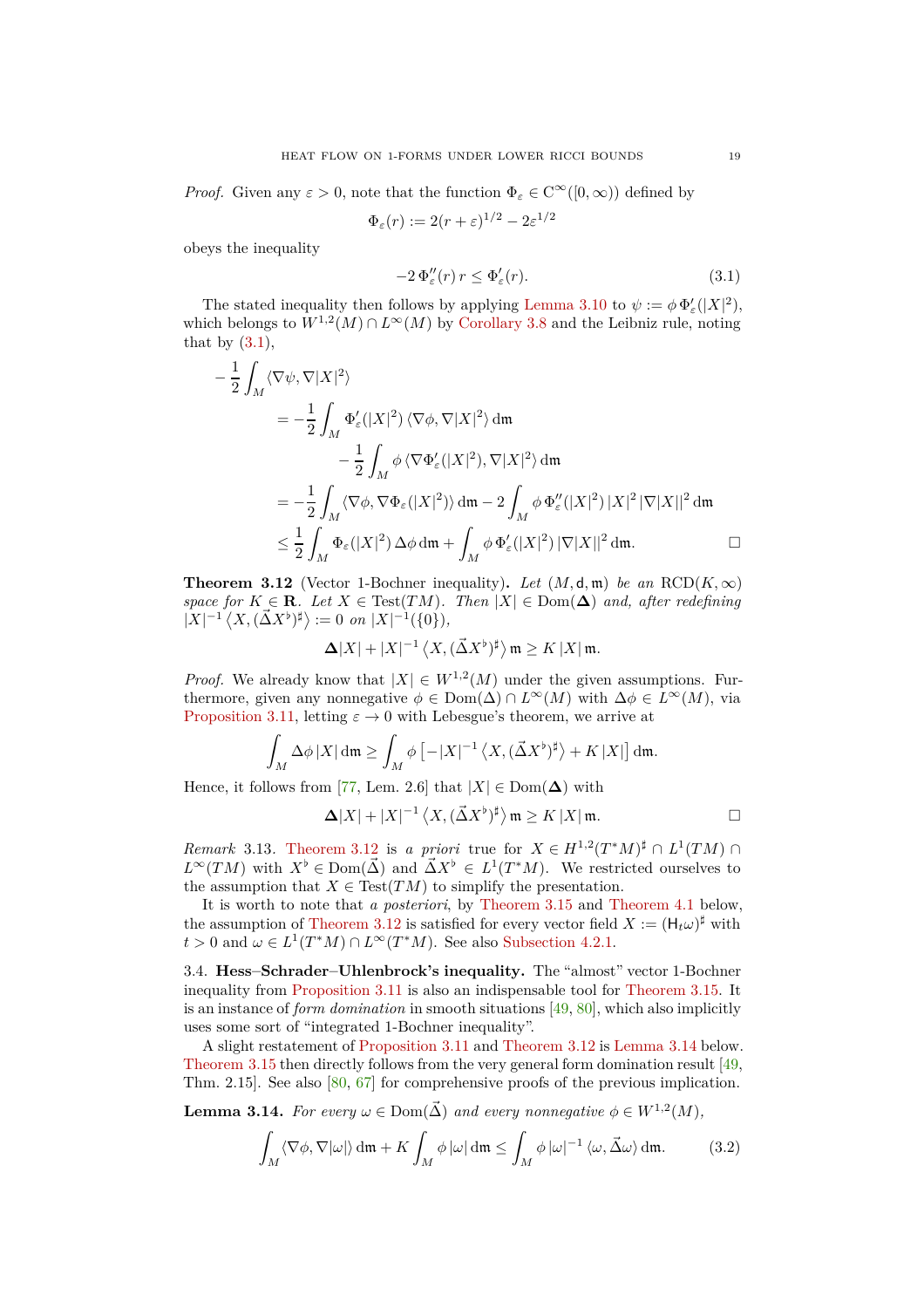*Proof.* Given any $\varepsilon > 0$, note that the function $\Phi_\varepsilon \in \mathrm{C}^\infty([0,\infty))$ defined by

$$\Phi_\varepsilon(r) := 2(r+\varepsilon)^{1/2} - 2\varepsilon^{1/2}$$

obeys the inequality

$$-2\,\Phi_\varepsilon''(r)\,r \le \Phi_\varepsilon'(r). \tag{3.1}$$

The stated inequality then follows by applying Lemma 3.10 to $\psi := \phi\,\Phi_\varepsilon'(|X|^2)$, which belongs to $W^{1,2}(M)\cap L^\infty(M)$ by Corollary 3.8 and the Leibniz rule, noting that by (3.1),

$$\begin{aligned}
-\frac{1}{2}\int_M &\langle \nabla\psi, \nabla |X|^2\rangle \\
&= -\frac{1}{2}\int_M \Phi_\varepsilon'(|X|^2)\,\langle\nabla\phi,\nabla|X|^2\rangle\,\mathrm{d}\mathfrak{m} \\
&\qquad\qquad - \frac{1}{2}\int_M \phi\,\langle \nabla\Phi_\varepsilon'(|X|^2),\nabla|X|^2\rangle\,\mathrm{d}\mathfrak{m}\\
&= -\frac{1}{2}\int_M \langle\nabla\phi,\nabla\Phi_\varepsilon(|X|^2)\rangle\,\mathrm{d}\mathfrak{m} - 2\int_M \phi\,\Phi_\varepsilon''(|X|^2)\,|X|^2\,|\nabla|X||^2\,\mathrm{d}\mathfrak{m}\\
&\le \frac{1}{2}\int_M \Phi_\varepsilon(|X|^2)\,\Delta\phi\,\mathrm{d}\mathfrak{m} + \int_M \phi\,\Phi_\varepsilon'(|X|^2)\,|\nabla|X||^2\,\mathrm{d}\mathfrak{m}.
\end{aligned}$$

□

**Theorem 3.12** (Vector 1-Bochner inequality)**.** *Let $(M,\mathsf{d},\mathfrak{m})$ be an $\mathrm{RCD}(K,\infty)$ space for $K\in\mathbf{R}$. Let $X\in\mathrm{Test}(TM)$. Then $|X|\in\mathrm{Dom}(\boldsymbol{\Delta})$ and, after redefining $|X|^{-1}\langle X,(\vec{\Delta}X^\flat)^\sharp\rangle := 0$ on $|X|^{-1}(\{0\})$,*

$$\boldsymbol{\Delta}|X| + |X|^{-1}\,\langle X,(\vec{\Delta}X^\flat)^\sharp\rangle\,\mathfrak{m} \ge K\,|X|\,\mathfrak{m}.$$

*Proof.* We already know that $|X|\in W^{1,2}(M)$ under the given assumptions. Furthermore, given any nonnegative $\phi\in\mathrm{Dom}(\Delta)\cap L^\infty(M)$ with $\Delta\phi\in L^\infty(M)$, via Proposition 3.11, letting $\varepsilon\to 0$ with Lebesgue's theorem, we arrive at

$$\int_M \Delta\phi\,|X|\,\mathrm{d}\mathfrak{m} \ge \int_M \phi\,\big[-|X|^{-1}\,\langle X,(\vec{\Delta}X^\flat)^\sharp\rangle + K\,|X|\big]\,\mathrm{d}\mathfrak{m}.$$

Hence, it follows from [77, Lem. 2.6] that $|X|\in\mathrm{Dom}(\boldsymbol{\Delta})$ with

$$\boldsymbol{\Delta}|X| + |X|^{-1}\,\langle X,(\vec{\Delta}X^\flat)^\sharp\rangle\,\mathfrak{m} \ge K\,|X|\,\mathfrak{m}.$$

□

*Remark* 3.13. Theorem 3.12 is *a priori* true for $X\in H^{1,2}(T^*M)^\sharp\cap L^1(TM)\cap L^\infty(TM)$ with $X^\flat\in\mathrm{Dom}(\vec{\Delta})$ and $\vec{\Delta}X^\flat\in L^1(T^*M)$. We restricted ourselves to the assumption that $X\in\mathrm{Test}(TM)$ to simplify the presentation.

It is worth to note that *a posteriori*, by Theorem 3.15 and Theorem 4.1 below, the assumption of Theorem 3.12 is satisfied for every vector field $X := (\mathsf{H}_t\omega)^\sharp$ with $t>0$ and $\omega\in L^1(T^*M)\cap L^\infty(T^*M)$. See also Subsection 4.2.1.

### 3.4. Hess–Schrader–Uhlenbrock's inequality.

The "almost" vector 1-Bochner inequality from Proposition 3.11 is also an indispensable tool for Theorem 3.15. It is an instance of *form domination* in smooth situations [49, 80], which also implicitly uses some sort of "integrated 1-Bochner inequality".

A slight restatement of Proposition 3.11 and Theorem 3.12 is Lemma 3.14 below. Theorem 3.15 then directly follows from the very general form domination result [49, Thm. 2.15]. See also [80, 67] for comprehensive proofs of the previous implication.

**Lemma 3.14.** *For every $\omega\in\mathrm{Dom}(\vec{\Delta})$ and every nonnegative $\phi\in W^{1,2}(M)$,*

$$\int_M \langle\nabla\phi,\nabla|\omega|\rangle\,\mathrm{d}\mathfrak{m} + K\int_M \phi\,|\omega|\,\mathrm{d}\mathfrak{m} \le \int_M \phi\,|\omega|^{-1}\,\langle\omega,\vec{\Delta}\omega\rangle\,\mathrm{d}\mathfrak{m}. \tag{3.2}$$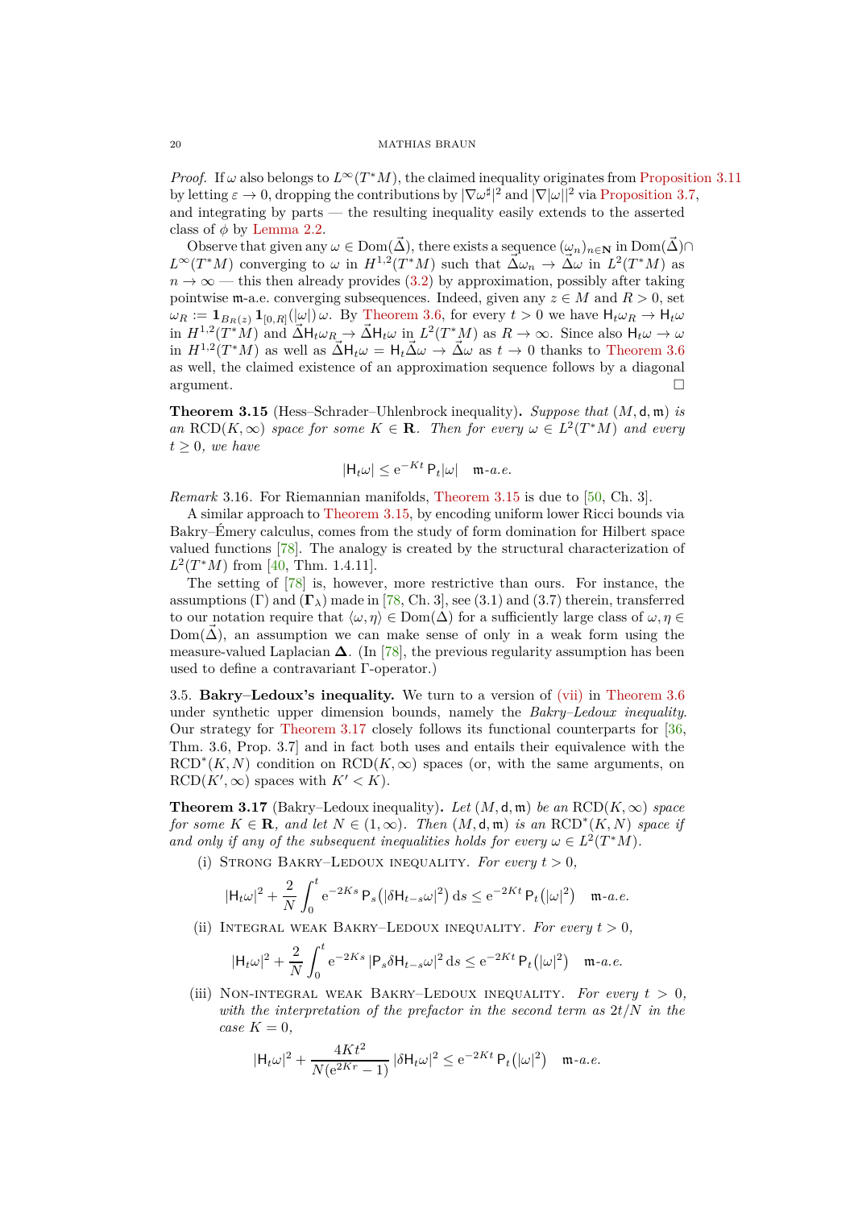*Proof.* If $\omega$ also belongs to $L^\infty(T^*M)$, the claimed inequality originates from Proposition 3.11 by letting $\varepsilon \to 0$, dropping the contributions by $|\nabla\omega^\sharp|^2$ and $|\nabla|\omega||^2$ via Proposition 3.7, and integrating by parts — the resulting inequality easily extends to the asserted class of $\phi$ by Lemma 2.2.

Observe that given any $\omega \in \mathrm{Dom}(\vec{\Delta})$, there exists a sequence $(\omega_n)_{n\in\mathbf{N}}$ in $\mathrm{Dom}(\vec{\Delta})\cap L^\infty(T^*M)$ converging to $\omega$ in $H^{1,2}(T^*M)$ such that $\vec{\Delta}\omega_n \to \vec{\Delta}\omega$ in $L^2(T^*M)$ as $n \to \infty$ — this then already provides (3.2) by approximation, possibly after taking pointwise $\mathfrak{m}$-a.e. converging subsequences. Indeed, given any $z \in M$ and $R > 0$, set $\omega_R := \mathbf{1}_{B_R(z)}\,\mathbf{1}_{[0,R]}(|\omega|)\,\omega$. By Theorem 3.6, for every $t > 0$ we have $\mathsf{H}_t\omega_R \to \mathsf{H}_t\omega$ in $H^{1,2}(T^*M)$ and $\vec{\Delta}\mathsf{H}_t\omega_R \to \vec{\Delta}\mathsf{H}_t\omega$ in $L^2(T^*M)$ as $R \to \infty$. Since also $\mathsf{H}_t\omega \to \omega$ in $H^{1,2}(T^*M)$ as well as $\vec{\Delta}\mathsf{H}_t\omega = \mathsf{H}_t\vec{\Delta}\omega \to \vec{\Delta}\omega$ as $t \to 0$ thanks to Theorem 3.6 as well, the claimed existence of an approximation sequence follows by a diagonal argument. $\square$

**Theorem 3.15** (Hess–Schrader–Uhlenbrock inequality)**.** *Suppose that* $(M, \mathsf{d}, \mathfrak{m})$ *is an* $\mathrm{RCD}(K,\infty)$ *space for some* $K \in \mathbf{R}$*. Then for every* $\omega \in L^2(T^*M)$ *and every* $t \geq 0$*, we have*

$$|\mathsf{H}_t\omega| \leq \mathrm{e}^{-Kt}\,\mathsf{P}_t|\omega| \quad \mathfrak{m}\text{-a.e.}$$

*Remark* 3.16. For Riemannian manifolds, Theorem 3.15 is due to [50, Ch. 3].

A similar approach to Theorem 3.15, by encoding uniform lower Ricci bounds via Bakry–Émery calculus, comes from the study of form domination for Hilbert space valued functions [78]. The analogy is created by the structural characterization of $L^2(T^*M)$ from [40, Thm. 1.4.11].

The setting of [78] is, however, more restrictive than ours. For instance, the assumptions $(\Gamma)$ and $(\boldsymbol{\Gamma}_\lambda)$ made in [78, Ch. 3], see (3.1) and (3.7) therein, transferred to our notation require that $\langle\omega,\eta\rangle \in \mathrm{Dom}(\Delta)$ for a sufficiently large class of $\omega, \eta \in \mathrm{Dom}(\vec{\Delta})$, an assumption we can make sense of only in a weak form using the measure-valued Laplacian $\boldsymbol{\Delta}$. (In [78], the previous regularity assumption has been used to define a contravariant $\Gamma$-operator.)

3.5. **Bakry–Ledoux's inequality.** We turn to a version of (vii) in Theorem 3.6 under synthetic upper dimension bounds, namely the *Bakry–Ledoux inequality*. Our strategy for Theorem 3.17 closely follows its functional counterparts for [36, Thm. 3.6, Prop. 3.7] and in fact both uses and entails their equivalence with the $\mathrm{RCD}^*(K,N)$ condition on $\mathrm{RCD}(K,\infty)$ spaces (or, with the same arguments, on $\mathrm{RCD}(K',\infty)$ spaces with $K' < K$).

**Theorem 3.17** (Bakry–Ledoux inequality)**.** *Let* $(M, \mathsf{d}, \mathfrak{m})$ *be an* $\mathrm{RCD}(K,\infty)$ *space for some* $K \in \mathbf{R}$*, and let* $N \in (1,\infty)$*. Then* $(M, \mathsf{d}, \mathfrak{m})$ *is an* $\mathrm{RCD}^*(K,N)$ *space if and only if any of the subsequent inequalities holds for every* $\omega \in L^2(T^*M)$*.*

(i) Strong Bakry–Ledoux inequality. *For every* $t > 0$*,*

$$|\mathsf{H}_t\omega|^2 + \frac{2}{N}\int_0^t \mathrm{e}^{-2Ks}\,\mathsf{P}_s\big(|\delta\mathsf{H}_{t-s}\omega|^2\big)\,\mathrm{d}s \leq \mathrm{e}^{-2Kt}\,\mathsf{P}_t\big(|\omega|^2\big) \quad \mathfrak{m}\text{-a.e.}$$

(ii) Integral weak Bakry–Ledoux inequality. *For every* $t > 0$*,*

$$|\mathsf{H}_t\omega|^2 + \frac{2}{N}\int_0^t \mathrm{e}^{-2Ks}\,|\mathsf{P}_s\delta\mathsf{H}_{t-s}\omega|^2\,\mathrm{d}s \leq \mathrm{e}^{-2Kt}\,\mathsf{P}_t\big(|\omega|^2\big) \quad \mathfrak{m}\text{-a.e.}$$

(iii) Non-integral weak Bakry–Ledoux inequality. *For every* $t > 0$*, with the interpretation of the prefactor in the second term as* $2t/N$ *in the case* $K = 0$*,*

$$|\mathsf{H}_t\omega|^2 + \frac{4Kt^2}{N(\mathrm{e}^{2Kr}-1)}\,|\delta\mathsf{H}_t\omega|^2 \leq \mathrm{e}^{-2Kt}\,\mathsf{P}_t\big(|\omega|^2\big) \quad \mathfrak{m}\text{-a.e.}$$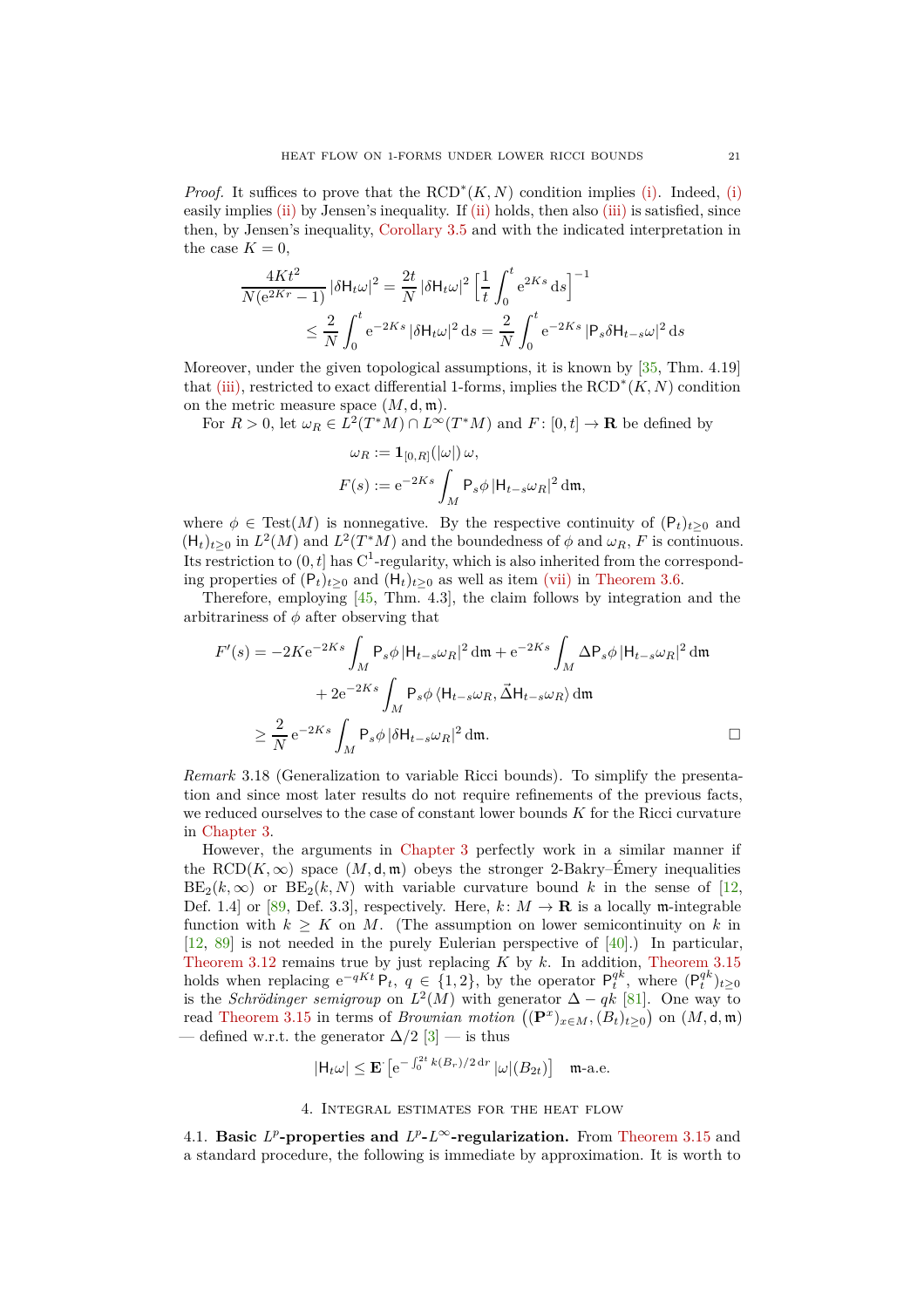*Proof.* It suffices to prove that the $\mathrm{RCD}^*(K,N)$ condition implies (i). Indeed, (i) easily implies (ii) by Jensen's inequality. If (ii) holds, then also (iii) is satisfied, since then, by Jensen's inequality, Corollary 3.5 and with the indicated interpretation in the case $K=0$,

$$\frac{4Kt^2}{N(\mathrm{e}^{2Kr}-1)}\,|\delta \mathsf{H}_t\omega|^2 = \frac{2t}{N}\,|\delta\mathsf{H}_t\omega|^2\Big[\frac{1}{t}\int_0^t \mathrm{e}^{2Ks}\,\mathrm{d}s\Big]^{-1}$$
$$\leq \frac{2}{N}\int_0^t \mathrm{e}^{-2Ks}\,|\delta\mathsf{H}_t\omega|^2\,\mathrm{d}s = \frac{2}{N}\int_0^t \mathrm{e}^{-2Ks}\,|\mathsf{P}_s\delta\mathsf{H}_{t-s}\omega|^2\,\mathrm{d}s$$

Moreover, under the given topological assumptions, it is known by [35, Thm. 4.19] that (iii), restricted to exact differential 1-forms, implies the $\mathrm{RCD}^*(K,N)$ condition on the metric measure space $(M,\mathsf{d},\mathfrak{m})$.

For $R>0$, let $\omega_R\in L^2(T^*M)\cap L^\infty(T^*M)$ and $F\colon[0,t]\to\mathbf{R}$ be defined by

$$\omega_R := \mathbf{1}_{[0,R]}(|\omega|)\,\omega,$$
$$F(s) := \mathrm{e}^{-2Ks}\int_M \mathsf{P}_s\phi\,|\mathsf{H}_{t-s}\omega_R|^2\,\mathrm{d}\mathfrak{m},$$

where $\phi\in\mathrm{Test}(M)$ is nonnegative. By the respective continuity of $(\mathsf{P}_t)_{t\geq 0}$ and $(\mathsf{H}_t)_{t\geq 0}$ in $L^2(M)$ and $L^2(T^*M)$ and the boundedness of $\phi$ and $\omega_R$, $F$ is continuous. Its restriction to $(0,t]$ has $\mathrm{C}^1$-regularity, which is also inherited from the corresponding properties of $(\mathsf{P}_t)_{t\geq0}$ and $(\mathsf{H}_t)_{t\geq 0}$ as well as item (vii) in Theorem 3.6.

Therefore, employing [45, Thm. 4.3], the claim follows by integration and the arbitrariness of $\phi$ after observing that

$$F'(s) = -2K\mathrm{e}^{-2Ks}\int_M \mathsf{P}_s\phi\,|\mathsf{H}_{t-s}\omega_R|^2\,\mathrm{d}\mathfrak{m} + \mathrm{e}^{-2Ks}\int_M \Delta\mathsf{P}_s\phi\,|\mathsf{H}_{t-s}\omega_R|^2\,\mathrm{d}\mathfrak{m}$$
$$+\,2\mathrm{e}^{-2Ks}\int_M \mathsf{P}_s\phi\,\langle \mathsf{H}_{t-s}\omega_R,\vec{\Delta}\mathsf{H}_{t-s}\omega_R\rangle\,\mathrm{d}\mathfrak{m}$$
$$\geq \frac{2}{N}\,\mathrm{e}^{-2Ks}\int_M \mathsf{P}_s\phi\,|\delta\mathsf{H}_{t-s}\omega_R|^2\,\mathrm{d}\mathfrak{m}. \qquad \square$$

*Remark* 3.18 (Generalization to variable Ricci bounds). To simplify the presentation and since most later results do not require refinements of the previous facts, we reduced ourselves to the case of constant lower bounds $K$ for the Ricci curvature in Chapter 3.

However, the arguments in Chapter 3 perfectly work in a similar manner if the $\mathrm{RCD}(K,\infty)$ space $(M,\mathsf{d},\mathfrak{m})$ obeys the stronger 2-Bakry–Émery inequalities $\mathrm{BE}_2(k,\infty)$ or $\mathrm{BE}_2(k,N)$ with variable curvature bound $k$ in the sense of [12, Def. 1.4] or [89, Def. 3.3], respectively. Here, $k\colon M\to\mathbf{R}$ is a locally $\mathfrak{m}$-integrable function with $k\geq K$ on $M$. (The assumption on lower semicontinuity on $k$ in [12, 89] is not needed in the purely Eulerian perspective of [40].) In particular, Theorem 3.12 remains true by just replacing $K$ by $k$. In addition, Theorem 3.15 holds when replacing $\mathrm{e}^{-qKt}\,\mathsf{P}_t$, $q\in\{1,2\}$, by the operator $\mathsf{P}_t^{qk}$, where $(\mathsf{P}_t^{qk})_{t\geq 0}$ is the *Schrödinger semigroup* on $L^2(M)$ with generator $\Delta - qk$ [81]. One way to read Theorem 3.15 in terms of *Brownian motion* $\big((\mathbf{P}^x)_{x\in M},(B_t)_{t\geq0}\big)$ on $(M,\mathsf{d},\mathfrak{m})$ — defined w.r.t. the generator $\Delta/2$ [3] — is thus

$$|\mathsf{H}_t\omega| \leq \mathbf{E}^{\cdot}\big[\mathrm{e}^{-\int_0^{2t}k(B_r)/2\,\mathrm{d}r}\,|\omega|(B_{2t})\big]\quad \mathfrak{m}\text{-a.e.}$$

## 4. Integral estimates for the heat flow

4.1. **Basic $L^p$-properties and $L^p$-$L^\infty$-regularization.** From Theorem 3.15 and a standard procedure, the following is immediate by approximation. It is worth to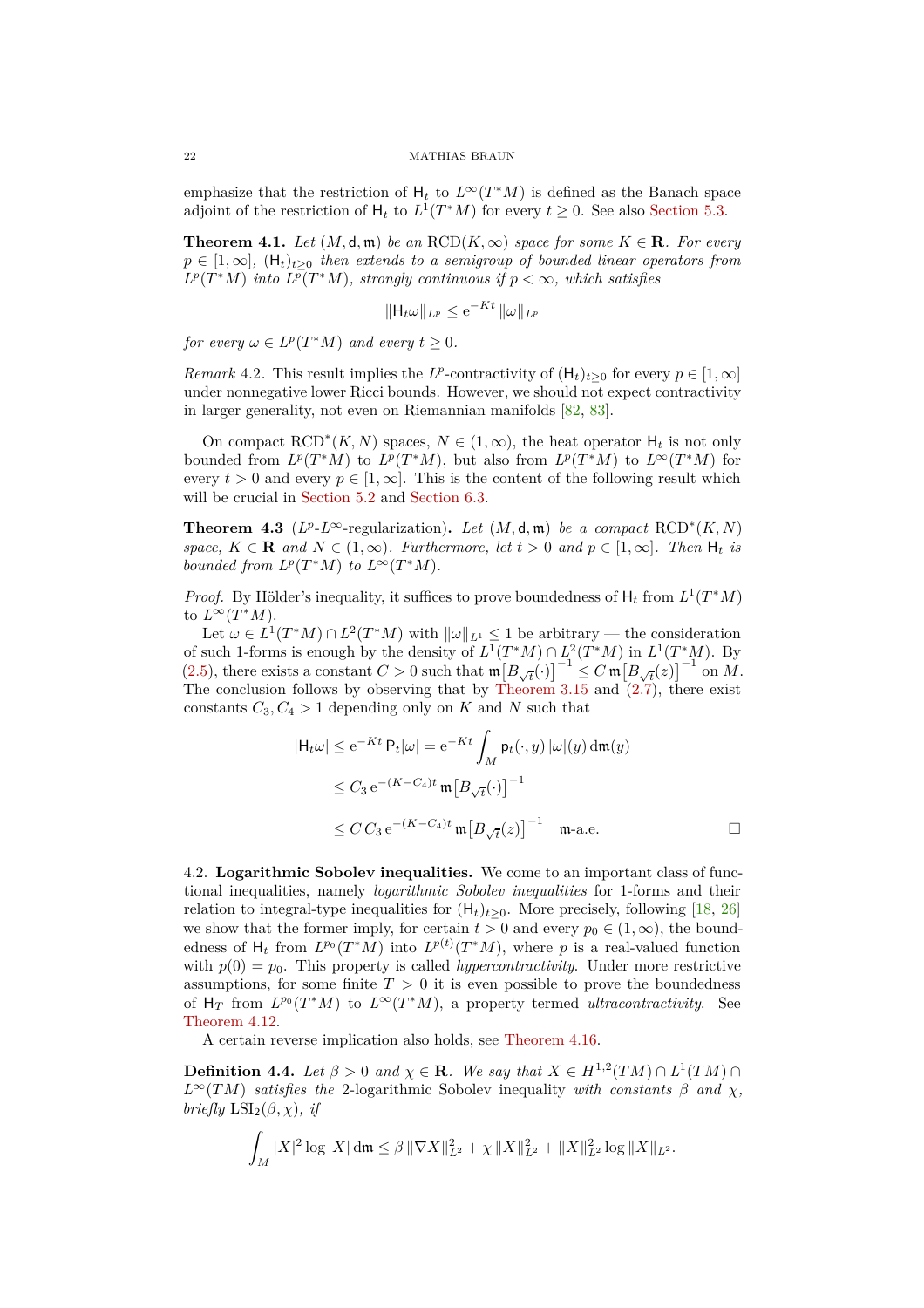emphasize that the restriction of $\mathsf{H}_t$ to $L^\infty(T^*M)$ is defined as the Banach space adjoint of the restriction of $\mathsf{H}_t$ to $L^1(T^*M)$ for every $t \geq 0$. See also Section 5.3.

**Theorem 4.1.** *Let $(M, \mathsf{d}, \mathfrak{m})$ be an $\mathrm{RCD}(K, \infty)$ space for some $K \in \mathbf{R}$. For every $p \in [1, \infty]$, $(\mathsf{H}_t)_{t \geq 0}$ then extends to a semigroup of bounded linear operators from $L^p(T^*M)$ into $L^p(T^*M)$, strongly continuous if $p < \infty$, which satisfies*

$$\|\mathsf{H}_t\omega\|_{L^p} \leq \mathrm{e}^{-Kt}\,\|\omega\|_{L^p}$$

*for every $\omega \in L^p(T^*M)$ and every $t \geq 0$.*

*Remark* 4.2. This result implies the $L^p$-contractivity of $(\mathsf{H}_t)_{t\geq 0}$ for every $p \in [1, \infty]$ under nonnegative lower Ricci bounds. However, we should not expect contractivity in larger generality, not even on Riemannian manifolds [82, 83].

On compact $\mathrm{RCD}^*(K, N)$ spaces, $N \in (1, \infty)$, the heat operator $\mathsf{H}_t$ is not only bounded from $L^p(T^*M)$ to $L^p(T^*M)$, but also from $L^p(T^*M)$ to $L^\infty(T^*M)$ for every $t > 0$ and every $p \in [1, \infty]$. This is the content of the following result which will be crucial in Section 5.2 and Section 6.3.

**Theorem 4.3** ($L^p$-$L^\infty$-regularization)**.** *Let $(M, \mathsf{d}, \mathfrak{m})$ be a compact $\mathrm{RCD}^*(K, N)$ space, $K \in \mathbf{R}$ and $N \in (1, \infty)$. Furthermore, let $t > 0$ and $p \in [1, \infty]$. Then $\mathsf{H}_t$ is bounded from $L^p(T^*M)$ to $L^\infty(T^*M)$.*

*Proof.* By Hölder's inequality, it suffices to prove boundedness of $\mathsf{H}_t$ from $L^1(T^*M)$ to $L^\infty(T^*M)$.

Let $\omega \in L^1(T^*M) \cap L^2(T^*M)$ with $\|\omega\|_{L^1} \leq 1$ be arbitrary — the consideration of such 1-forms is enough by the density of $L^1(T^*M) \cap L^2(T^*M)$ in $L^1(T^*M)$. By (2.5), there exists a constant $C > 0$ such that $\mathfrak{m}\big[B_{\sqrt{t}}(\cdot)\big]^{-1} \leq C\,\mathfrak{m}\big[B_{\sqrt{t}}(z)\big]^{-1}$ on $M$. The conclusion follows by observing that by Theorem 3.15 and (2.7), there exist constants $C_3, C_4 > 1$ depending only on $K$ and $N$ such that

$$\begin{aligned}
|\mathsf{H}_t\omega| &\leq \mathrm{e}^{-Kt}\,\mathsf{P}_t|\omega| = \mathrm{e}^{-Kt}\int_M \mathsf{p}_t(\cdot, y)\,|\omega|(y)\,\mathrm{d}\mathfrak{m}(y)\\
&\leq C_3\,\mathrm{e}^{-(K-C_4)t}\,\mathfrak{m}\big[B_{\sqrt{t}}(\cdot)\big]^{-1}\\
&\leq C\,C_3\,\mathrm{e}^{-(K-C_4)t}\,\mathfrak{m}\big[B_{\sqrt{t}}(z)\big]^{-1} \quad \mathfrak{m}\text{-a.e.}
\end{aligned}$$

$\square$

4.2. **Logarithmic Sobolev inequalities.** We come to an important class of functional inequalities, namely *logarithmic Sobolev inequalities* for 1-forms and their relation to integral-type inequalities for $(\mathsf{H}_t)_{t\geq 0}$. More precisely, following [18, 26] we show that the former imply, for certain $t > 0$ and every $p_0 \in (1, \infty)$, the boundedness of $\mathsf{H}_t$ from $L^{p_0}(T^*M)$ into $L^{p(t)}(T^*M)$, where $p$ is a real-valued function with $p(0) = p_0$. This property is called *hypercontractivity*. Under more restrictive assumptions, for some finite $T > 0$ it is even possible to prove the boundedness of $\mathsf{H}_T$ from $L^{p_0}(T^*M)$ to $L^\infty(T^*M)$, a property termed *ultracontractivity*. See Theorem 4.12.

A certain reverse implication also holds, see Theorem 4.16.

**Definition 4.4.** *Let $\beta > 0$ and $\chi \in \mathbf{R}$. We say that $X \in H^{1,2}(TM) \cap L^1(TM) \cap L^\infty(TM)$ satisfies the* 2-logarithmic Sobolev inequality *with constants $\beta$ and $\chi$, briefly $\mathrm{LSI}_2(\beta, \chi)$, if*

$$\int_M |X|^2 \log|X|\,\mathrm{d}\mathfrak{m} \leq \beta\,\|\nabla X\|_{L^2}^2 + \chi\,\|X\|_{L^2}^2 + \|X\|_{L^2}^2\log\|X\|_{L^2}.$$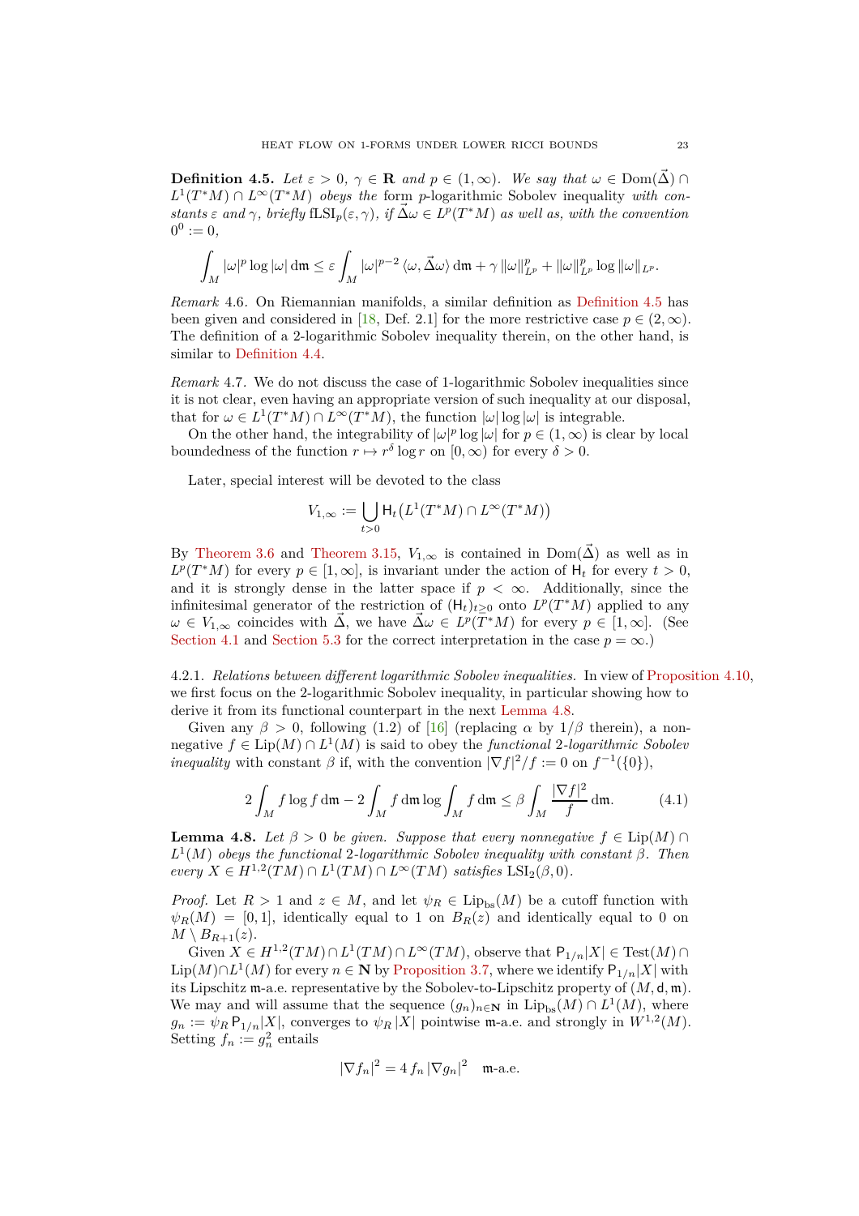**Definition 4.5.** *Let $\varepsilon > 0$, $\gamma \in \mathbf{R}$ and $p \in (1,\infty)$. We say that $\omega \in \mathrm{Dom}(\vec{\Delta}) \cap L^1(T^*M) \cap L^\infty(T^*M)$ obeys the* form *$p$-logarithmic Sobolev inequality with constants $\varepsilon$ and $\gamma$, briefly* $\mathrm{fLSI}_p(\varepsilon,\gamma)$, *if $\vec{\Delta}\omega \in L^p(T^*M)$ as well as, with the convention $0^0 := 0$,*

$$\int_M |\omega|^p \log|\omega| \,\mathrm{d}\mathfrak{m} \leq \varepsilon \int_M |\omega|^{p-2} \langle \omega, \vec{\Delta}\omega\rangle \,\mathrm{d}\mathfrak{m} + \gamma \,\|\omega\|_{L^p}^p + \|\omega\|_{L^p}^p \log \|\omega\|_{L^p}.$$

*Remark* 4.6. On Riemannian manifolds, a similar definition as Definition 4.5 has been given and considered in [18, Def. 2.1] for the more restrictive case $p \in (2,\infty)$. The definition of a 2-logarithmic Sobolev inequality therein, on the other hand, is similar to Definition 4.4.

*Remark* 4.7. We do not discuss the case of 1-logarithmic Sobolev inequalities since it is not clear, even having an appropriate version of such inequality at our disposal, that for $\omega \in L^1(T^*M) \cap L^\infty(T^*M)$, the function $|\omega|\log|\omega|$ is integrable.

On the other hand, the integrability of $|\omega|^p \log|\omega|$ for $p \in (1,\infty)$ is clear by local boundedness of the function $r \mapsto r^\delta \log r$ on $[0,\infty)$ for every $\delta > 0$.

Later, special interest will be devoted to the class

$$V_{1,\infty} := \bigcup_{t>0} \mathsf{H}_t\big(L^1(T^*M) \cap L^\infty(T^*M)\big)$$

By Theorem 3.6 and Theorem 3.15, $V_{1,\infty}$ is contained in $\mathrm{Dom}(\vec{\Delta})$ as well as in $L^p(T^*M)$ for every $p \in [1,\infty]$, is invariant under the action of $\mathsf{H}_t$ for every $t > 0$, and it is strongly dense in the latter space if $p < \infty$. Additionally, since the infinitesimal generator of the restriction of $(\mathsf{H}_t)_{t\geq 0}$ onto $L^p(T^*M)$ applied to any $\omega \in V_{1,\infty}$ coincides with $\vec{\Delta}$, we have $\vec{\Delta}\omega \in L^p(T^*M)$ for every $p \in [1,\infty]$. (See Section 4.1 and Section 5.3 for the correct interpretation in the case $p = \infty$.)

4.2.1. *Relations between different logarithmic Sobolev inequalities.* In view of Proposition 4.10, we first focus on the 2-logarithmic Sobolev inequality, in particular showing how to derive it from its functional counterpart in the next Lemma 4.8.

Given any $\beta > 0$, following (1.2) of [16] (replacing $\alpha$ by $1/\beta$ therein), a nonnegative $f \in \mathrm{Lip}(M) \cap L^1(M)$ is said to obey the *functional 2-logarithmic Sobolev inequality* with constant $\beta$ if, with the convention $|\nabla f|^2/f := 0$ on $f^{-1}(\{0\})$,

$$2\int_M f \log f \,\mathrm{d}\mathfrak{m} - 2\int_M f \,\mathrm{d}\mathfrak{m} \log \int_M f\,\mathrm{d}\mathfrak{m} \leq \beta \int_M \frac{|\nabla f|^2}{f}\,\mathrm{d}\mathfrak{m}. \tag{4.1}$$

**Lemma 4.8.** *Let $\beta > 0$ be given. Suppose that every nonnegative $f \in \mathrm{Lip}(M) \cap L^1(M)$ obeys the functional 2-logarithmic Sobolev inequality with constant $\beta$. Then every $X \in H^{1,2}(TM) \cap L^1(TM) \cap L^\infty(TM)$ satisfies* $\mathrm{LSI}_2(\beta, 0)$.

*Proof.* Let $R > 1$ and $z \in M$, and let $\psi_R \in \mathrm{Lip}_{\mathrm{bs}}(M)$ be a cutoff function with $\psi_R(M) = [0,1]$, identically equal to 1 on $B_R(z)$ and identically equal to 0 on $M \setminus B_{R+1}(z)$.

Given $X \in H^{1,2}(TM) \cap L^1(TM) \cap L^\infty(TM)$, observe that $\mathsf{P}_{1/n}|X| \in \mathrm{Test}(M) \cap \mathrm{Lip}(M) \cap L^1(M)$ for every $n \in \mathbf{N}$ by Proposition 3.7, where we identify $\mathsf{P}_{1/n}|X|$ with its Lipschitz $\mathfrak{m}$-a.e. representative by the Sobolev-to-Lipschitz property of $(M,\mathsf{d},\mathfrak{m})$. We may and will assume that the sequence $(g_n)_{n\in\mathbf{N}}$ in $\mathrm{Lip}_{\mathrm{bs}}(M) \cap L^1(M)$, where $g_n := \psi_R\,\mathsf{P}_{1/n}|X|$, converges to $\psi_R\,|X|$ pointwise $\mathfrak{m}$-a.e. and strongly in $W^{1,2}(M)$. Setting $f_n := g_n^2$ entails

$$|\nabla f_n|^2 = 4\, f_n\, |\nabla g_n|^2 \quad \mathfrak{m}\text{-a.e.}$$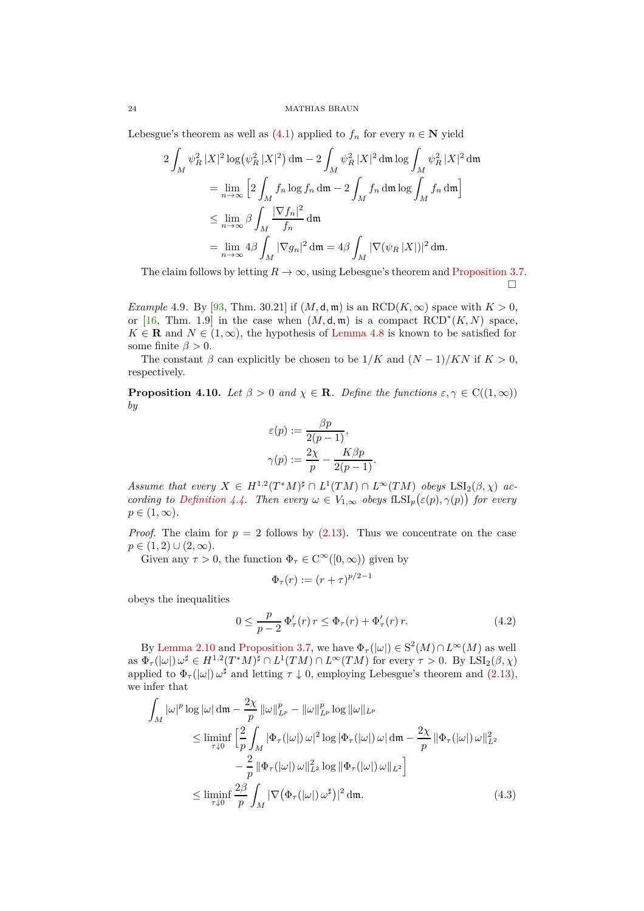Lebesgue's theorem as well as (4.1) applied to $f_n$ for every $n \in \mathbf{N}$ yield

$$
\begin{aligned}
2\int_M \psi_R^2\,|X|^2 \log\big(\psi_R^2\,|X|^2\big)\,\mathrm{d}\mathfrak{m} &- 2\int_M \psi_R^2\,|X|^2\,\mathrm{d}\mathfrak{m}\log\int_M \psi_R^2\,|X|^2\,\mathrm{d}\mathfrak{m}\\
&= \lim_{n\to\infty}\Big[2\int_M f_n\log f_n\,\mathrm{d}\mathfrak{m} - 2\int_M f_n\,\mathrm{d}\mathfrak{m}\log\int_M f_n\,\mathrm{d}\mathfrak{m}\Big]\\
&\leq \lim_{n\to\infty}\beta\int_M \frac{|\nabla f_n|^2}{f_n}\,\mathrm{d}\mathfrak{m}\\
&= \lim_{n\to\infty} 4\beta\int_M |\nabla g_n|^2\,\mathrm{d}\mathfrak{m} = 4\beta\int_M |\nabla(\psi_R\,|X|)|^2\,\mathrm{d}\mathfrak{m}.
\end{aligned}
$$

The claim follows by letting $R \to \infty$, using Lebesgue's theorem and Proposition 3.7. $\square$

*Example* 4.9. By [93, Thm. 30.21] if $(M, \mathsf{d}, \mathfrak{m})$ is an $\mathrm{RCD}(K, \infty)$ space with $K > 0$, or [16, Thm. 1.9] in the case when $(M, \mathsf{d}, \mathfrak{m})$ is a compact $\mathrm{RCD}^*(K, N)$ space, $K \in \mathbf{R}$ and $N \in (1, \infty)$, the hypothesis of Lemma 4.8 is known to be satisfied for some finite $\beta > 0$.

The constant $\beta$ can explicitly be chosen to be $1/K$ and $(N-1)/KN$ if $K > 0$, respectively.

**Proposition 4.10.** *Let $\beta > 0$ and $\chi \in \mathbf{R}$. Define the functions $\varepsilon, \gamma \in \mathrm{C}((1, \infty))$ by*

$$
\begin{aligned}
\varepsilon(p) &:= \frac{\beta p}{2(p-1)},\\
\gamma(p) &:= \frac{2\chi}{p} - \frac{K\beta p}{2(p-1)}.
\end{aligned}
$$

*Assume that every $X \in H^{1,2}(T^*M)^\sharp \cap L^1(TM) \cap L^\infty(TM)$ obeys $\mathrm{LSI}_2(\beta, \chi)$ according to Definition 4.4. Then every $\omega \in V_{1,\infty}$ obeys $\mathrm{fLSI}_p\big(\varepsilon(p), \gamma(p)\big)$ for every $p \in (1, \infty)$.*

*Proof.* The claim for $p = 2$ follows by (2.13). Thus we concentrate on the case $p \in (1, 2) \cup (2, \infty)$.

Given any $\tau > 0$, the function $\Phi_\tau \in \mathrm{C}^\infty([0, \infty))$ given by

$$
\Phi_\tau(r) := (r + \tau)^{p/2-1}
$$

obeys the inequalities

$$
0 \leq \frac{p}{p-2}\,\Phi_\tau'(r)\,r \leq \Phi_\tau(r) + \Phi_\tau'(r)\,r. \tag{4.2}
$$

By Lemma 2.10 and Proposition 3.7, we have $\Phi_\tau(|\omega|) \in \mathrm{S}^2(M) \cap L^\infty(M)$ as well as $\Phi_\tau(|\omega|)\,\omega^\sharp \in H^{1,2}(T^*M)^\sharp \cap L^1(TM) \cap L^\infty(TM)$ for every $\tau > 0$. By $\mathrm{LSI}_2(\beta, \chi)$ applied to $\Phi_\tau(|\omega|)\,\omega^\sharp$ and letting $\tau \downarrow 0$, employing Lebesgue's theorem and (2.13), we infer that

$$
\begin{aligned}
\int_M |\omega|^p \log|\omega|\,\mathrm{d}\mathfrak{m} &- \frac{2\chi}{p}\,\|\omega\|_{L^p}^p - \|\omega\|_{L^p}^p \log\|\omega\|_{L^p}\\
&\leq \liminf_{\tau\downarrow 0}\Big[\frac{2}{p}\int_M |\Phi_\tau(|\omega|)\,\omega|^2 \log|\Phi_\tau(|\omega|)\,\omega|\,\mathrm{d}\mathfrak{m} - \frac{2\chi}{p}\,\|\Phi_\tau(|\omega|)\,\omega\|_{L^2}^2\\
&\qquad - \frac{2}{p}\,\|\Phi_\tau(|\omega|)\,\omega\|_{L^2}^2 \log\|\Phi_\tau(|\omega|)\,\omega\|_{L^2}\Big]\\
&\leq \liminf_{\tau\downarrow 0}\frac{2\beta}{p}\int_M \big|\nabla\big(\Phi_\tau(|\omega|)\,\omega^\sharp\big)\big|^2\,\mathrm{d}\mathfrak{m}.
\end{aligned} \tag{4.3}
$$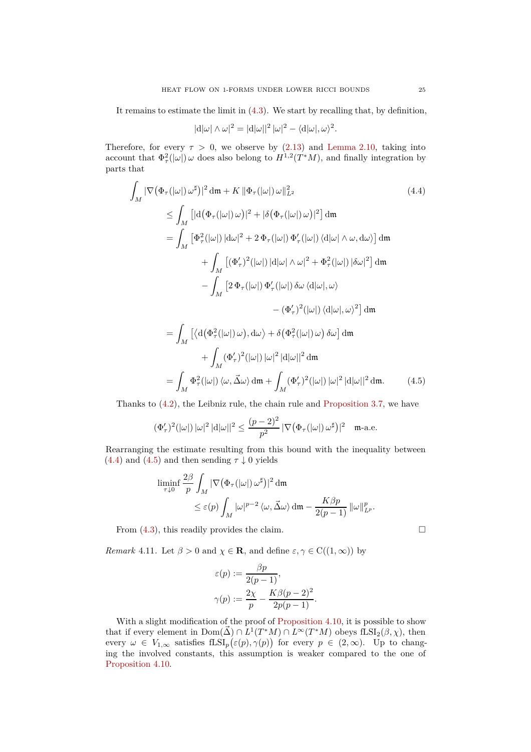It remains to estimate the limit in (4.3). We start by recalling that, by definition,

$$|\mathrm{d}|\omega| \wedge \omega|^2 = |\mathrm{d}|\omega||^2\, |\omega|^2 - \langle \mathrm{d}|\omega|, \omega\rangle^2.$$

Therefore, for every $\tau > 0$, we observe by (2.13) and Lemma 2.10, taking into account that $\Phi_\tau^2(|\omega|)\,\omega$ does also belong to $H^{1,2}(T^*M)$, and finally integration by parts that

$$\begin{aligned}
&\int_M |\nabla\big(\Phi_\tau(|\omega|)\,\omega^\sharp\big)|^2 \,\mathrm{d}\mathfrak{m} + K\,\|\Phi_\tau(|\omega|)\,\omega\|_{L^2}^2 \qquad\qquad (4.4)\\
&\quad\leq \int_M \big[|\mathrm{d}\big(\Phi_\tau(|\omega|)\,\omega\big)|^2 + |\delta\big(\Phi_\tau(|\omega|)\,\omega\big)|^2\big]\,\mathrm{d}\mathfrak{m}\\
&\quad= \int_M \big[\Phi_\tau^2(|\omega|)\,|\mathrm{d}\omega|^2 + 2\,\Phi_\tau(|\omega|)\,\Phi_\tau'(|\omega|)\,\langle \mathrm{d}|\omega|\wedge\omega, \mathrm{d}\omega\rangle\big]\,\mathrm{d}\mathfrak{m}\\
&\qquad\qquad + \int_M \big[(\Phi_\tau')^2(|\omega|)\,|\mathrm{d}|\omega|\wedge\omega|^2 + \Phi_\tau^2(|\omega|)\,|\delta\omega|^2\big]\,\mathrm{d}\mathfrak{m}\\
&\qquad\qquad - \int_M \big[2\,\Phi_\tau(|\omega|)\,\Phi_\tau'(|\omega|)\,\delta\omega\,\langle \mathrm{d}|\omega|, \omega\rangle\\
&\qquad\qquad\qquad\qquad - (\Phi_\tau')^2(|\omega|)\,\langle \mathrm{d}|\omega|,\omega\rangle^2\big]\,\mathrm{d}\mathfrak{m}\\
&\quad= \int_M \big[\big\langle \mathrm{d}\big(\Phi_\tau^2(|\omega|)\,\omega\big), \mathrm{d}\omega\big\rangle + \delta\big(\Phi_\tau^2(|\omega|)\,\omega\big)\,\delta\omega\big]\,\mathrm{d}\mathfrak{m}\\
&\qquad\qquad + \int_M (\Phi_\tau')^2(|\omega|)\,|\omega|^2\,|\mathrm{d}|\omega||^2\,\mathrm{d}\mathfrak{m}\\
&\quad= \int_M \Phi_\tau^2(|\omega|)\,\langle \omega, \vec{\Delta}\omega\rangle\,\mathrm{d}\mathfrak{m} + \int_M (\Phi_\tau')^2(|\omega|)\,|\omega|^2\,|\mathrm{d}|\omega||^2\,\mathrm{d}\mathfrak{m}. \qquad\qquad (4.5)
\end{aligned}$$

Thanks to (4.2), the Leibniz rule, the chain rule and Proposition 3.7, we have

$$(\Phi_\tau')^2(|\omega|)\,|\omega|^2\,|\mathrm{d}|\omega||^2 \leq \frac{(p-2)^2}{p^2}\,|\nabla\big(\Phi_\tau(|\omega|)\,\omega^\sharp\big)|^2 \quad \mathfrak{m}\text{-a.e.}$$

Rearranging the estimate resulting from this bound with the inequality between (4.4) and (4.5) and then sending $\tau \downarrow 0$ yields

$$\begin{aligned}
&\liminf_{\tau\downarrow 0} \frac{2\beta}{p}\int_M |\nabla\big(\Phi_\tau(|\omega|)\,\omega^\sharp\big)|^2\,\mathrm{d}\mathfrak{m}\\
&\qquad\leq \varepsilon(p)\int_M |\omega|^{p-2}\,\langle\omega, \vec{\Delta}\omega\rangle\,\mathrm{d}\mathfrak{m} - \frac{K\beta p}{2(p-1)}\,\|\omega\|_{L^p}^p.
\end{aligned}$$

From (4.3), this readily provides the claim. ☐

*Remark* 4.11. Let $\beta > 0$ and $\chi \in \mathbf{R}$, and define $\varepsilon, \gamma \in \mathrm{C}((1,\infty))$ by

$$\begin{aligned}
\varepsilon(p) &:= \frac{\beta p}{2(p-1)},\\
\gamma(p) &:= \frac{2\chi}{p} - \frac{K\beta(p-2)^2}{2p(p-1)}.
\end{aligned}$$

With a slight modification of the proof of Proposition 4.10, it is possible to show that if every element in $\mathrm{Dom}(\vec{\Delta}) \cap L^1(T^*M) \cap L^\infty(T^*M)$ obeys $\mathrm{fLSI}_2(\beta,\chi)$, then every $\omega \in V_{1,\infty}$ satisfies $\mathrm{fLSI}_p\big(\varepsilon(p),\gamma(p)\big)$ for every $p \in (2,\infty)$. Up to changing the involved constants, this assumption is weaker compared to the one of Proposition 4.10.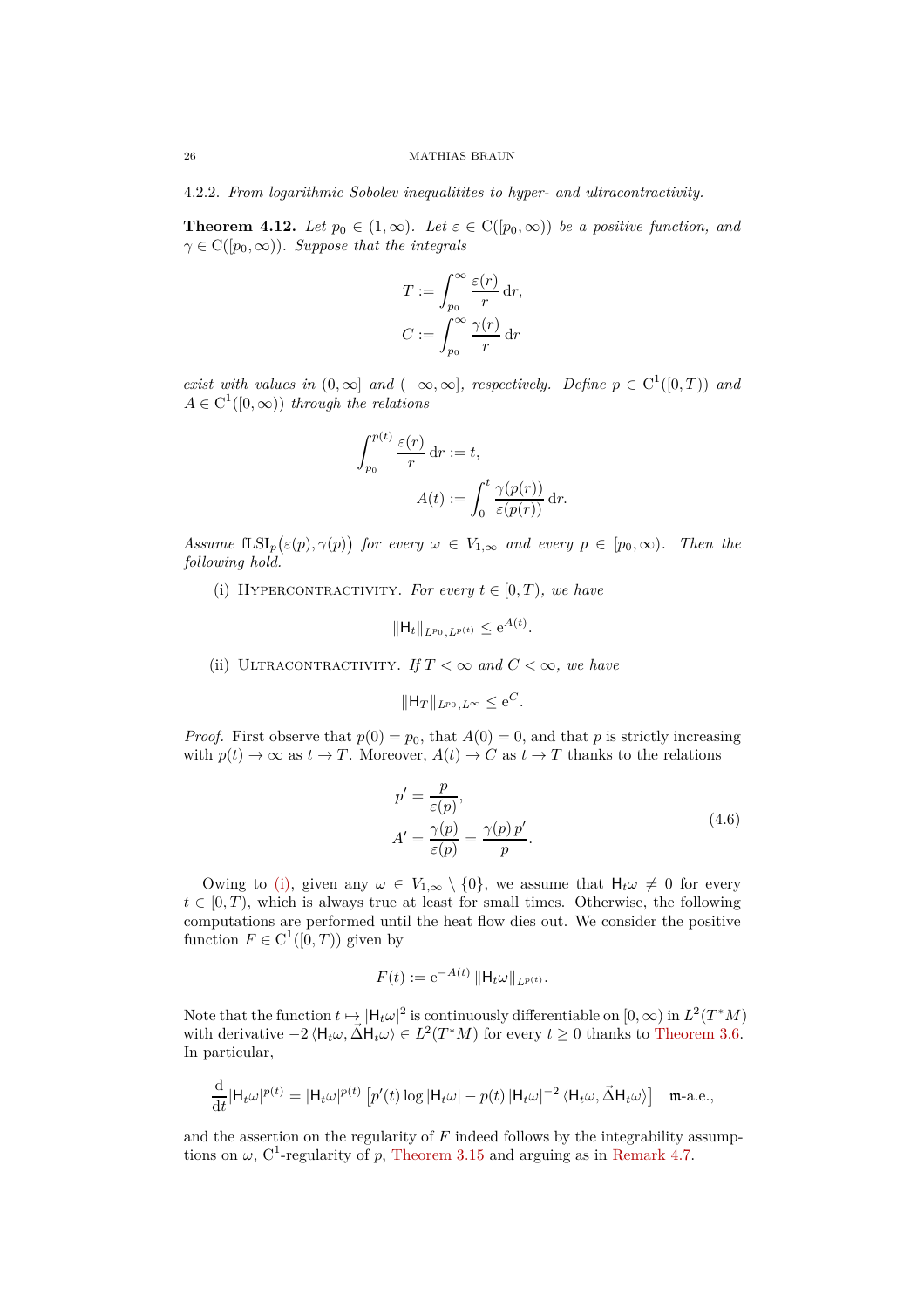4.2.2. *From logarithmic Sobolev inequalitites to hyper- and ultracontractivity.*

**Theorem 4.12.** *Let $p_0 \in (1,\infty)$. Let $\varepsilon \in \mathrm{C}([p_0,\infty))$ be a positive function, and $\gamma \in \mathrm{C}([p_0,\infty))$. Suppose that the integrals*

$$
\begin{aligned}
T &:= \int_{p_0}^\infty \frac{\varepsilon(r)}{r}\,\mathrm{d}r,\\
C &:= \int_{p_0}^\infty \frac{\gamma(r)}{r}\,\mathrm{d}r
\end{aligned}
$$

*exist with values in $(0,\infty]$ and $(-\infty,\infty]$, respectively. Define $p \in \mathrm{C}^1([0,T))$ and $A \in \mathrm{C}^1([0,\infty))$ through the relations*

$$
\int_{p_0}^{p(t)} \frac{\varepsilon(r)}{r}\,\mathrm{d}r := t,
$$

$$
A(t) := \int_0^t \frac{\gamma(p(r))}{\varepsilon(p(r))}\,\mathrm{d}r.
$$

*Assume $\mathrm{fLSI}_p\big(\varepsilon(p),\gamma(p)\big)$ for every $\omega \in V_{1,\infty}$ and every $p \in [p_0,\infty)$. Then the following hold.*

(i) Hypercontractivity. *For every $t \in [0,T)$, we have*

$$
\Vert \mathsf{H}_t \Vert_{L^{p_0},L^{p(t)}} \leq \mathrm{e}^{A(t)}.
$$

(ii) Ultracontractivity. *If $T < \infty$ and $C<\infty$, we have*

$$
\Vert \mathsf{H}_T \Vert_{L^{p_0},L^\infty} \leq \mathrm{e}^{C}.
$$

*Proof.* First observe that $p(0) = p_0$, that $A(0) = 0$, and that $p$ is strictly increasing with $p(t)\to\infty$ as $t \to T$. Moreover, $A(t) \to C$ as $t\to T$ thanks to the relations

$$
\begin{aligned}
p' &= \frac{p}{\varepsilon(p)},\\
A' &= \frac{\gamma(p)}{\varepsilon(p)} = \frac{\gamma(p)\,p'}{p}.
\end{aligned}
\tag{4.6}
$$

Owing to (i), given any $\omega \in V_{1,\infty}\setminus\{0\}$, we assume that $\mathsf{H}_t\omega \neq 0$ for every $t\in[0,T)$, which is always true at least for small times. Otherwise, the following computations are performed until the heat flow dies out. We consider the positive function $F \in \mathrm{C}^1([0,T))$ given by

$$
F(t) := \mathrm{e}^{-A(t)}\,\Vert \mathsf{H}_t\omega\Vert_{L^{p(t)}}.
$$

Note that the function $t \mapsto |\mathsf{H}_t\omega|^2$ is continuously differentiable on $[0,\infty)$ in $L^2(T^*M)$ with derivative $-2\,\langle \mathsf{H}_t\omega, \vec{\Delta}\mathsf{H}_t\omega\rangle \in L^2(T^*M)$ for every $t\geq 0$ thanks to Theorem 3.6. In particular,

$$
\frac{\mathrm{d}}{\mathrm{d}t}|\mathsf{H}_t\omega|^{p(t)} = |\mathsf{H}_t\omega|^{p(t)}\,\big[p'(t)\log|\mathsf{H}_t\omega| - p(t)\,|\mathsf{H}_t\omega|^{-2}\,\langle \mathsf{H}_t\omega,\vec{\Delta}\mathsf{H}_t\omega\rangle\big] \quad \mathfrak{m}\text{-a.e.},
$$

and the assertion on the regularity of $F$ indeed follows by the integrability assumptions on $\omega$, $\mathrm{C}^1$-regularity of $p$, Theorem 3.15 and arguing as in Remark 4.7.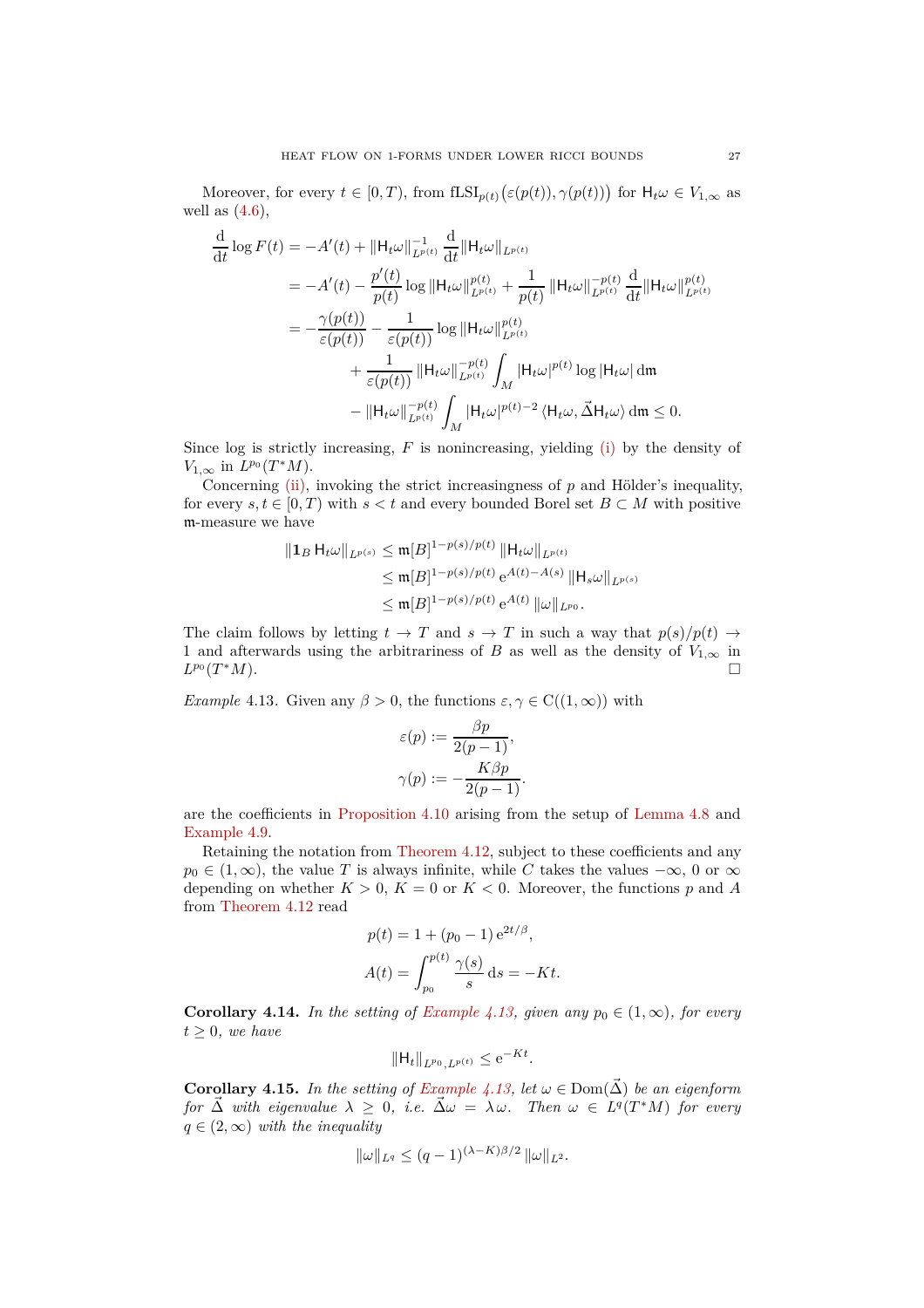Moreover, for every $t \in [0,T)$, from $\mathrm{fLSI}_{p(t)}\big(\varepsilon(p(t)),\gamma(p(t))\big)$ for $\mathsf{H}_t\omega \in V_{1,\infty}$ as well as (4.6),

$$
\begin{aligned}
\frac{\mathrm{d}}{\mathrm{d}t}\log F(t) &= -A'(t) + \|\mathsf{H}_t\omega\|_{L^{p(t)}}^{-1}\,\frac{\mathrm{d}}{\mathrm{d}t}\|\mathsf{H}_t\omega\|_{L^{p(t)}}\\
&= -A'(t) - \frac{p'(t)}{p(t)}\log\|\mathsf{H}_t\omega\|_{L^{p(t)}}^{p(t)} + \frac{1}{p(t)}\,\|\mathsf{H}_t\omega\|_{L^{p(t)}}^{-p(t)}\,\frac{\mathrm{d}}{\mathrm{d}t}\|\mathsf{H}_t\omega\|_{L^{p(t)}}^{p(t)}\\
&= -\frac{\gamma(p(t))}{\varepsilon(p(t))} - \frac{1}{\varepsilon(p(t))}\log\|\mathsf{H}_t\omega\|_{L^{p(t)}}^{p(t)}\\
&\qquad + \frac{1}{\varepsilon(p(t))}\,\|\mathsf{H}_t\omega\|_{L^{p(t)}}^{-p(t)}\int_M |\mathsf{H}_t\omega|^{p(t)}\log|\mathsf{H}_t\omega|\,\mathrm{d}\mathfrak{m}\\
&\qquad - \|\mathsf{H}_t\omega\|_{L^{p(t)}}^{-p(t)}\int_M |\mathsf{H}_t\omega|^{p(t)-2}\,\langle \mathsf{H}_t\omega,\vec{\Delta}\mathsf{H}_t\omega\rangle\,\mathrm{d}\mathfrak{m} \leq 0.
\end{aligned}
$$

Since log is strictly increasing, $F$ is nonincreasing, yielding (i) by the density of $V_{1,\infty}$ in $L^{p_0}(T^*M)$.

Concerning (ii), invoking the strict increasingness of $p$ and Hölder's inequality, for every $s,t\in[0,T)$ with $s<t$ and every bounded Borel set $B\subset M$ with positive $\mathfrak{m}$-measure we have

$$
\begin{aligned}
\|\mathbf{1}_B\,\mathsf{H}_t\omega\|_{L^{p(s)}} &\leq \mathfrak{m}[B]^{1-p(s)/p(t)}\,\|\mathsf{H}_t\omega\|_{L^{p(t)}}\\
&\leq \mathfrak{m}[B]^{1-p(s)/p(t)}\,\mathrm{e}^{A(t)-A(s)}\,\|\mathsf{H}_s\omega\|_{L^{p(s)}}\\
&\leq \mathfrak{m}[B]^{1-p(s)/p(t)}\,\mathrm{e}^{A(t)}\,\|\omega\|_{L^{p_0}}.
\end{aligned}
$$

The claim follows by letting $t\to T$ and $s\to T$ in such a way that $p(s)/p(t)\to 1$ and afterwards using the arbitrariness of $B$ as well as the density of $V_{1,\infty}$ in $L^{p_0}(T^*M)$. $\square$

*Example* 4.13. Given any $\beta>0$, the functions $\varepsilon,\gamma\in \mathrm{C}((1,\infty))$ with

$$
\begin{aligned}
\varepsilon(p) &:= \frac{\beta p}{2(p-1)},\\
\gamma(p) &:= -\frac{K\beta p}{2(p-1)}.
\end{aligned}
$$

are the coefficients in Proposition 4.10 arising from the setup of Lemma 4.8 and Example 4.9.

Retaining the notation from Theorem 4.12, subject to these coefficients and any $p_0\in(1,\infty)$, the value $T$ is always infinite, while $C$ takes the values $-\infty$, $0$ or $\infty$ depending on whether $K>0$, $K=0$ or $K<0$. Moreover, the functions $p$ and $A$ from Theorem 4.12 read

$$
\begin{aligned}
p(t) &= 1 + (p_0-1)\,\mathrm{e}^{2t/\beta},\\
A(t) &= \int_{p_0}^{p(t)} \frac{\gamma(s)}{s}\,\mathrm{d}s = -Kt.
\end{aligned}
$$

**Corollary 4.14.** *In the setting of Example 4.13, given any $p_0\in(1,\infty)$, for every $t\geq 0$, we have*

$$
\|\mathsf{H}_t\|_{L^{p_0},L^{p(t)}} \leq \mathrm{e}^{-Kt}.
$$

**Corollary 4.15.** *In the setting of Example 4.13, let $\omega\in\mathrm{Dom}(\vec{\Delta})$ be an eigenform for $\vec{\Delta}$ with eigenvalue $\lambda\geq 0$, i.e. $\vec{\Delta}\omega = \lambda\,\omega$. Then $\omega\in L^q(T^*M)$ for every $q\in(2,\infty)$ with the inequality*

$$
\|\omega\|_{L^q} \leq (q-1)^{(\lambda-K)\beta/2}\,\|\omega\|_{L^2}.
$$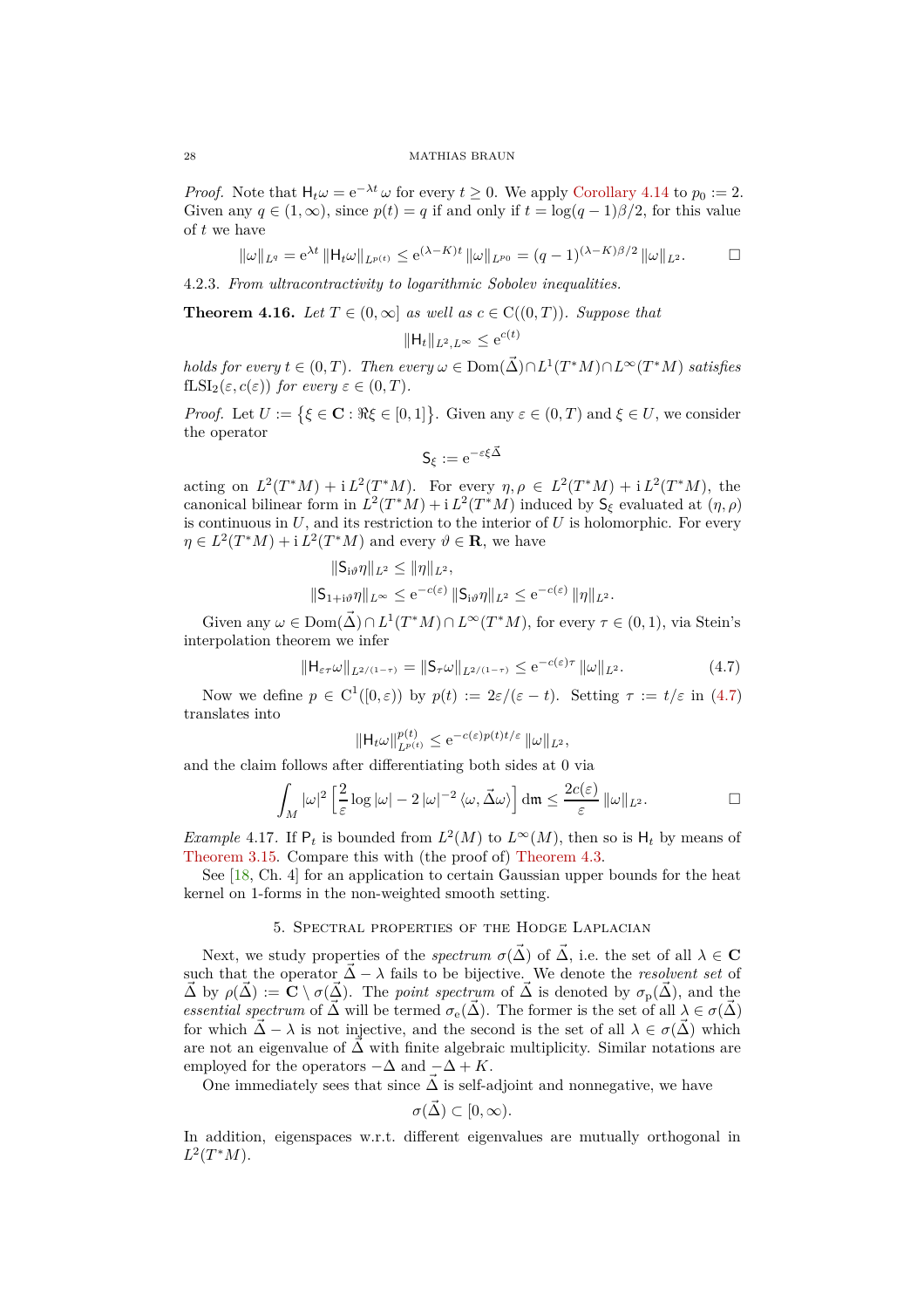*Proof.* Note that $\mathsf{H}_t\omega = \mathrm{e}^{-\lambda t}\,\omega$ for every $t \geq 0$. We apply Corollary 4.14 to $p_0 := 2$. Given any $q \in (1,\infty)$, since $p(t) = q$ if and only if $t = \log(q-1)\beta/2$, for this value of $t$ we have

$$\|\omega\|_{L^q} = \mathrm{e}^{\lambda t}\,\|\mathsf{H}_t\omega\|_{L^{p(t)}} \leq \mathrm{e}^{(\lambda-K)t}\,\|\omega\|_{L^{p_0}} = (q-1)^{(\lambda-K)\beta/2}\,\|\omega\|_{L^2}. \qquad \square$$

4.2.3. *From ultracontractivity to logarithmic Sobolev inequalities.*

**Theorem 4.16.** *Let $T \in (0,\infty]$ as well as $c \in \mathrm{C}((0,T))$. Suppose that*

$$\|\mathsf{H}_t\|_{L^2,L^\infty} \leq \mathrm{e}^{c(t)}$$

*holds for every $t \in (0,T)$. Then every $\omega \in \mathrm{Dom}(\vec{\Delta}) \cap L^1(T^*M) \cap L^\infty(T^*M)$ satisfies $\mathrm{fLSI}_2(\varepsilon, c(\varepsilon))$ for every $\varepsilon \in (0,T)$.*

*Proof.* Let $U := \big\{\xi \in \mathbf{C} : \Re\xi \in [0,1]\big\}$. Given any $\varepsilon \in (0,T)$ and $\xi \in U$, we consider the operator

$$\mathsf{S}_\xi := \mathrm{e}^{-\varepsilon\xi\vec{\Delta}}$$

acting on $L^2(T^*M) + \mathrm{i}\,L^2(T^*M)$. For every $\eta, \rho \in L^2(T^*M) + \mathrm{i}\,L^2(T^*M)$, the canonical bilinear form in $L^2(T^*M) + \mathrm{i}\,L^2(T^*M)$ induced by $\mathsf{S}_\xi$ evaluated at $(\eta,\rho)$ is continuous in $U$, and its restriction to the interior of $U$ is holomorphic. For every $\eta \in L^2(T^*M) + \mathrm{i}\,L^2(T^*M)$ and every $\vartheta \in \mathbf{R}$, we have

$$\begin{aligned}
\|\mathsf{S}_{\mathrm{i}\vartheta}\eta\|_{L^2} &\leq \|\eta\|_{L^2},\\
\|\mathsf{S}_{1+\mathrm{i}\vartheta}\eta\|_{L^\infty} &\leq \mathrm{e}^{-c(\varepsilon)}\,\|\mathsf{S}_{\mathrm{i}\vartheta}\eta\|_{L^2} \leq \mathrm{e}^{-c(\varepsilon)}\,\|\eta\|_{L^2}.
\end{aligned}$$

Given any $\omega \in \mathrm{Dom}(\vec{\Delta}) \cap L^1(T^*M) \cap L^\infty(T^*M)$, for every $\tau \in (0,1)$, via Stein's interpolation theorem we infer

$$\|\mathsf{H}_{\varepsilon\tau}\omega\|_{L^{2/(1-\tau)}} = \|\mathsf{S}_\tau\omega\|_{L^{2/(1-\tau)}} \leq \mathrm{e}^{-c(\varepsilon)\tau}\,\|\omega\|_{L^2}. \tag{4.7}$$

Now we define $p \in \mathrm{C}^1([0,\varepsilon))$ by $p(t) := 2\varepsilon/(\varepsilon - t)$. Setting $\tau := t/\varepsilon$ in (4.7) translates into

$$\|\mathsf{H}_t\omega\|_{L^{p(t)}}^{p(t)} \leq \mathrm{e}^{-c(\varepsilon)p(t)t/\varepsilon}\,\|\omega\|_{L^2},$$

and the claim follows after differentiating both sides at 0 via

$$\int_M |\omega|^2\Big[\frac{2}{\varepsilon}\log|\omega| - 2\,|\omega|^{-2}\,\langle\omega,\vec{\Delta}\omega\rangle\Big]\,\mathrm{d}\mathfrak{m} \leq \frac{2c(\varepsilon)}{\varepsilon}\,\|\omega\|_{L^2}. \qquad \square$$

*Example* 4.17. If $\mathsf{P}_t$ is bounded from $L^2(M)$ to $L^\infty(M)$, then so is $\mathsf{H}_t$ by means of Theorem 3.15. Compare this with (the proof of) Theorem 4.3.

See [18, Ch. 4] for an application to certain Gaussian upper bounds for the heat kernel on 1-forms in the non-weighted smooth setting.

## 5. Spectral properties of the Hodge Laplacian

Next, we study properties of the *spectrum* $\sigma(\vec{\Delta})$ of $\vec{\Delta}$, i.e. the set of all $\lambda \in \mathbf{C}$ such that the operator $\vec{\Delta} - \lambda$ fails to be bijective. We denote the *resolvent set* of $\vec{\Delta}$ by $\rho(\vec{\Delta}) := \mathbf{C} \setminus \sigma(\vec{\Delta})$. The *point spectrum* of $\vec{\Delta}$ is denoted by $\sigma_{\mathrm{p}}(\vec{\Delta})$, and the *essential spectrum* of $\vec{\Delta}$ will be termed $\sigma_{\mathrm{e}}(\vec{\Delta})$. The former is the set of all $\lambda \in \sigma(\vec{\Delta})$ for which $\vec{\Delta} - \lambda$ is not injective, and the second is the set of all $\lambda \in \sigma(\vec{\Delta})$ which are not an eigenvalue of $\vec{\Delta}$ with finite algebraic multiplicity. Similar notations are employed for the operators $-\Delta$ and $-\Delta + K$.

One immediately sees that since $\vec{\Delta}$ is self-adjoint and nonnegative, we have

$$\sigma(\vec{\Delta}) \subset [0,\infty).$$

In addition, eigenspaces w.r.t. different eigenvalues are mutually orthogonal in $L^2(T^*M)$.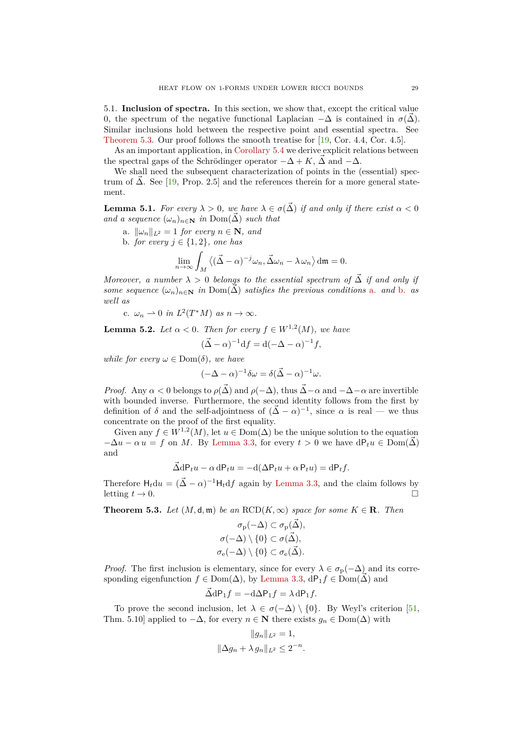### 5.1. Inclusion of spectra.

In this section, we show that, except the critical value 0, the spectrum of the negative functional Laplacian $-\Delta$ is contained in $\sigma(\vec{\Delta})$. Similar inclusions hold between the respective point and essential spectra. See Theorem 5.3. Our proof follows the smooth treatise for [19, Cor. 4.4, Cor. 4.5].

As an important application, in Corollary 5.4 we derive explicit relations between the spectral gaps of the Schrödinger operator $-\Delta + K$, $\vec{\Delta}$ and $-\Delta$.

We shall need the subsequent characterization of points in the (essential) spectrum of $\vec{\Delta}$. See [19, Prop. 2.5] and the references therein for a more general statement.

**Lemma 5.1.** *For every $\lambda > 0$, we have $\lambda \in \sigma(\vec{\Delta})$ if and only if there exist $\alpha < 0$ and a sequence $(\omega_n)_{n\in\mathbf{N}}$ in $\mathrm{Dom}(\vec{\Delta})$ such that*

- a. *$\|\omega_n\|_{L^2} = 1$ for every $n \in \mathbf{N}$, and*
- b. *for every $j \in \{1,2\}$, one has*

$$\lim_{n\to\infty} \int_M \big\langle (\vec{\Delta} - \alpha)^{-j}\omega_n, \vec{\Delta}\omega_n - \lambda\,\omega_n \big\rangle \,\mathrm{d}\mathfrak{m} = 0.$$

*Moreover, a number $\lambda > 0$ belongs to the essential spectrum of $\vec{\Delta}$ if and only if some sequence $(\omega_n)_{n\in\mathbf{N}}$ in $\mathrm{Dom}(\vec{\Delta})$ satisfies the previous conditions a. and b. as well as*

- c. *$\omega_n \rightharpoonup 0$ in $L^2(T^*M)$ as $n \to \infty$.*

**Lemma 5.2.** *Let $\alpha < 0$. Then for every $f \in W^{1,2}(M)$, we have*

$$(\vec{\Delta} - \alpha)^{-1}\mathrm{d}f = \mathrm{d}(-\Delta - \alpha)^{-1}f,$$

*while for every $\omega \in \mathrm{Dom}(\delta)$, we have*

$$(-\Delta - \alpha)^{-1}\delta\omega = \delta(\vec{\Delta} - \alpha)^{-1}\omega.$$

*Proof.* Any $\alpha < 0$ belongs to $\rho(\vec{\Delta})$ and $\rho(-\Delta)$, thus $\vec{\Delta} - \alpha$ and $-\Delta - \alpha$ are invertible with bounded inverse. Furthermore, the second identity follows from the first by definition of $\delta$ and the self-adjointness of $(\vec{\Delta} - \alpha)^{-1}$, since $\alpha$ is real — we thus concentrate on the proof of the first equality.

Given any $f \in W^{1,2}(M)$, let $u \in \mathrm{Dom}(\Delta)$ be the unique solution to the equation $-\Delta u - \alpha\, u = f$ on $M$. By Lemma 3.3, for every $t > 0$ we have $\mathrm{d}\mathsf{P}_t u \in \mathrm{Dom}(\vec{\Delta})$ and

$$\vec{\Delta}\mathrm{d}\mathsf{P}_t u - \alpha\,\mathrm{d}\mathsf{P}_t u = -\mathrm{d}(\Delta\mathsf{P}_t u + \alpha\,\mathsf{P}_t u) = \mathrm{d}\mathsf{P}_t f.$$

Therefore $\mathsf{H}_t\mathrm{d}u = (\vec{\Delta} - \alpha)^{-1}\mathsf{H}_t\mathrm{d}f$ again by Lemma 3.3, and the claim follows by letting $t \to 0$. □

**Theorem 5.3.** *Let $(M, \mathsf{d}, \mathfrak{m})$ be an $\mathrm{RCD}(K,\infty)$ space for some $K \in \mathbf{R}$. Then*

$$\sigma_{\mathrm{p}}(-\Delta) \subset \sigma_{\mathrm{p}}(\vec{\Delta}),$$
$$\sigma(-\Delta) \setminus \{0\} \subset \sigma(\vec{\Delta}),$$
$$\sigma_{\mathrm{e}}(-\Delta) \setminus \{0\} \subset \sigma_{\mathrm{e}}(\vec{\Delta}).$$

*Proof.* The first inclusion is elementary, since for every $\lambda \in \sigma_{\mathrm{p}}(-\Delta)$ and its corresponding eigenfunction $f \in \mathrm{Dom}(\Delta)$, by Lemma 3.3, $\mathrm{d}\mathsf{P}_1 f \in \mathrm{Dom}(\vec{\Delta})$ and

$$\vec{\Delta}\mathrm{d}\mathsf{P}_1 f = -\mathrm{d}\Delta\mathsf{P}_1 f = \lambda\,\mathrm{d}\mathsf{P}_1 f.$$

To prove the second inclusion, let $\lambda \in \sigma(-\Delta) \setminus \{0\}$. By Weyl's criterion [51, Thm. 5.10] applied to $-\Delta$, for every $n \in \mathbf{N}$ there exists $g_n \in \mathrm{Dom}(\Delta)$ with

$$\|g_n\|_{L^2} = 1,$$
$$\|\Delta g_n + \lambda\, g_n\|_{L^2} \le 2^{-n}.$$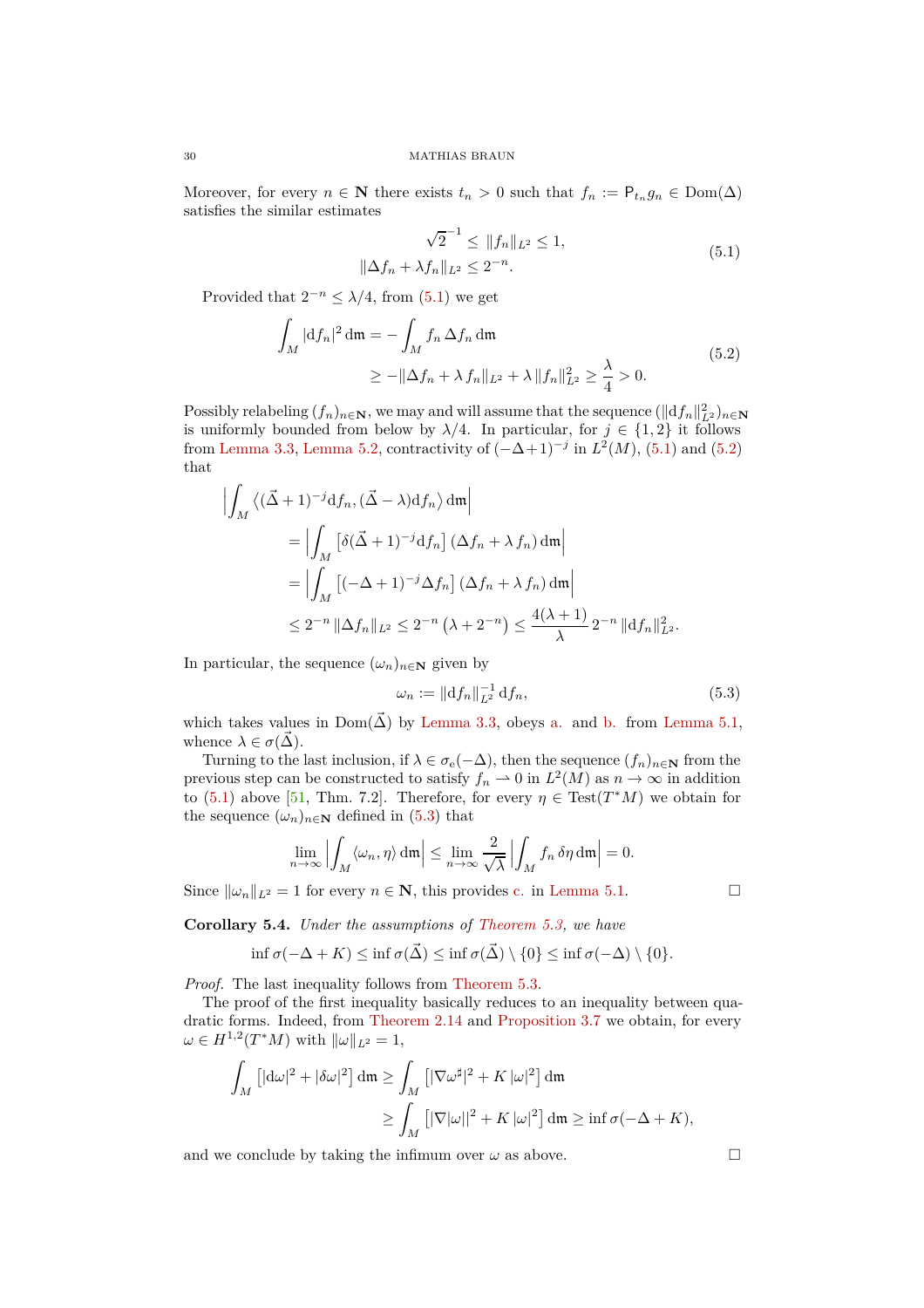Moreover, for every $n \in \mathbf{N}$ there exists $t_n > 0$ such that $f_n := \mathsf{P}_{t_n} g_n \in \mathrm{Dom}(\Delta)$ satisfies the similar estimates

$$
\begin{aligned}
\sqrt{2}^{-1} &\leq \|f_n\|_{L^2} \leq 1, \\
\|\Delta f_n + \lambda f_n\|_{L^2} &\leq 2^{-n}.
\end{aligned}
\tag{5.1}
$$

Provided that $2^{-n} \leq \lambda/4$, from (5.1) we get

$$
\begin{aligned}
\int_M |\mathrm{d} f_n|^2 \,\mathrm{d}\mathfrak{m} &= -\int_M f_n \, \Delta f_n \,\mathrm{d}\mathfrak{m} \\
&\geq -\|\Delta f_n + \lambda\, f_n\|_{L^2} + \lambda\, \|f_n\|_{L^2}^2 \geq \frac{\lambda}{4} > 0.
\end{aligned}
\tag{5.2}
$$

Possibly relabeling $(f_n)_{n\in\mathbf{N}}$, we may and will assume that the sequence $(\|\mathrm{d}f_n\|_{L^2}^2)_{n\in\mathbf{N}}$ is uniformly bounded from below by $\lambda/4$. In particular, for $j \in \{1, 2\}$ it follows from Lemma 3.3, Lemma 5.2, contractivity of $(-\Delta+1)^{-j}$ in $L^2(M)$, (5.1) and (5.2) that

$$
\begin{aligned}
&\Big|\int_M \big\langle (\vec{\Delta}+1)^{-j}\mathrm{d}f_n, (\vec{\Delta}-\lambda)\mathrm{d}f_n\big\rangle \,\mathrm{d}\mathfrak{m}\Big| \\
&\qquad = \Big|\int_M \big[\delta(\vec{\Delta}+1)^{-j}\mathrm{d}f_n\big]\,(\Delta f_n + \lambda\, f_n)\,\mathrm{d}\mathfrak{m}\Big| \\
&\qquad = \Big|\int_M \big[(-\Delta+1)^{-j}\Delta f_n\big]\,(\Delta f_n + \lambda\, f_n)\,\mathrm{d}\mathfrak{m}\Big| \\
&\qquad \leq 2^{-n}\,\|\Delta f_n\|_{L^2} \leq 2^{-n}\,\big(\lambda + 2^{-n}\big) \leq \frac{4(\lambda+1)}{\lambda}\,2^{-n}\,\|\mathrm{d}f_n\|_{L^2}^2.
\end{aligned}
$$

In particular, the sequence $(\omega_n)_{n\in\mathbf{N}}$ given by

$$
\omega_n := \|\mathrm{d}f_n\|_{L^2}^{-1}\,\mathrm{d}f_n,
\tag{5.3}
$$

which takes values in $\mathrm{Dom}(\vec{\Delta})$ by Lemma 3.3, obeys a. and b. from Lemma 5.1, whence $\lambda \in \sigma(\vec{\Delta})$.

Turning to the last inclusion, if $\lambda \in \sigma_e(-\Delta)$, then the sequence $(f_n)_{n\in\mathbf{N}}$ from the previous step can be constructed to satisfy $f_n \rightharpoonup 0$ in $L^2(M)$ as $n \to \infty$ in addition to (5.1) above [51, Thm. 7.2]. Therefore, for every $\eta \in \mathrm{Test}(T^*M)$ we obtain for the sequence $(\omega_n)_{n\in\mathbf{N}}$ defined in (5.3) that

$$
\lim_{n\to\infty}\Big|\int_M \langle \omega_n, \eta\rangle \,\mathrm{d}\mathfrak{m}\Big| \leq \lim_{n\to\infty}\frac{2}{\sqrt{\lambda}}\,\Big|\int_M f_n\,\delta\eta\,\mathrm{d}\mathfrak{m}\Big| = 0.
$$

Since $\|\omega_n\|_{L^2} = 1$ for every $n \in \mathbf{N}$, this provides c. in Lemma 5.1. $\square$

**Corollary 5.4.** *Under the assumptions of Theorem 5.3, we have*

$$
\inf \sigma(-\Delta + K) \leq \inf \sigma(\vec{\Delta}) \leq \inf \sigma(\vec{\Delta}) \setminus \{0\} \leq \inf \sigma(-\Delta)\setminus\{0\}.
$$

*Proof.* The last inequality follows from Theorem 5.3.

The proof of the first inequality basically reduces to an inequality between quadratic forms. Indeed, from Theorem 2.14 and Proposition 3.7 we obtain, for every $\omega \in H^{1,2}(T^*M)$ with $\|\omega\|_{L^2} = 1$,

$$
\begin{aligned}
\int_M \big[|\mathrm{d}\omega|^2 + |\delta\omega|^2\big]\,\mathrm{d}\mathfrak{m} &\geq \int_M \big[|\nabla\omega^\sharp|^2 + K\,|\omega|^2\big]\,\mathrm{d}\mathfrak{m} \\
&\geq \int_M \big[|\nabla|\omega||^2 + K\,|\omega|^2\big]\,\mathrm{d}\mathfrak{m} \geq \inf\sigma(-\Delta + K),
\end{aligned}
$$

and we conclude by taking the infimum over $\omega$ as above. $\square$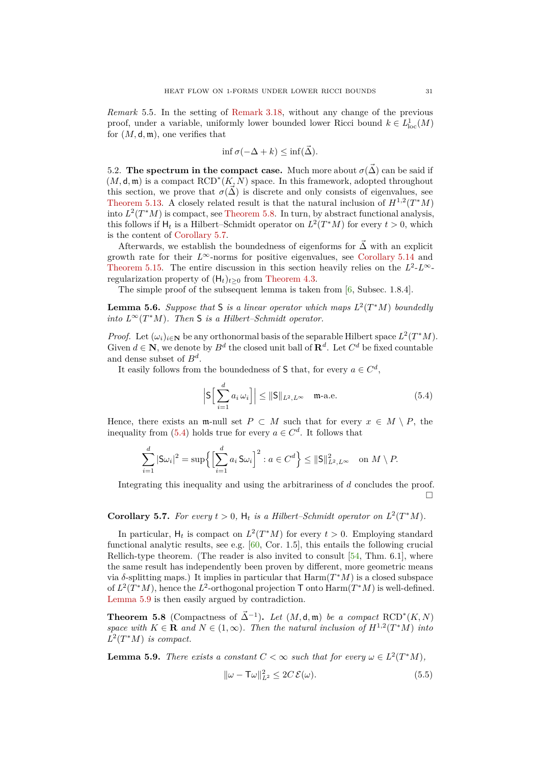*Remark* 5.5. In the setting of Remark 3.18, without any change of the previous proof, under a variable, uniformly lower bounded lower Ricci bound $k \in L^1_{\mathrm{loc}}(M)$ for $(M, \mathsf{d}, \mathfrak{m})$, one verifies that

$$\inf \sigma(-\Delta + k) \leq \inf(\vec{\Delta}).$$

5.2. **The spectrum in the compact case.** Much more about $\sigma(\vec{\Delta})$ can be said if $(M, \mathsf{d}, \mathfrak{m})$ is a compact $\mathrm{RCD}^*(K, N)$ space. In this framework, adopted throughout this section, we prove that $\sigma(\vec{\Delta})$ is discrete and only consists of eigenvalues, see Theorem 5.13. A closely related result is that the natural inclusion of $H^{1,2}(T^*M)$ into $L^2(T^*M)$ is compact, see Theorem 5.8. In turn, by abstract functional analysis, this follows if $\mathsf{H}_t$ is a Hilbert–Schmidt operator on $L^2(T^*M)$ for every $t > 0$, which is the content of Corollary 5.7.

Afterwards, we establish the boundedness of eigenforms for $\vec{\Delta}$ with an explicit growth rate for their $L^\infty$-norms for positive eigenvalues, see Corollary 5.14 and Theorem 5.15. The entire discussion in this section heavily relies on the $L^2$-$L^\infty$-regularization property of $(\mathsf{H}_t)_{t\geq 0}$ from Theorem 4.3.

The simple proof of the subsequent lemma is taken from [6, Subsec. 1.8.4].

**Lemma 5.6.** *Suppose that $\mathsf{S}$ is a linear operator which maps $L^2(T^*M)$ boundedly into $L^\infty(T^*M)$. Then $\mathsf{S}$ is a Hilbert–Schmidt operator.*

*Proof.* Let $(\omega_i)_{i\in\mathbf{N}}$ be any orthonormal basis of the separable Hilbert space $L^2(T^*M)$. Given $d \in \mathbf{N}$, we denote by $B^d$ the closed unit ball of $\mathbf{R}^d$. Let $C^d$ be fixed countable and dense subset of $B^d$.

It easily follows from the boundedness of $\mathsf{S}$ that, for every $a \in C^d$,

$$\Big|\mathsf{S}\Big[\sum_{i=1}^d a_i\,\omega_i\Big]\Big| \leq \|\mathsf{S}\|_{L^2,L^\infty} \quad \mathfrak{m}\text{-a.e.} \tag{5.4}$$

Hence, there exists an $\mathfrak{m}$-null set $P \subset M$ such that for every $x \in M \setminus P$, the inequality from (5.4) holds true for every $a \in C^d$. It follows that

$$\sum_{i=1}^d |\mathsf{S}\omega_i|^2 = \sup\Big\{\Big[\sum_{i=1}^d a_i\,\mathsf{S}\omega_i\Big]^2 : a \in C^d\Big\} \leq \|\mathsf{S}\|^2_{L^2,L^\infty} \quad \text{on } M \setminus P.$$

Integrating this inequality and using the arbitrariness of $d$ concludes the proof. $\square$

**Corollary 5.7.** *For every $t > 0$, $\mathsf{H}_t$ is a Hilbert–Schmidt operator on $L^2(T^*M)$.*

In particular, $\mathsf{H}_t$ is compact on $L^2(T^*M)$ for every $t > 0$. Employing standard functional analytic results, see e.g. [60, Cor. 1.5], this entails the following crucial Rellich-type theorem. (The reader is also invited to consult [54, Thm. 6.1], where the same result has independently been proven by different, more geometric means via $\delta$-splitting maps.) It implies in particular that $\mathrm{Harm}(T^*M)$ is a closed subspace of $L^2(T^*M)$, hence the $L^2$-orthogonal projection $\mathsf{T}$ onto $\mathrm{Harm}(T^*M)$ is well-defined. Lemma 5.9 is then easily argued by contradiction.

**Theorem 5.8** (Compactness of $\vec{\Delta}^{-1}$)**.** *Let $(M, \mathsf{d}, \mathfrak{m})$ be a compact $\mathrm{RCD}^*(K, N)$ space with $K \in \mathbf{R}$ and $N \in (1, \infty)$. Then the natural inclusion of $H^{1,2}(T^*M)$ into $L^2(T^*M)$ is compact.*

**Lemma 5.9.** *There exists a constant $C < \infty$ such that for every $\omega \in L^2(T^*M)$,*

$$\|\omega - \mathsf{T}\omega\|^2_{L^2} \leq 2C\,\mathcal{E}(\omega). \tag{5.5}$$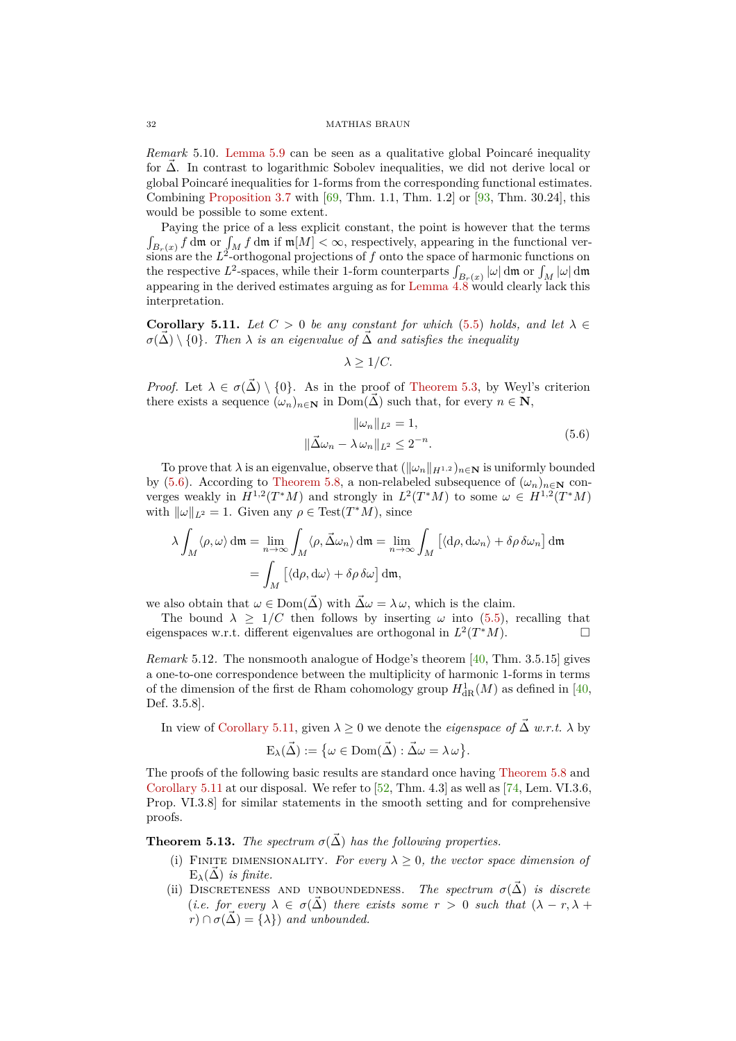*Remark* 5.10. Lemma 5.9 can be seen as a qualitative global Poincaré inequality for $\vec{\Delta}$. In contrast to logarithmic Sobolev inequalities, we did not derive local or global Poincaré inequalities for 1-forms from the corresponding functional estimates. Combining Proposition 3.7 with [69, Thm. 1.1, Thm. 1.2] or [93, Thm. 30.24], this would be possible to some extent.

Paying the price of a less explicit constant, the point is however that the terms $\int_{B_r(x)} f \,\mathrm{d}\mathfrak{m}$ or $\int_M f\,\mathrm{d}\mathfrak{m}$ if $\mathfrak{m}[M] < \infty$, respectively, appearing in the functional versions are the $L^2$-orthogonal projections of $f$ onto the space of harmonic functions on the respective $L^2$-spaces, while their 1-form counterparts $\int_{B_r(x)} |\omega|\,\mathrm{d}\mathfrak{m}$ or $\int_M |\omega|\,\mathrm{d}\mathfrak{m}$ appearing in the derived estimates arguing as for Lemma 4.8 would clearly lack this interpretation.

**Corollary 5.11.** *Let $C > 0$ be any constant for which (5.5) holds, and let $\lambda \in \sigma(\vec{\Delta}) \setminus \{0\}$. Then $\lambda$ is an eigenvalue of $\vec{\Delta}$ and satisfies the inequality*

$$\lambda \geq 1/C.$$

*Proof.* Let $\lambda \in \sigma(\vec{\Delta}) \setminus \{0\}$. As in the proof of Theorem 5.3, by Weyl's criterion there exists a sequence $(\omega_n)_{n\in\mathbf{N}}$ in $\mathrm{Dom}(\vec{\Delta})$ such that, for every $n \in \mathbf{N}$,

$$\begin{aligned} \|\omega_n\|_{L^2} &= 1,\\ \|\vec{\Delta}\omega_n - \lambda\,\omega_n\|_{L^2} &\leq 2^{-n}. \end{aligned} \tag{5.6}$$

To prove that $\lambda$ is an eigenvalue, observe that $(\|\omega_n\|_{H^{1,2}})_{n\in\mathbf{N}}$ is uniformly bounded by (5.6). According to Theorem 5.8, a non-relabeled subsequence of $(\omega_n)_{n\in\mathbf{N}}$ converges weakly in $H^{1,2}(T^*M)$ and strongly in $L^2(T^*M)$ to some $\omega \in H^{1,2}(T^*M)$ with $\|\omega\|_{L^2} = 1$. Given any $\rho \in \mathrm{Test}(T^*M)$, since

$$\begin{aligned} \lambda \int_M \langle \rho, \omega\rangle \,\mathrm{d}\mathfrak{m} &= \lim_{n\to\infty} \int_M \langle \rho, \vec{\Delta}\omega_n\rangle\,\mathrm{d}\mathfrak{m} = \lim_{n\to\infty}\int_M \big[\langle \mathrm{d}\rho, \mathrm{d}\omega_n\rangle + \delta\rho\,\delta\omega_n\big]\,\mathrm{d}\mathfrak{m}\\ &= \int_M \big[\langle \mathrm{d}\rho,\mathrm{d}\omega\rangle + \delta\rho\,\delta\omega\big]\,\mathrm{d}\mathfrak{m}, \end{aligned}$$

we also obtain that $\omega \in \mathrm{Dom}(\vec{\Delta})$ with $\vec{\Delta}\omega = \lambda\,\omega$, which is the claim.

The bound $\lambda \geq 1/C$ then follows by inserting $\omega$ into (5.5), recalling that eigenspaces w.r.t. different eigenvalues are orthogonal in $L^2(T^*M)$. □

*Remark* 5.12. The nonsmooth analogue of Hodge's theorem [40, Thm. 3.5.15] gives a one-to-one correspondence between the multiplicity of harmonic 1-forms in terms of the dimension of the first de Rham cohomology group $H^1_{\mathrm{dR}}(M)$ as defined in [40, Def. 3.5.8].

In view of Corollary 5.11, given $\lambda \geq 0$ we denote the *eigenspace of $\vec{\Delta}$ w.r.t. $\lambda$* by

$$\mathrm{E}_\lambda(\vec{\Delta}) := \big\{\omega \in \mathrm{Dom}(\vec{\Delta}) : \vec{\Delta}\omega = \lambda\,\omega\big\}.$$

The proofs of the following basic results are standard once having Theorem 5.8 and Corollary 5.11 at our disposal. We refer to [52, Thm. 4.3] as well as [74, Lem. VI.3.6, Prop. VI.3.8] for similar statements in the smooth setting and for comprehensive proofs.

**Theorem 5.13.** *The spectrum $\sigma(\vec{\Delta})$ has the following properties.*

(i) Finite dimensionality. *For every $\lambda \geq 0$, the vector space dimension of $\mathrm{E}_\lambda(\vec{\Delta})$ is finite.*
(ii) Discreteness and unboundedness. *The spectrum $\sigma(\vec{\Delta})$ is discrete (i.e. for every $\lambda \in \sigma(\vec{\Delta})$ there exists some $r > 0$ such that $(\lambda - r, \lambda + r) \cap \sigma(\vec{\Delta}) = \{\lambda\}$) and unbounded.*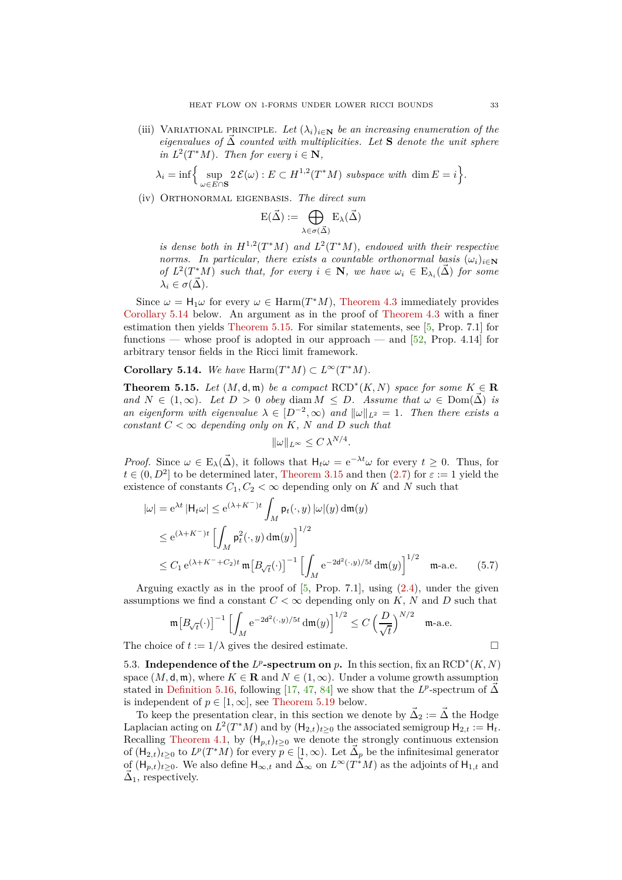(iii) Variational principle. *Let $(\lambda_i)_{i\in\mathbf{N}}$ be an increasing enumeration of the eigenvalues of $\vec{\Delta}$ counted with multiplicities. Let $\mathbf{S}$ denote the unit sphere in $L^2(T^*M)$. Then for every $i \in \mathbf{N}$,*

$$\lambda_i = \inf\Big\{ \sup_{\omega\in E\cap\mathbf{S}} 2\,\mathcal{E}(\omega) : E \subset H^{1,2}(T^*M) \text{ subspace with } \dim E = i\Big\}.$$

(iv) Orthonormal eigenbasis. *The direct sum*

$$\mathrm{E}(\vec{\Delta}) := \bigoplus_{\lambda\in\sigma(\vec{\Delta})} \mathrm{E}_\lambda(\vec{\Delta})$$

*is dense both in $H^{1,2}(T^*M)$ and $L^2(T^*M)$, endowed with their respective norms. In particular, there exists a countable orthonormal basis $(\omega_i)_{i\in\mathbf{N}}$ of $L^2(T^*M)$ such that, for every $i\in\mathbf{N}$, we have $\omega_i \in \mathrm{E}_{\lambda_i}(\vec{\Delta})$ for some $\lambda_i \in \sigma(\vec{\Delta})$.*

Since $\omega = \mathsf{H}_1\omega$ for every $\omega \in \mathrm{Harm}(T^*M)$, Theorem 4.3 immediately provides Corollary 5.14 below. An argument as in the proof of Theorem 4.3 with a finer estimation then yields Theorem 5.15. For similar statements, see [5, Prop. 7.1] for functions — whose proof is adopted in our approach — and [52, Prop. 4.14] for arbitrary tensor fields in the Ricci limit framework.

**Corollary 5.14.** *We have $\mathrm{Harm}(T^*M) \subset L^\infty(T^*M)$.*

**Theorem 5.15.** *Let $(M,\mathsf{d},\mathfrak{m})$ be a compact $\mathrm{RCD}^*(K,N)$ space for some $K\in\mathbf{R}$ and $N\in(1,\infty)$. Let $D>0$ obey $\operatorname{diam} M \leq D$. Assume that $\omega\in\mathrm{Dom}(\vec{\Delta})$ is an eigenform with eigenvalue $\lambda\in[D^{-2},\infty)$ and $\|\omega\|_{L^2}=1$. Then there exists a constant $C<\infty$ depending only on $K$, $N$ and $D$ such that*

$$\|\omega\|_{L^\infty} \leq C\,\lambda^{N/4}.$$

*Proof.* Since $\omega\in\mathrm{E}_\lambda(\vec{\Delta})$, it follows that $\mathsf{H}_t\omega = \mathrm{e}^{-\lambda t}\omega$ for every $t\geq 0$. Thus, for $t\in(0,D^2]$ to be determined later, Theorem 3.15 and then (2.7) for $\varepsilon := 1$ yield the existence of constants $C_1, C_2 < \infty$ depending only on $K$ and $N$ such that

$$\begin{aligned}
|\omega| &= \mathrm{e}^{\lambda t}\,|\mathsf{H}_t\omega| \leq \mathrm{e}^{(\lambda+K^-)t}\int_M \mathsf{p}_t(\cdot,y)\,|\omega|(y)\,\mathrm{d}\mathfrak{m}(y)\\
&\leq \mathrm{e}^{(\lambda+K^-)t}\,\Big[\int_M \mathsf{p}_t^2(\cdot,y)\,\mathrm{d}\mathfrak{m}(y)\Big]^{1/2}\\
&\leq C_1\,\mathrm{e}^{(\lambda+K^-+C_2)t}\,\mathfrak{m}\big[B_{\sqrt{t}}(\cdot)\big]^{-1}\,\Big[\int_M \mathrm{e}^{-2\mathsf{d}^2(\cdot,y)/5t}\,\mathrm{d}\mathfrak{m}(y)\Big]^{1/2}\quad \mathfrak{m}\text{-a.e.} \qquad (5.7)
\end{aligned}$$

Arguing exactly as in the proof of [5, Prop. 7.1], using (2.4), under the given assumptions we find a constant $C<\infty$ depending only on $K$, $N$ and $D$ such that

$$\mathfrak{m}\big[B_{\sqrt{t}}(\cdot)\big]^{-1}\,\Big[\int_M \mathrm{e}^{-2\mathsf{d}^2(\cdot,y)/5t}\,\mathrm{d}\mathfrak{m}(y)\Big]^{1/2} \leq C\,\Big(\frac{D}{\sqrt{t}}\Big)^{N/2}\quad \mathfrak{m}\text{-a.e.}$$

The choice of $t := 1/\lambda$ gives the desired estimate. $\square$

5.3. **Independence of the $L^p$-spectrum on $p$.** In this section, fix an $\mathrm{RCD}^*(K,N)$ space $(M,\mathsf{d},\mathfrak{m})$, where $K\in\mathbf{R}$ and $N\in(1,\infty)$. Under a volume growth assumption stated in Definition 5.16, following [17, 47, 84] we show that the $L^p$-spectrum of $\vec{\Delta}$ is independent of $p\in[1,\infty]$, see Theorem 5.19 below.

To keep the presentation clear, in this section we denote by $\vec{\Delta}_2 := \vec{\Delta}$ the Hodge Laplacian acting on $L^2(T^*M)$ and by $(\mathsf{H}_{2,t})_{t\geq 0}$ the associated semigroup $\mathsf{H}_{2,t} := \mathsf{H}_t$. Recalling Theorem 4.1, by $(\mathsf{H}_{p,t})_{t\geq 0}$ we denote the strongly continuous extension of $(\mathsf{H}_{2,t})_{t\geq 0}$ to $L^p(T^*M)$ for every $p\in[1,\infty)$. Let $\vec{\Delta}_p$ be the infinitesimal generator of $(\mathsf{H}_{p,t})_{t\geq 0}$. We also define $\mathsf{H}_{\infty,t}$ and $\vec{\Delta}_\infty$ on $L^\infty(T^*M)$ as the adjoints of $\mathsf{H}_{1,t}$ and $\vec{\Delta}_1$, respectively.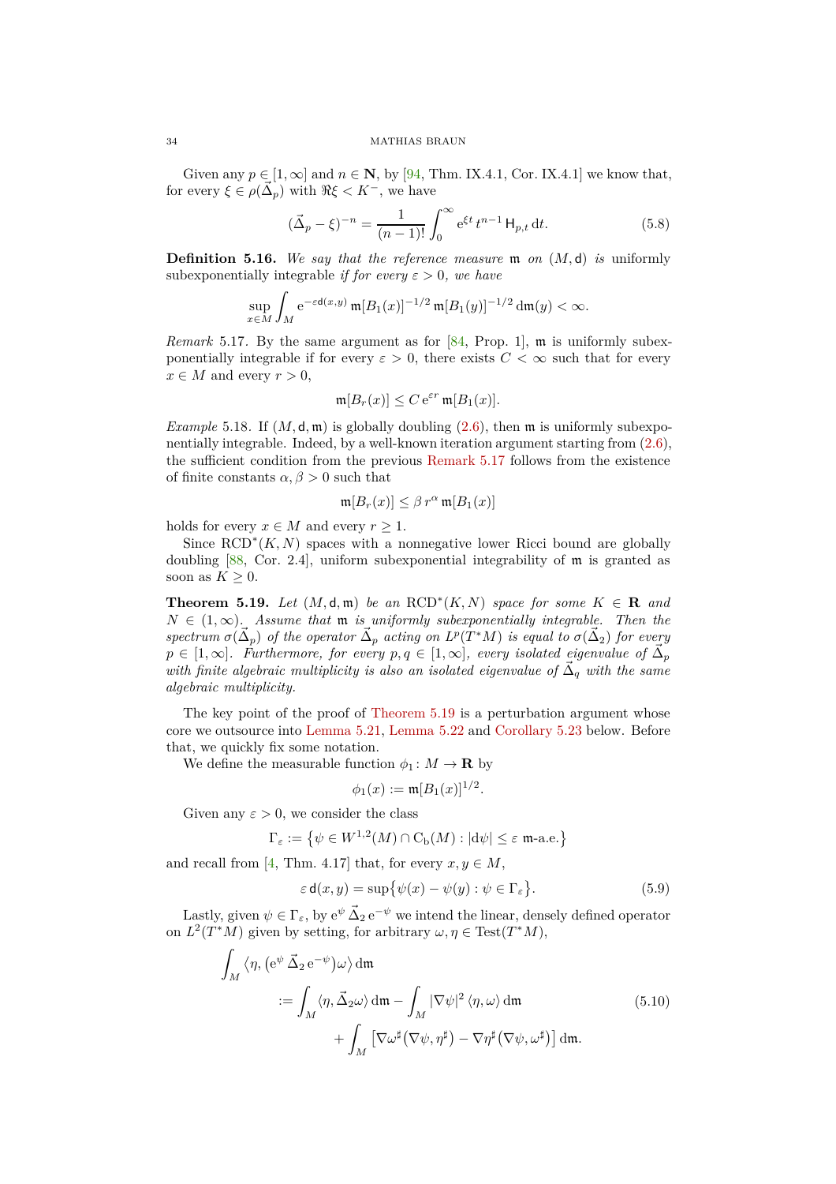Given any $p \in [1,\infty]$ and $n \in \mathbf{N}$, by [94, Thm. IX.4.1, Cor. IX.4.1] we know that, for every $\xi \in \rho(\vec{\Delta}_p)$ with $\Re\xi < K^-$, we have

$$(\vec{\Delta}_p - \xi)^{-n} = \frac{1}{(n-1)!}\int_0^\infty \mathrm{e}^{\xi t}\, t^{n-1}\, \mathsf{H}_{p,t}\,\mathrm{d}t. \tag{5.8}$$

**Definition 5.16.** *We say that the reference measure* $\mathfrak{m}$ *on* $(M,\mathsf{d})$ *is* uniformly subexponentially integrable *if for every* $\varepsilon > 0$*, we have*

$$\sup_{x\in M}\int_M \mathrm{e}^{-\varepsilon \mathsf{d}(x,y)}\,\mathfrak{m}[B_1(x)]^{-1/2}\,\mathfrak{m}[B_1(y)]^{-1/2}\,\mathrm{d}\mathfrak{m}(y) < \infty.$$

*Remark* 5.17. By the same argument as for [84, Prop. 1], $\mathfrak{m}$ is uniformly subexponentially integrable if for every $\varepsilon > 0$, there exists $C < \infty$ such that for every $x \in M$ and every $r > 0$,

$$\mathfrak{m}[B_r(x)] \leq C\,\mathrm{e}^{\varepsilon r}\,\mathfrak{m}[B_1(x)].$$

*Example* 5.18. If $(M,\mathsf{d},\mathfrak{m})$ is globally doubling (2.6), then $\mathfrak{m}$ is uniformly subexponentially integrable. Indeed, by a well-known iteration argument starting from (2.6), the sufficient condition from the previous Remark 5.17 follows from the existence of finite constants $\alpha, \beta > 0$ such that

$$\mathfrak{m}[B_r(x)] \leq \beta\, r^\alpha\,\mathfrak{m}[B_1(x)]$$

holds for every $x \in M$ and every $r \geq 1$.

Since $\mathrm{RCD}^*(K,N)$ spaces with a nonnegative lower Ricci bound are globally doubling [88, Cor. 2.4], uniform subexponential integrability of $\mathfrak{m}$ is granted as soon as $K \geq 0$.

**Theorem 5.19.** *Let* $(M,\mathsf{d},\mathfrak{m})$ *be an* $\mathrm{RCD}^*(K,N)$ *space for some* $K \in \mathbf{R}$ *and* $N \in (1,\infty)$*. Assume that* $\mathfrak{m}$ *is uniformly subexponentially integrable. Then the spectrum* $\sigma(\vec{\Delta}_p)$ *of the operator* $\vec{\Delta}_p$ *acting on* $L^p(T^*M)$ *is equal to* $\sigma(\vec{\Delta}_2)$ *for every* $p \in [1,\infty]$*. Furthermore, for every* $p, q \in [1,\infty]$*, every isolated eigenvalue of* $\vec{\Delta}_p$ *with finite algebraic multiplicity is also an isolated eigenvalue of* $\vec{\Delta}_q$ *with the same algebraic multiplicity.*

The key point of the proof of Theorem 5.19 is a perturbation argument whose core we outsource into Lemma 5.21, Lemma 5.22 and Corollary 5.23 below. Before that, we quickly fix some notation.

We define the measurable function $\phi_1 \colon M \to \mathbf{R}$ by

$$\phi_1(x) := \mathfrak{m}[B_1(x)]^{1/2}.$$

Given any $\varepsilon > 0$, we consider the class

$$\Gamma_\varepsilon := \big\{\psi \in W^{1,2}(M)\cap \mathrm{C_b}(M) : |\mathrm{d}\psi| \leq \varepsilon \ \mathfrak{m}\text{-a.e.}\big\}$$

and recall from [4, Thm. 4.17] that, for every $x, y \in M$,

$$\varepsilon\,\mathsf{d}(x,y) = \sup\big\{\psi(x) - \psi(y) : \psi \in \Gamma_\varepsilon\big\}. \tag{5.9}$$

Lastly, given $\psi \in \Gamma_\varepsilon$, by $\mathrm{e}^\psi\,\vec{\Delta}_2\,\mathrm{e}^{-\psi}$ we intend the linear, densely defined operator on $L^2(T^*M)$ given by setting, for arbitrary $\omega, \eta \in \mathrm{Test}(T^*M)$,

$$\begin{aligned}
\int_M \big\langle \eta, \big(\mathrm{e}^\psi\,\vec{\Delta}_2\,\mathrm{e}^{-\psi}\big)\omega\big\rangle\,\mathrm{d}\mathfrak{m}
&:= \int_M \langle \eta, \vec{\Delta}_2\omega\rangle\,\mathrm{d}\mathfrak{m} - \int_M |\nabla\psi|^2\,\langle\eta,\omega\rangle\,\mathrm{d}\mathfrak{m}\\
&\quad + \int_M \big[\nabla\omega^\sharp\big(\nabla\psi,\eta^\sharp\big) - \nabla\eta^\sharp\big(\nabla\psi,\omega^\sharp\big)\big]\,\mathrm{d}\mathfrak{m}.
\end{aligned}\tag{5.10}$$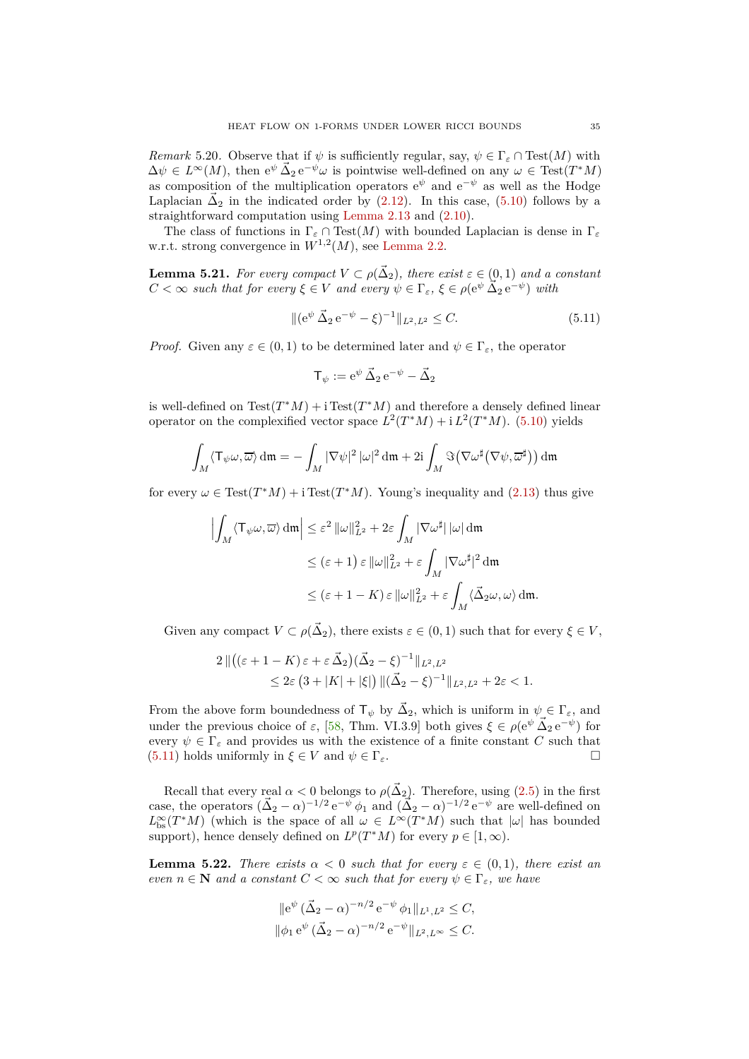*Remark* 5.20. Observe that if $\psi$ is sufficiently regular, say, $\psi \in \Gamma_\varepsilon \cap \mathrm{Test}(M)$ with $\Delta\psi \in L^\infty(M)$, then $\mathrm{e}^{\psi}\,\vec{\Delta}_2\,\mathrm{e}^{-\psi}\omega$ is pointwise well-defined on any $\omega \in \mathrm{Test}(T^*M)$ as composition of the multiplication operators $\mathrm{e}^{\psi}$ and $\mathrm{e}^{-\psi}$ as well as the Hodge Laplacian $\vec{\Delta}_2$ in the indicated order by (2.12). In this case, (5.10) follows by a straightforward computation using Lemma 2.13 and (2.10).

The class of functions in $\Gamma_\varepsilon \cap \mathrm{Test}(M)$ with bounded Laplacian is dense in $\Gamma_\varepsilon$ w.r.t. strong convergence in $W^{1,2}(M)$, see Lemma 2.2.

**Lemma 5.21.** *For every compact $V \subset \rho(\vec{\Delta}_2)$, there exist $\varepsilon \in (0,1)$ and a constant $C < \infty$ such that for every $\xi \in V$ and every $\psi \in \Gamma_\varepsilon$, $\xi \in \rho(\mathrm{e}^{\psi}\,\vec{\Delta}_2\,\mathrm{e}^{-\psi})$ with*

$$\|(\mathrm{e}^{\psi}\,\vec{\Delta}_2\,\mathrm{e}^{-\psi} - \xi)^{-1}\|_{L^2,L^2} \leq C. \tag{5.11}$$

*Proof.* Given any $\varepsilon \in (0,1)$ to be determined later and $\psi \in \Gamma_\varepsilon$, the operator

$$\mathsf{T}_\psi := \mathrm{e}^{\psi}\,\vec{\Delta}_2\,\mathrm{e}^{-\psi} - \vec{\Delta}_2$$

is well-defined on $\mathrm{Test}(T^*M) + \mathrm{i}\,\mathrm{Test}(T^*M)$ and therefore a densely defined linear operator on the complexified vector space $L^2(T^*M) + \mathrm{i}\,L^2(T^*M)$. (5.10) yields

$$\int_M \langle \mathsf{T}_\psi\omega, \overline{\omega}\rangle\,\mathrm{d}\mathfrak{m} = -\int_M |\nabla\psi|^2\,|\omega|^2\,\mathrm{d}\mathfrak{m} + 2\mathrm{i}\int_M \Im\big(\nabla\omega^\sharp\big(\nabla\psi, \overline{\omega}^\sharp\big)\big)\,\mathrm{d}\mathfrak{m}$$

for every $\omega \in \mathrm{Test}(T^*M) + \mathrm{i}\,\mathrm{Test}(T^*M)$. Young's inequality and (2.13) thus give

$$\begin{aligned}\Big|\int_M \langle \mathsf{T}_\psi\omega, \overline{\omega}\rangle\,\mathrm{d}\mathfrak{m}\Big| &\leq \varepsilon^2\,\|\omega\|_{L^2}^2 + 2\varepsilon\int_M |\nabla\omega^\sharp|\,|\omega|\,\mathrm{d}\mathfrak{m}\\ &\leq (\varepsilon+1)\,\varepsilon\,\|\omega\|_{L^2}^2 + \varepsilon\int_M |\nabla\omega^\sharp|^2\,\mathrm{d}\mathfrak{m}\\ &\leq (\varepsilon + 1 - K)\,\varepsilon\,\|\omega\|_{L^2}^2 + \varepsilon\int_M \langle\vec{\Delta}_2\omega, \omega\rangle\,\mathrm{d}\mathfrak{m}.\end{aligned}$$

Given any compact $V \subset \rho(\vec{\Delta}_2)$, there exists $\varepsilon \in (0,1)$ such that for every $\xi \in V$,

$$\begin{aligned}2\,\big\|\big((\varepsilon + 1 - K)\,\varepsilon + \varepsilon\,\vec{\Delta}_2\big)(\vec{\Delta}_2 - \xi)^{-1}\big\|_{L^2,L^2}&\\ \leq 2\varepsilon\,\big(3 + |K| + |\xi|\big)\,\|(\vec{\Delta}_2 - \xi)^{-1}\|_{L^2,L^2} + 2\varepsilon < 1.&\end{aligned}$$

From the above form boundedness of $\mathsf{T}_\psi$ by $\vec{\Delta}_2$, which is uniform in $\psi \in \Gamma_\varepsilon$, and under the previous choice of $\varepsilon$, [58, Thm. VI.3.9] both gives $\xi \in \rho(\mathrm{e}^{\psi}\,\vec{\Delta}_2\,\mathrm{e}^{-\psi})$ for every $\psi \in \Gamma_\varepsilon$ and provides us with the existence of a finite constant $C$ such that (5.11) holds uniformly in $\xi \in V$ and $\psi \in \Gamma_\varepsilon$. $\square$

Recall that every real $\alpha < 0$ belongs to $\rho(\vec{\Delta}_2)$. Therefore, using (2.5) in the first case, the operators $(\vec{\Delta}_2 - \alpha)^{-1/2}\,\mathrm{e}^{-\psi}\,\phi_1$ and $(\vec{\Delta}_2 - \alpha)^{-1/2}\,\mathrm{e}^{-\psi}$ are well-defined on $L^\infty_{\mathrm{bs}}(T^*M)$ (which is the space of all $\omega \in L^\infty(T^*M)$ such that $|\omega|$ has bounded support), hence densely defined on $L^p(T^*M)$ for every $p \in [1,\infty)$.

**Lemma 5.22.** *There exists $\alpha < 0$ such that for every $\varepsilon \in (0,1)$, there exist an even $n \in \mathbf{N}$ and a constant $C < \infty$ such that for every $\psi \in \Gamma_\varepsilon$, we have*

$$\begin{aligned}\|\mathrm{e}^{\psi}\,(\vec{\Delta}_2 - \alpha)^{-n/2}\,\mathrm{e}^{-\psi}\,\phi_1\|_{L^1,L^2} &\leq C,\\ \|\phi_1\,\mathrm{e}^{\psi}\,(\vec{\Delta}_2 - \alpha)^{-n/2}\,\mathrm{e}^{-\psi}\|_{L^2,L^\infty} &\leq C.\end{aligned}$$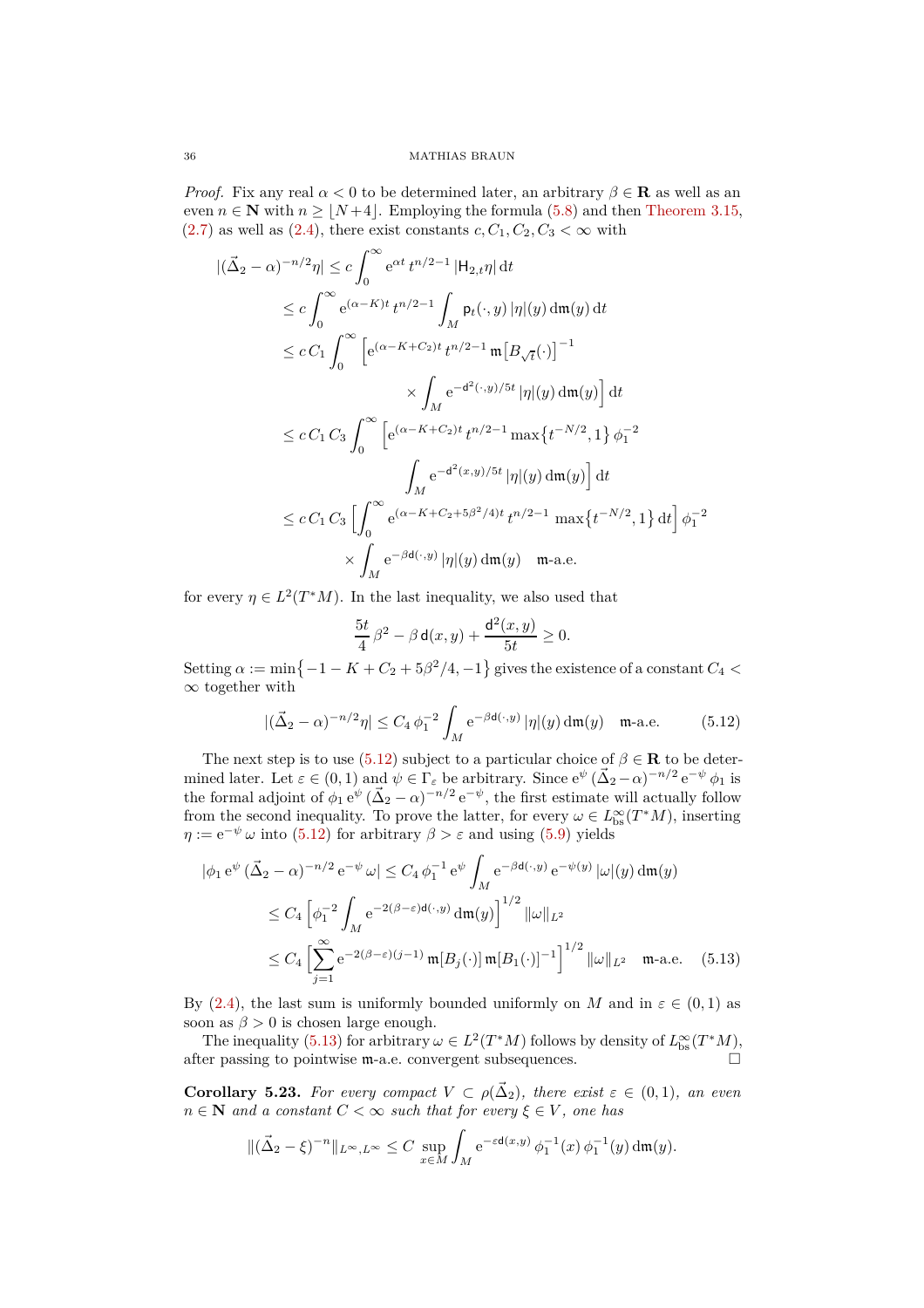*Proof.* Fix any real $\alpha < 0$ to be determined later, an arbitrary $\beta \in \mathbf{R}$ as well as an even $n \in \mathbf{N}$ with $n \geq \lfloor N+4 \rfloor$. Employing the formula (5.8) and then Theorem 3.15, (2.7) as well as (2.4), there exist constants $c, C_1, C_2, C_3 < \infty$ with

$$\begin{aligned}
|(\vec{\Delta}_2 - \alpha)^{-n/2}\eta| &\leq c \int_0^\infty \mathrm{e}^{\alpha t}\, t^{n/2-1}\, |\mathsf{H}_{2,t}\eta| \,\mathrm{d}t \\
&\leq c \int_0^\infty \mathrm{e}^{(\alpha - K)t}\, t^{n/2-1} \int_M \mathsf{p}_t(\cdot, y)\, |\eta|(y) \,\mathrm{d}\mathfrak{m}(y) \,\mathrm{d}t \\
&\leq c\, C_1 \int_0^\infty \Big[\mathrm{e}^{(\alpha - K + C_2)t}\, t^{n/2-1}\, \mathfrak{m}\big[B_{\sqrt{t}}(\cdot)\big]^{-1} \\
&\qquad\qquad \times \int_M \mathrm{e}^{-\mathsf{d}^2(\cdot,y)/5t}\, |\eta|(y) \,\mathrm{d}\mathfrak{m}(y)\Big] \,\mathrm{d}t \\
&\leq c\, C_1\, C_3 \int_0^\infty \Big[\mathrm{e}^{(\alpha - K + C_2)t}\, t^{n/2-1} \max\big\{t^{-N/2}, 1\big\}\, \phi_1^{-2} \\
&\qquad\qquad \int_M \mathrm{e}^{-\mathsf{d}^2(x,y)/5t}\, |\eta|(y) \,\mathrm{d}\mathfrak{m}(y)\Big] \,\mathrm{d}t \\
&\leq c\, C_1\, C_3 \Big[\int_0^\infty \mathrm{e}^{(\alpha - K + C_2 + 5\beta^2/4)t}\, t^{n/2-1} \max\big\{t^{-N/2}, 1\big\} \,\mathrm{d}t\Big]\, \phi_1^{-2} \\
&\qquad \times \int_M \mathrm{e}^{-\beta\mathsf{d}(\cdot,y)}\, |\eta|(y) \,\mathrm{d}\mathfrak{m}(y) \quad \mathfrak{m}\text{-a.e.}
\end{aligned}$$

for every $\eta \in L^2(T^*M)$. In the last inequality, we also used that

$$\frac{5t}{4}\,\beta^2 - \beta\,\mathsf{d}(x,y) + \frac{\mathsf{d}^2(x,y)}{5t} \geq 0.$$

Setting $\alpha := \min\big\{-1 - K + C_2 + 5\beta^2/4, -1\big\}$ gives the existence of a constant $C_4 < \infty$ together with

$$|(\vec{\Delta}_2 - \alpha)^{-n/2}\eta| \leq C_4\, \phi_1^{-2} \int_M \mathrm{e}^{-\beta\mathsf{d}(\cdot,y)}\, |\eta|(y) \,\mathrm{d}\mathfrak{m}(y) \quad \mathfrak{m}\text{-a.e.} \tag{5.12}$$

The next step is to use (5.12) subject to a particular choice of $\beta \in \mathbf{R}$ to be determined later. Let $\varepsilon \in (0,1)$ and $\psi \in \Gamma_\varepsilon$ be arbitrary. Since $\mathrm{e}^{\psi}\,(\vec{\Delta}_2 - \alpha)^{-n/2}\,\mathrm{e}^{-\psi}\,\phi_1$ is the formal adjoint of $\phi_1\,\mathrm{e}^{\psi}\,(\vec{\Delta}_2 - \alpha)^{-n/2}\,\mathrm{e}^{-\psi}$, the first estimate will actually follow from the second inequality. To prove the latter, for every $\omega \in L^\infty_{\mathrm{bs}}(T^*M)$, inserting $\eta := \mathrm{e}^{-\psi}\,\omega$ into (5.12) for arbitrary $\beta > \varepsilon$ and using (5.9) yields

$$\begin{aligned}
|\phi_1\,\mathrm{e}^{\psi}\,(\vec{\Delta}_2 - \alpha)^{-n/2}\,\mathrm{e}^{-\psi}\,\omega| &\leq C_4\, \phi_1^{-1}\, \mathrm{e}^{\psi} \int_M \mathrm{e}^{-\beta\mathsf{d}(\cdot,y)}\, \mathrm{e}^{-\psi(y)}\, |\omega|(y) \,\mathrm{d}\mathfrak{m}(y) \\
&\leq C_4 \Big[\phi_1^{-2} \int_M \mathrm{e}^{-2(\beta-\varepsilon)\mathsf{d}(\cdot,y)} \,\mathrm{d}\mathfrak{m}(y)\Big]^{1/2} \|\omega\|_{L^2} \\
&\leq C_4 \Big[\sum_{j=1}^\infty \mathrm{e}^{-2(\beta-\varepsilon)(j-1)}\, \mathfrak{m}[B_j(\cdot)]\, \mathfrak{m}[B_1(\cdot)]^{-1}\Big]^{1/2} \|\omega\|_{L^2} \quad \mathfrak{m}\text{-a.e.}
\end{aligned} \tag{5.13}$$

By (2.4), the last sum is uniformly bounded uniformly on $M$ and in $\varepsilon \in (0,1)$ as soon as $\beta > 0$ is chosen large enough.

The inequality (5.13) for arbitrary $\omega \in L^2(T^*M)$ follows by density of $L^\infty_{\mathrm{bs}}(T^*M)$, after passing to pointwise $\mathfrak{m}$-a.e. convergent subsequences. $\square$

**Corollary 5.23.** *For every compact $V \subset \rho(\vec{\Delta}_2)$, there exist $\varepsilon \in (0,1)$, an even $n \in \mathbf{N}$ and a constant $C < \infty$ such that for every $\xi \in V$, one has*

$$\|(\vec{\Delta}_2 - \xi)^{-n}\|_{L^\infty, L^\infty} \leq C \sup_{x \in M} \int_M \mathrm{e}^{-\varepsilon\mathsf{d}(x,y)}\, \phi_1^{-1}(x)\, \phi_1^{-1}(y) \,\mathrm{d}\mathfrak{m}(y).$$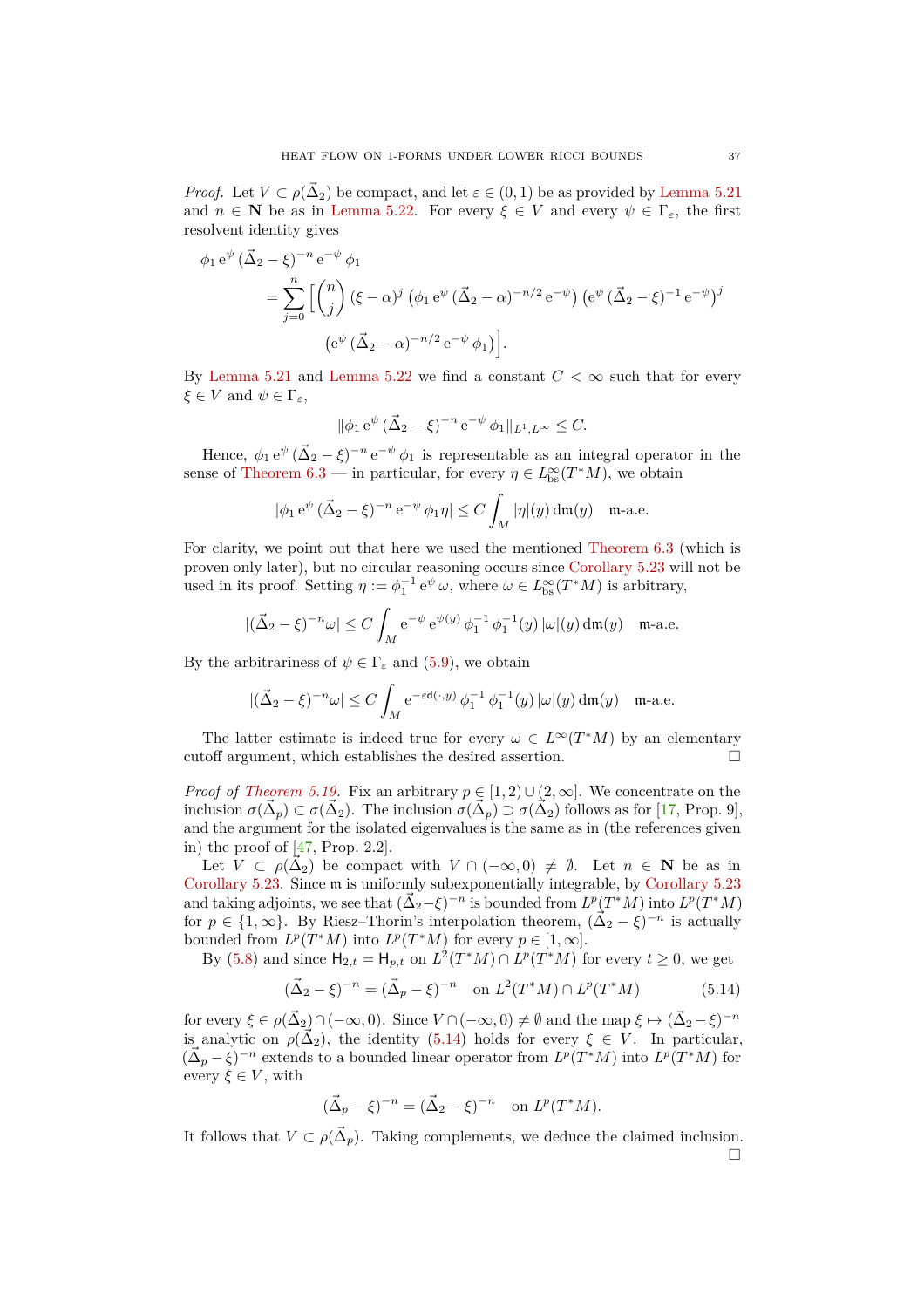*Proof.* Let $V \subset \rho(\vec{\Delta}_2)$ be compact, and let $\varepsilon \in (0,1)$ be as provided by Lemma 5.21 and $n \in \mathbf{N}$ be as in Lemma 5.22. For every $\xi \in V$ and every $\psi \in \Gamma_\varepsilon$, the first resolvent identity gives

$$
\begin{aligned}
&\phi_1\, \mathrm{e}^{\psi}\, (\vec{\Delta}_2 - \xi)^{-n}\, \mathrm{e}^{-\psi}\, \phi_1 \\
&\quad = \sum_{j=0}^{n} \Big[ \binom{n}{j} (\xi - \alpha)^j \, \big(\phi_1\, \mathrm{e}^{\psi}\, (\vec{\Delta}_2 - \alpha)^{-n/2}\, \mathrm{e}^{-\psi}\big) \, \big(\mathrm{e}^{\psi}\, (\vec{\Delta}_2 - \xi)^{-1}\, \mathrm{e}^{-\psi}\big)^j \\
&\qquad\qquad \big(\mathrm{e}^{\psi}\, (\vec{\Delta}_2 - \alpha)^{-n/2}\, \mathrm{e}^{-\psi}\, \phi_1\big)\Big].
\end{aligned}
$$

By Lemma 5.21 and Lemma 5.22 we find a constant $C < \infty$ such that for every $\xi \in V$ and $\psi \in \Gamma_\varepsilon$,

$$
\|\phi_1\, \mathrm{e}^{\psi}\, (\vec{\Delta}_2 - \xi)^{-n}\, \mathrm{e}^{-\psi}\, \phi_1\|_{L^1, L^\infty} \leq C.
$$

Hence, $\phi_1\, \mathrm{e}^{\psi}\, (\vec{\Delta}_2 - \xi)^{-n}\, \mathrm{e}^{-\psi}\, \phi_1$ is representable as an integral operator in the sense of Theorem 6.3 — in particular, for every $\eta \in L^\infty_{\mathrm{bs}}(T^*M)$, we obtain

$$
|\phi_1\, \mathrm{e}^{\psi}\, (\vec{\Delta}_2 - \xi)^{-n}\, \mathrm{e}^{-\psi}\, \phi_1 \eta| \leq C \int_M |\eta|(y)\, \mathrm{d}\mathfrak{m}(y) \quad \mathfrak{m}\text{-a.e.}
$$

For clarity, we point out that here we used the mentioned Theorem 6.3 (which is proven only later), but no circular reasoning occurs since Corollary 5.23 will not be used in its proof. Setting $\eta := \phi_1^{-1}\, \mathrm{e}^{\psi}\, \omega$, where $\omega \in L^\infty_{\mathrm{bs}}(T^*M)$ is arbitrary,

$$
|(\vec{\Delta}_2 - \xi)^{-n} \omega| \leq C \int_M \mathrm{e}^{-\psi}\, \mathrm{e}^{\psi(y)}\, \phi_1^{-1}\, \phi_1^{-1}(y)\, |\omega|(y)\, \mathrm{d}\mathfrak{m}(y) \quad \mathfrak{m}\text{-a.e.}
$$

By the arbitrariness of $\psi \in \Gamma_\varepsilon$ and (5.9), we obtain

$$
|(\vec{\Delta}_2 - \xi)^{-n} \omega| \leq C \int_M \mathrm{e}^{-\varepsilon \mathsf{d}(\cdot, y)}\, \phi_1^{-1}\, \phi_1^{-1}(y)\, |\omega|(y)\, \mathrm{d}\mathfrak{m}(y) \quad \mathfrak{m}\text{-a.e.}
$$

The latter estimate is indeed true for every $\omega \in L^\infty(T^*M)$ by an elementary cutoff argument, which establishes the desired assertion. ∎

*Proof of Theorem 5.19.* Fix an arbitrary $p \in [1,2) \cup (2,\infty]$. We concentrate on the inclusion $\sigma(\vec{\Delta}_p) \subset \sigma(\vec{\Delta}_2)$. The inclusion $\sigma(\vec{\Delta}_p) \supset \sigma(\vec{\Delta}_2)$ follows as for [17, Prop. 9], and the argument for the isolated eigenvalues is the same as in (the references given in) the proof of [47, Prop. 2.2].

Let $V \subset \rho(\vec{\Delta}_2)$ be compact with $V \cap (-\infty, 0) \neq \emptyset$. Let $n \in \mathbf{N}$ be as in Corollary 5.23. Since $\mathfrak{m}$ is uniformly subexponentially integrable, by Corollary 5.23 and taking adjoints, we see that $(\vec{\Delta}_2 - \xi)^{-n}$ is bounded from $L^p(T^*M)$ into $L^p(T^*M)$ for $p \in \{1, \infty\}$. By Riesz–Thorin's interpolation theorem, $(\vec{\Delta}_2 - \xi)^{-n}$ is actually bounded from $L^p(T^*M)$ into $L^p(T^*M)$ for every $p \in [1,\infty]$.

By (5.8) and since $\mathsf{H}_{2,t} = \mathsf{H}_{p,t}$ on $L^2(T^*M) \cap L^p(T^*M)$ for every $t \geq 0$, we get

$$
(\vec{\Delta}_2 - \xi)^{-n} = (\vec{\Delta}_p - \xi)^{-n} \quad \text{on } L^2(T^*M) \cap L^p(T^*M) \tag{5.14}
$$

for every $\xi \in \rho(\vec{\Delta}_2) \cap (-\infty, 0)$. Since $V \cap (-\infty, 0) \neq \emptyset$ and the map $\xi \mapsto (\vec{\Delta}_2 - \xi)^{-n}$ is analytic on $\rho(\vec{\Delta}_2)$, the identity (5.14) holds for every $\xi \in V$. In particular, $(\vec{\Delta}_p - \xi)^{-n}$ extends to a bounded linear operator from $L^p(T^*M)$ into $L^p(T^*M)$ for every $\xi \in V$, with

$$
(\vec{\Delta}_p - \xi)^{-n} = (\vec{\Delta}_2 - \xi)^{-n} \quad \text{on } L^p(T^*M).
$$

It follows that $V \subset \rho(\vec{\Delta}_p)$. Taking complements, we deduce the claimed inclusion. ∎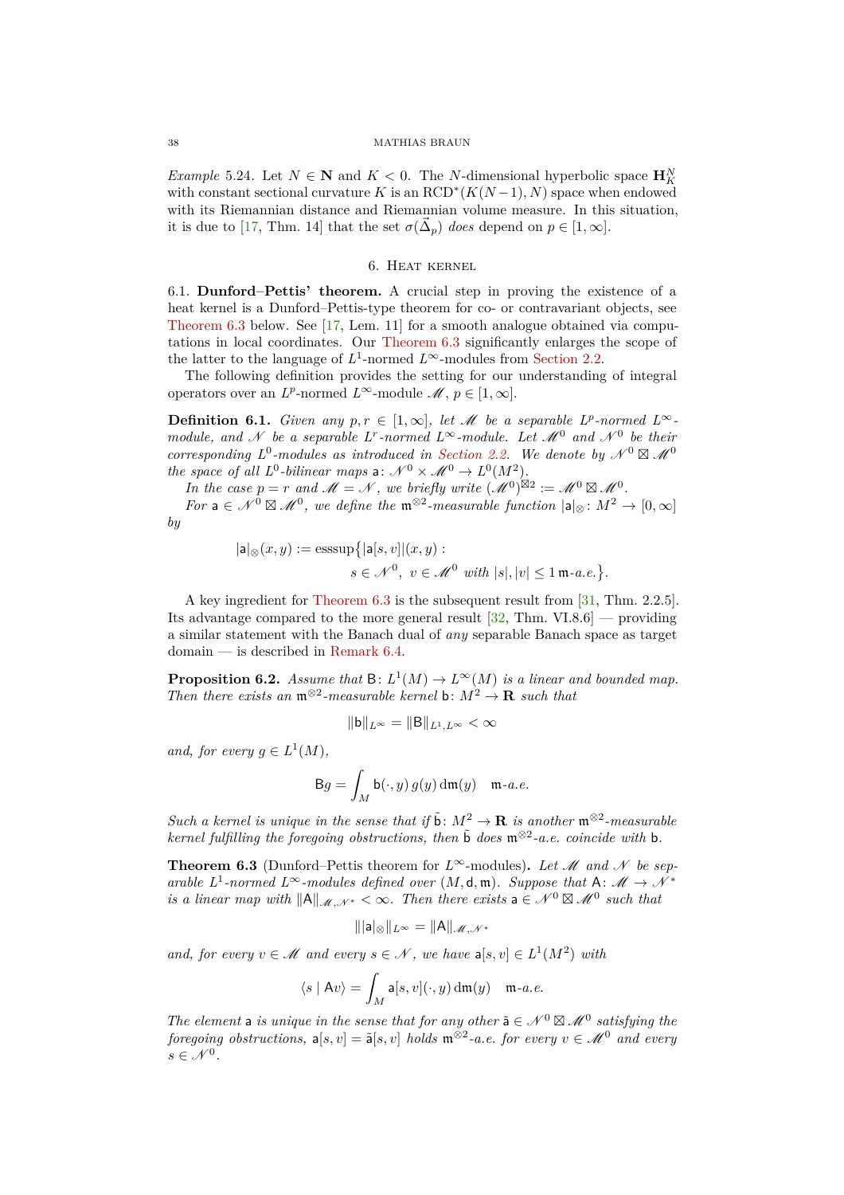*Example* 5.24. Let $N \in \mathbf{N}$ and $K < 0$. The $N$-dimensional hyperbolic space $\mathbf{H}^N_K$ with constant sectional curvature $K$ is an $\mathrm{RCD}^*(K(N-1), N)$ space when endowed with its Riemannian distance and Riemannian volume measure. In this situation, it is due to [17, Thm. 14] that the set $\sigma(\vec{\Delta}_p)$ *does* depend on $p \in [1, \infty]$.

## 6. Heat kernel

6.1. **Dunford–Pettis' theorem.** A crucial step in proving the existence of a heat kernel is a Dunford–Pettis-type theorem for co- or contravariant objects, see Theorem 6.3 below. See [17, Lem. 11] for a smooth analogue obtained via computations in local coordinates. Our Theorem 6.3 significantly enlarges the scope of the latter to the language of $L^1$-normed $L^\infty$-modules from Section 2.2.

The following definition provides the setting for our understanding of integral operators over an $L^p$-normed $L^\infty$-module $\mathscr{M}$, $p \in [1, \infty]$.

**Definition 6.1.** *Given any $p, r \in [1, \infty]$, let $\mathscr{M}$ be a separable $L^p$-normed $L^\infty$-module, and $\mathscr{N}$ be a separable $L^r$-normed $L^\infty$-module. Let $\mathscr{M}^0$ and $\mathscr{N}^0$ be their corresponding $L^0$-modules as introduced in Section 2.2. We denote by $\mathscr{N}^0 \boxtimes \mathscr{M}^0$ the space of all $L^0$-bilinear maps $\mathsf{a}\colon \mathscr{N}^0 \times \mathscr{M}^0 \to L^0(M^2)$.*

*In the case $p = r$ and $\mathscr{M} = \mathscr{N}$, we briefly write $(\mathscr{M}^0)^{\boxtimes 2} := \mathscr{M}^0 \boxtimes \mathscr{M}^0$.*

*For $\mathsf{a} \in \mathscr{N}^0 \boxtimes \mathscr{M}^0$, we define the $\mathfrak{m}^{\otimes 2}$-measurable function $|\mathsf{a}|_\otimes \colon M^2 \to [0, \infty]$ by*

$$|\mathsf{a}|_\otimes(x, y) := \operatorname{esssup}\big\{|\mathsf{a}[s, v]|(x, y) : s \in \mathscr{N}^0,\ v \in \mathscr{M}^0 \text{ with } |s|, |v| \leq 1\ \mathfrak{m}\text{-a.e.}\big\}.$$

A key ingredient for Theorem 6.3 is the subsequent result from [31, Thm. 2.2.5]. Its advantage compared to the more general result [32, Thm. VI.8.6] — providing a similar statement with the Banach dual of *any* separable Banach space as target domain — is described in Remark 6.4.

**Proposition 6.2.** *Assume that $\mathsf{B}\colon L^1(M) \to L^\infty(M)$ is a linear and bounded map. Then there exists an $\mathfrak{m}^{\otimes 2}$-measurable kernel $\mathsf{b}\colon M^2 \to \mathbf{R}$ such that*

$$\|\mathsf{b}\|_{L^\infty} = \|\mathsf{B}\|_{L^1, L^\infty} < \infty$$

*and, for every $g \in L^1(M)$,*

$$\mathsf{B}g = \int_M \mathsf{b}(\cdot, y)\, g(y)\, \mathrm{d}\mathfrak{m}(y) \quad \mathfrak{m}\text{-a.e.}$$

*Such a kernel is unique in the sense that if $\tilde{\mathsf{b}}\colon M^2 \to \mathbf{R}$ is another $\mathfrak{m}^{\otimes 2}$-measurable kernel fulfilling the foregoing obstructions, then $\tilde{\mathsf{b}}$ does $\mathfrak{m}^{\otimes 2}$-a.e. coincide with $\mathsf{b}$.*

**Theorem 6.3** (Dunford–Pettis theorem for $L^\infty$-modules)**.** *Let $\mathscr{M}$ and $\mathscr{N}$ be separable $L^1$-normed $L^\infty$-modules defined over $(M, \mathsf{d}, \mathfrak{m})$. Suppose that $\mathsf{A}\colon \mathscr{M} \to \mathscr{N}^*$ is a linear map with $\|\mathsf{A}\|_{\mathscr{M}, \mathscr{N}^*} < \infty$. Then there exists $\mathsf{a} \in \mathscr{N}^0 \boxtimes \mathscr{M}^0$ such that*

$$\||\mathsf{a}|_\otimes\|_{L^\infty} = \|\mathsf{A}\|_{\mathscr{M}, \mathscr{N}^*}$$

*and, for every $v \in \mathscr{M}$ and every $s \in \mathscr{N}$, we have $\mathsf{a}[s, v] \in L^1(M^2)$ with*

$$\langle s \mid \mathsf{A}v \rangle = \int_M \mathsf{a}[s, v](\cdot, y)\, \mathrm{d}\mathfrak{m}(y) \quad \mathfrak{m}\text{-a.e.}$$

*The element $\mathsf{a}$ is unique in the sense that for any other $\tilde{\mathsf{a}} \in \mathscr{N}^0 \boxtimes \mathscr{M}^0$ satisfying the foregoing obstructions, $\mathsf{a}[s, v] = \tilde{\mathsf{a}}[s, v]$ holds $\mathfrak{m}^{\otimes 2}$-a.e. for every $v \in \mathscr{M}^0$ and every $s \in \mathscr{N}^0$.*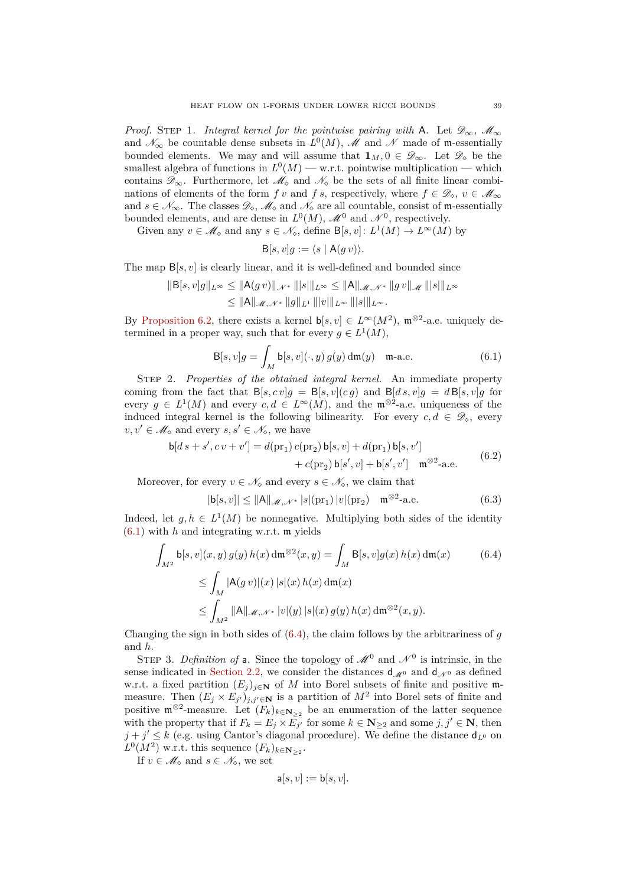*Proof.* Step 1. *Integral kernel for the pointwise pairing with* $\mathsf{A}$. Let $\mathscr{D}_\infty$, $\mathscr{M}_\infty$ and $\mathscr{N}_\infty$ be countable dense subsets in $L^0(M)$, $\mathscr{M}$ and $\mathscr{N}$ made of $\mathfrak{m}$-essentially bounded elements. We may and will assume that $\mathbf{1}_M, 0 \in \mathscr{D}_\infty$. Let $\mathscr{D}_\diamond$ be the smallest algebra of functions in $L^0(M)$ — w.r.t. pointwise multiplication — which contains $\mathscr{D}_\infty$. Furthermore, let $\mathscr{M}_\diamond$ and $\mathscr{N}_\diamond$ be the sets of all finite linear combinations of elements of the form $f\,v$ and $f\,s$, respectively, where $f \in \mathscr{D}_\diamond$, $v \in \mathscr{M}_\infty$ and $s \in \mathscr{N}_\infty$. The classes $\mathscr{D}_\diamond$, $\mathscr{M}_\diamond$ and $\mathscr{N}_\diamond$ are all countable, consist of $\mathfrak{m}$-essentially bounded elements, and are dense in $L^0(M)$, $\mathscr{M}^0$ and $\mathscr{N}^0$, respectively.

Given any $v \in \mathscr{M}_\diamond$ and any $s \in \mathscr{N}_\diamond$, define $\mathsf{B}[s,v]\colon L^1(M) \to L^\infty(M)$ by

$$\mathsf{B}[s,v]g := \langle s \mid \mathsf{A}(g\,v)\rangle.$$

The map $\mathsf{B}[s,v]$ is clearly linear, and it is well-defined and bounded since

$$\begin{aligned}\Vert \mathsf{B}[s,v]g\Vert_{L^\infty} &\leq \Vert \mathsf{A}(g\,v)\Vert_{\mathscr{N}^*}\,\Vert |s|\Vert_{L^\infty} \leq \Vert \mathsf{A}\Vert_{\mathscr{M},\mathscr{N}^*}\,\Vert g\,v\Vert_{\mathscr{M}}\,\Vert |s|\Vert_{L^\infty}\\ &\leq \Vert \mathsf{A}\Vert_{\mathscr{M},\mathscr{N}^*}\,\Vert g\Vert_{L^1}\,\Vert |v|\Vert_{L^\infty}\,\Vert |s|\Vert_{L^\infty}.\end{aligned}$$

By Proposition 6.2, there exists a kernel $\mathsf{b}[s,v] \in L^\infty(M^2)$, $\mathfrak{m}^{\otimes 2}$-a.e. uniquely determined in a proper way, such that for every $g \in L^1(M)$,

$$\mathsf{B}[s,v]g = \int_M \mathsf{b}[s,v](\cdot,y)\,g(y)\,\mathrm{d}\mathfrak{m}(y) \quad \mathfrak{m}\text{-a.e.} \tag{6.1}$$

Step 2. *Properties of the obtained integral kernel.* An immediate property coming from the fact that $\mathsf{B}[s,c\,v]g = \mathsf{B}[s,v](c\,g)$ and $\mathsf{B}[d\,s,v]g = d\,\mathsf{B}[s,v]g$ for every $g \in L^1(M)$ and every $c,d \in L^\infty(M)$, and the $\mathfrak{m}^{\otimes 2}$-a.e. uniqueness of the induced integral kernel is the following bilinearity. For every $c,d \in \mathscr{D}_\diamond$, every $v,v' \in \mathscr{M}_\diamond$ and every $s,s' \in \mathscr{N}_\diamond$, we have

$$\begin{aligned}\mathsf{b}[d\,s + s', c\,v + v'] &= d(\mathrm{pr}_1)\,c(\mathrm{pr}_2)\,\mathsf{b}[s,v] + d(\mathrm{pr}_1)\,\mathsf{b}[s,v']\\ &\quad + c(\mathrm{pr}_2)\,\mathsf{b}[s',v] + \mathsf{b}[s',v'] \quad \mathfrak{m}^{\otimes 2}\text{-a.e.}\end{aligned} \tag{6.2}$$

Moreover, for every $v \in \mathscr{N}_\diamond$ and every $s \in \mathscr{N}_\diamond$, we claim that

$$|\mathsf{b}[s,v]| \leq \Vert \mathsf{A}\Vert_{\mathscr{M},\mathscr{N}^*}\,|s|(\mathrm{pr}_1)\,|v|(\mathrm{pr}_2) \quad \mathfrak{m}^{\otimes 2}\text{-a.e.} \tag{6.3}$$

Indeed, let $g,h \in L^1(M)$ be nonnegative. Multiplying both sides of the identity (6.1) with $h$ and integrating w.r.t. $\mathfrak{m}$ yields

$$\begin{aligned}\int_{M^2} \mathsf{b}[s,v](x,y)\,g(y)\,h(x)\,\mathrm{d}\mathfrak{m}^{\otimes 2}(x,y) &= \int_M \mathsf{B}[s,v]g(x)\,h(x)\,\mathrm{d}\mathfrak{m}(x)\\ &\leq \int_M |\mathsf{A}(g\,v)|(x)\,|s|(x)\,h(x)\,\mathrm{d}\mathfrak{m}(x)\\ &\leq \int_{M^2} \Vert \mathsf{A}\Vert_{\mathscr{M},\mathscr{N}^*}\,|v|(y)\,|s|(x)\,g(y)\,h(x)\,\mathrm{d}\mathfrak{m}^{\otimes 2}(x,y).\end{aligned} \tag{6.4}$$

Changing the sign in both sides of (6.4), the claim follows by the arbitrariness of $g$ and $h$.

Step 3. *Definition of* $\mathsf{a}$. Since the topology of $\mathscr{M}^0$ and $\mathscr{N}^0$ is intrinsic, in the sense indicated in Section 2.2, we consider the distances $\mathsf{d}_{\mathscr{M}^0}$ and $\mathsf{d}_{\mathscr{N}^0}$ as defined w.r.t. a fixed partition $(E_j)_{j\in\mathbf{N}}$ of $M$ into Borel subsets of finite and positive $\mathfrak{m}$-measure. Then $(E_j \times E_{j'})_{j,j'\in\mathbf{N}}$ is a partition of $M^2$ into Borel sets of finite and positive $\mathfrak{m}^{\otimes 2}$-measure. Let $(F_k)_{k\in\mathbf{N}_{\geq 2}}$ be an enumeration of the latter sequence with the property that if $F_k = E_j \times E_{j'}$ for some $k \in \mathbf{N}_{\geq 2}$ and some $j,j' \in \mathbf{N}$, then $j + j' \leq k$ (e.g. using Cantor's diagonal procedure). We define the distance $\mathsf{d}_{L^0}$ on $L^0(M^2)$ w.r.t. this sequence $(F_k)_{k\in\mathbf{N}_{\geq 2}}$.

If $v \in \mathscr{M}_\diamond$ and $s \in \mathscr{N}_\diamond$, we set

$$\mathsf{a}[s,v] := \mathsf{b}[s,v].$$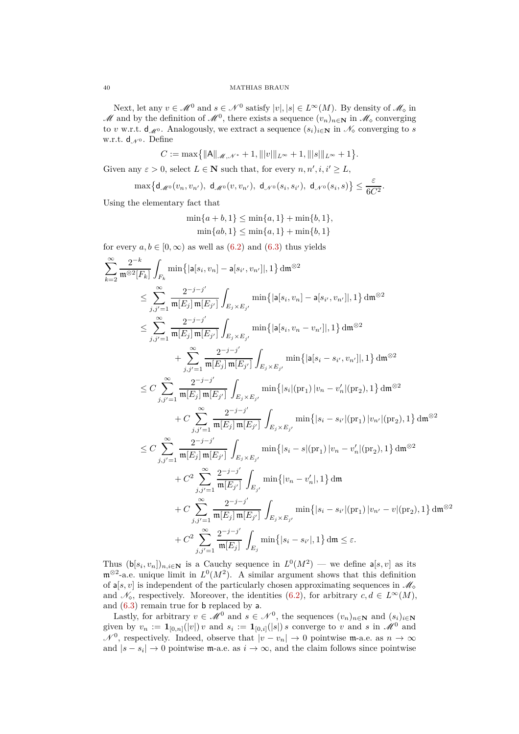Next, let any $v \in \mathscr{M}^0$ and $s \in \mathscr{N}^0$ satisfy $|v|, |s| \in L^\infty(M)$. By density of $\mathscr{M}_\diamond$ in $\mathscr{M}$ and by the definition of $\mathscr{M}^0$, there exists a sequence $(v_n)_{n\in\mathbf{N}}$ in $\mathscr{M}_\diamond$ converging to $v$ w.r.t. $\mathsf{d}_{\mathscr{M}^0}$. Analogously, we extract a sequence $(s_i)_{i\in\mathbf{N}}$ in $\mathscr{N}_\diamond$ converging to $s$ w.r.t. $\mathsf{d}_{\mathscr{N}^0}$. Define

$$C := \max\bigl\{\|\mathsf{A}\|_{\mathscr{M},\mathscr{N}^*} + 1, \||v|\|_{L^\infty} + 1, \||s|\|_{L^\infty} + 1\bigr\}.$$

Given any $\varepsilon > 0$, select $L \in \mathbf{N}$ such that, for every $n, n', i, i' \geq L$,

$$\max\bigl\{\mathsf{d}_{\mathscr{M}^0}(v_n, v_{n'}),\ \mathsf{d}_{\mathscr{M}^0}(v, v_{n'}),\ \mathsf{d}_{\mathscr{N}^0}(s_i, s_{i'}),\ \mathsf{d}_{\mathscr{N}^0}(s_i, s)\bigr\} \leq \frac{\varepsilon}{6C^2}.$$

Using the elementary fact that

$$\begin{aligned}
\min\{a+b, 1\} &\leq \min\{a,1\} + \min\{b,1\},\\
\min\{ab, 1\} &\leq \min\{a,1\} + \min\{b,1\}
\end{aligned}$$

for every $a, b \in [0,\infty)$ as well as (6.2) and (6.3) thus yields

$$\begin{aligned}
&\sum_{k=2}^\infty \frac{2^{-k}}{\mathfrak{m}^{\otimes 2}[F_k]} \int_{F_k} \min\bigl\{|\mathsf{a}[s_i, v_n] - \mathsf{a}[s_{i'}, v_{n'}]|, 1\bigr\}\,\mathrm{d}\mathfrak{m}^{\otimes 2}\\
&\qquad\leq \sum_{j,j'=1}^\infty \frac{2^{-j-j'}}{\mathfrak{m}[E_j]\,\mathfrak{m}[E_{j'}]} \int_{E_j\times E_{j'}} \min\bigl\{|\mathsf{a}[s_i, v_n] - \mathsf{a}[s_{i'}, v_{n'}]|, 1\bigr\}\,\mathrm{d}\mathfrak{m}^{\otimes 2}\\
&\qquad\leq \sum_{j,j'=1}^\infty \frac{2^{-j-j'}}{\mathfrak{m}[E_j]\,\mathfrak{m}[E_{j'}]} \int_{E_j\times E_{j'}} \min\bigl\{|\mathsf{a}[s_i, v_n - v_{n'}]|, 1\bigr\}\,\mathrm{d}\mathfrak{m}^{\otimes 2}\\
&\qquad\qquad + \sum_{j,j'=1}^\infty \frac{2^{-j-j'}}{\mathfrak{m}[E_j]\,\mathfrak{m}[E_{j'}]} \int_{E_j\times E_{j'}} \min\bigl\{|\mathsf{a}[s_i - s_{i'}, v_{n'}]|, 1\bigr\}\,\mathrm{d}\mathfrak{m}^{\otimes 2}\\
&\qquad\leq C\sum_{j,j'=1}^\infty \frac{2^{-j-j'}}{\mathfrak{m}[E_j]\,\mathfrak{m}[E_{j'}]} \int_{E_j\times E_{j'}} \min\bigl\{|s_i|(\mathrm{pr}_1)\,|v_n - v_n'|(\mathrm{pr}_2), 1\bigr\}\,\mathrm{d}\mathfrak{m}^{\otimes 2}\\
&\qquad\qquad + C\sum_{j,j'=1}^\infty \frac{2^{-j-j'}}{\mathfrak{m}[E_j]\,\mathfrak{m}[E_{j'}]} \int_{E_j\times E_{j'}} \min\bigl\{|s_i - s_{i'}|(\mathrm{pr}_1)\,|v_{n'}|(\mathrm{pr}_2), 1\bigr\}\,\mathrm{d}\mathfrak{m}^{\otimes 2}\\
&\qquad\leq C\sum_{j,j'=1}^\infty \frac{2^{-j-j'}}{\mathfrak{m}[E_j]\,\mathfrak{m}[E_{j'}]} \int_{E_j\times E_{j'}} \min\bigl\{|s_i - s|(\mathrm{pr}_1)\,|v_n - v_n'|(\mathrm{pr}_2), 1\bigr\}\,\mathrm{d}\mathfrak{m}^{\otimes 2}\\
&\qquad\qquad + C^2\sum_{j,j'=1}^\infty \frac{2^{-j-j'}}{\mathfrak{m}[E_{j'}]} \int_{E_{j'}} \min\bigl\{|v_n - v_n'|, 1\bigr\}\,\mathrm{d}\mathfrak{m}\\
&\qquad\qquad + C\sum_{j,j'=1}^\infty \frac{2^{-j-j'}}{\mathfrak{m}[E_j]\,\mathfrak{m}[E_{j'}]} \int_{E_j\times E_{j'}} \min\bigl\{|s_i - s_{i'}|(\mathrm{pr}_1)\,|v_{n'} - v|(\mathrm{pr}_2), 1\bigr\}\,\mathrm{d}\mathfrak{m}^{\otimes 2}\\
&\qquad\qquad + C^2\sum_{j,j'=1}^\infty \frac{2^{-j-j'}}{\mathfrak{m}[E_j]} \int_{E_j} \min\bigl\{|s_i - s_{i'}|, 1\bigr\}\,\mathrm{d}\mathfrak{m} \leq \varepsilon.
\end{aligned}$$

Thus $(\mathsf{b}[s_i, v_n])_{n,i\in\mathbf{N}}$ is a Cauchy sequence in $L^0(M^2)$ — we define $\mathsf{a}[s,v]$ as its $\mathfrak{m}^{\otimes 2}$-a.e. unique limit in $L^0(M^2)$. A similar argument shows that this definition of $\mathsf{a}[s,v]$ is independent of the particularly chosen approximating sequences in $\mathscr{M}_\diamond$ and $\mathscr{N}_\diamond$, respectively. Moreover, the identities (6.2), for arbitrary $c, d \in L^\infty(M)$, and (6.3) remain true for $\mathsf{b}$ replaced by $\mathsf{a}$.

Lastly, for arbitrary $v \in \mathscr{M}^0$ and $s \in \mathscr{N}^0$, the sequences $(v_n)_{n\in\mathbf{N}}$ and $(s_i)_{i\in\mathbf{N}}$ given by $v_n := \mathbf{1}_{[0,n]}(|v|)\,v$ and $s_i := \mathbf{1}_{[0,i]}(|s|)\,s$ converge to $v$ and $s$ in $\mathscr{M}^0$ and $\mathscr{N}^0$, respectively. Indeed, observe that $|v - v_n| \to 0$ pointwise $\mathfrak{m}$-a.e. as $n \to \infty$ and $|s - s_i| \to 0$ pointwise $\mathfrak{m}$-a.e. as $i \to \infty$, and the claim follows since pointwise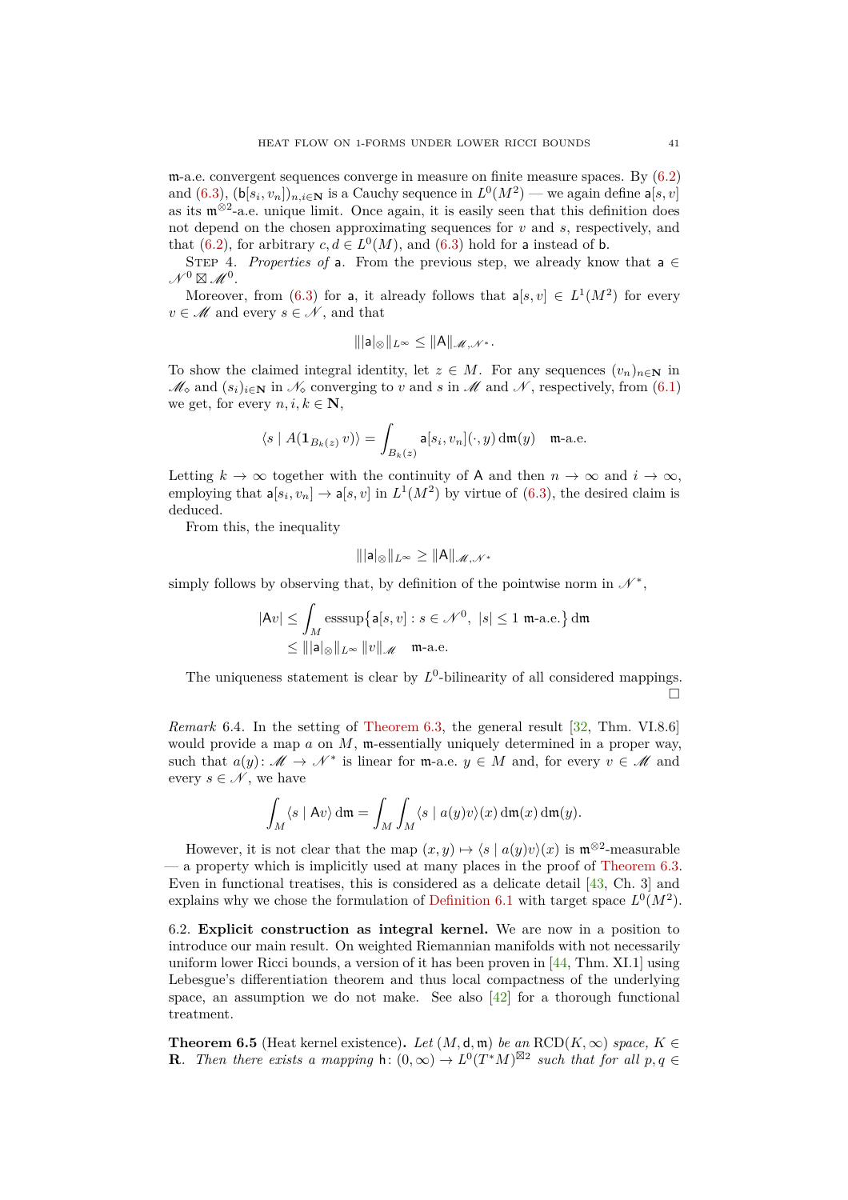$\mathfrak{m}$-a.e. convergent sequences converge in measure on finite measure spaces. By (6.2) and (6.3), $(\mathsf{b}[s_i, v_n])_{n,i\in\mathbf{N}}$ is a Cauchy sequence in $L^0(M^2)$ — we again define $\mathsf{a}[s,v]$ as its $\mathfrak{m}^{\otimes 2}$-a.e. unique limit. Once again, it is easily seen that this definition does not depend on the chosen approximating sequences for $v$ and $s$, respectively, and that (6.2), for arbitrary $c, d \in L^0(M)$, and (6.3) hold for $\mathsf{a}$ instead of $\mathsf{b}$.

Step 4. *Properties of* $\mathsf{a}$. From the previous step, we already know that $\mathsf{a} \in \mathscr{N}^0 \boxtimes \mathscr{M}^0$.

Moreover, from (6.3) for $\mathsf{a}$, it already follows that $\mathsf{a}[s,v] \in L^1(M^2)$ for every $v \in \mathscr{M}$ and every $s \in \mathscr{N}$, and that

$$\big\| |\mathsf{a}|_{\otimes} \big\|_{L^\infty} \leq \|\mathsf{A}\|_{\mathscr{M},\mathscr{N}^*}.$$

To show the claimed integral identity, let $z \in M$. For any sequences $(v_n)_{n\in\mathbf{N}}$ in $\mathscr{M}_\diamond$ and $(s_i)_{i\in\mathbf{N}}$ in $\mathscr{N}_\diamond$ converging to $v$ and $s$ in $\mathscr{M}$ and $\mathscr{N}$, respectively, from (6.1) we get, for every $n, i, k \in \mathbf{N}$,

$$\langle s \mid A(\mathbf{1}_{B_k(z)}\, v)\rangle = \int_{B_k(z)} \mathsf{a}[s_i, v_n](\cdot, y)\,\mathrm{d}\mathfrak{m}(y) \quad \mathfrak{m}\text{-a.e.}$$

Letting $k \to \infty$ together with the continuity of $\mathsf{A}$ and then $n \to \infty$ and $i \to \infty$, employing that $\mathsf{a}[s_i, v_n] \to \mathsf{a}[s,v]$ in $L^1(M^2)$ by virtue of (6.3), the desired claim is deduced.

From this, the inequality

$$\big\| |\mathsf{a}|_{\otimes} \big\|_{L^\infty} \geq \|\mathsf{A}\|_{\mathscr{M},\mathscr{N}^*}$$

simply follows by observing that, by definition of the pointwise norm in $\mathscr{N}^*$,

$$\begin{aligned}
|\mathsf{A}v| &\leq \int_M \operatorname{esssup}\big\{\mathsf{a}[s,v] : s \in \mathscr{N}^0,\ |s| \leq 1\ \mathfrak{m}\text{-a.e.}\big\}\,\mathrm{d}\mathfrak{m}\\
&\leq \big\| |\mathsf{a}|_{\otimes} \big\|_{L^\infty}\, \|v\|_{\mathscr{M}} \quad \mathfrak{m}\text{-a.e.}
\end{aligned}$$

The uniqueness statement is clear by $L^0$-bilinearity of all considered mappings. □

*Remark* 6.4. In the setting of Theorem 6.3, the general result [32, Thm. VI.8.6] would provide a map $a$ on $M$, $\mathfrak{m}$-essentially uniquely determined in a proper way, such that $a(y)\colon \mathscr{M} \to \mathscr{N}^*$ is linear for $\mathfrak{m}$-a.e. $y \in M$ and, for every $v \in \mathscr{M}$ and every $s \in \mathscr{N}$, we have

$$\int_M \langle s \mid \mathsf{A}v\rangle\,\mathrm{d}\mathfrak{m} = \int_M \int_M \langle s \mid a(y)v\rangle(x)\,\mathrm{d}\mathfrak{m}(x)\,\mathrm{d}\mathfrak{m}(y).$$

However, it is not clear that the map $(x,y) \mapsto \langle s \mid a(y)v\rangle(x)$ is $\mathfrak{m}^{\otimes 2}$-measurable — a property which is implicitly used at many places in the proof of Theorem 6.3. Even in functional treatises, this is considered as a delicate detail [43, Ch. 3] and explains why we chose the formulation of Definition 6.1 with target space $L^0(M^2)$.

6.2. **Explicit construction as integral kernel.** We are now in a position to introduce our main result. On weighted Riemannian manifolds with not necessarily uniform lower Ricci bounds, a version of it has been proven in [44, Thm. XI.1] using Lebesgue's differentiation theorem and thus local compactness of the underlying space, an assumption we do not make. See also [42] for a thorough functional treatment.

**Theorem 6.5** (Heat kernel existence)**.** *Let $(M,\mathsf{d},\mathfrak{m})$ be an $\mathrm{RCD}(K,\infty)$ space, $K \in \mathbf{R}$. Then there exists a mapping $\mathsf{h}\colon (0,\infty) \to L^0(T^*M)^{\boxtimes 2}$ such that for all $p, q \in$*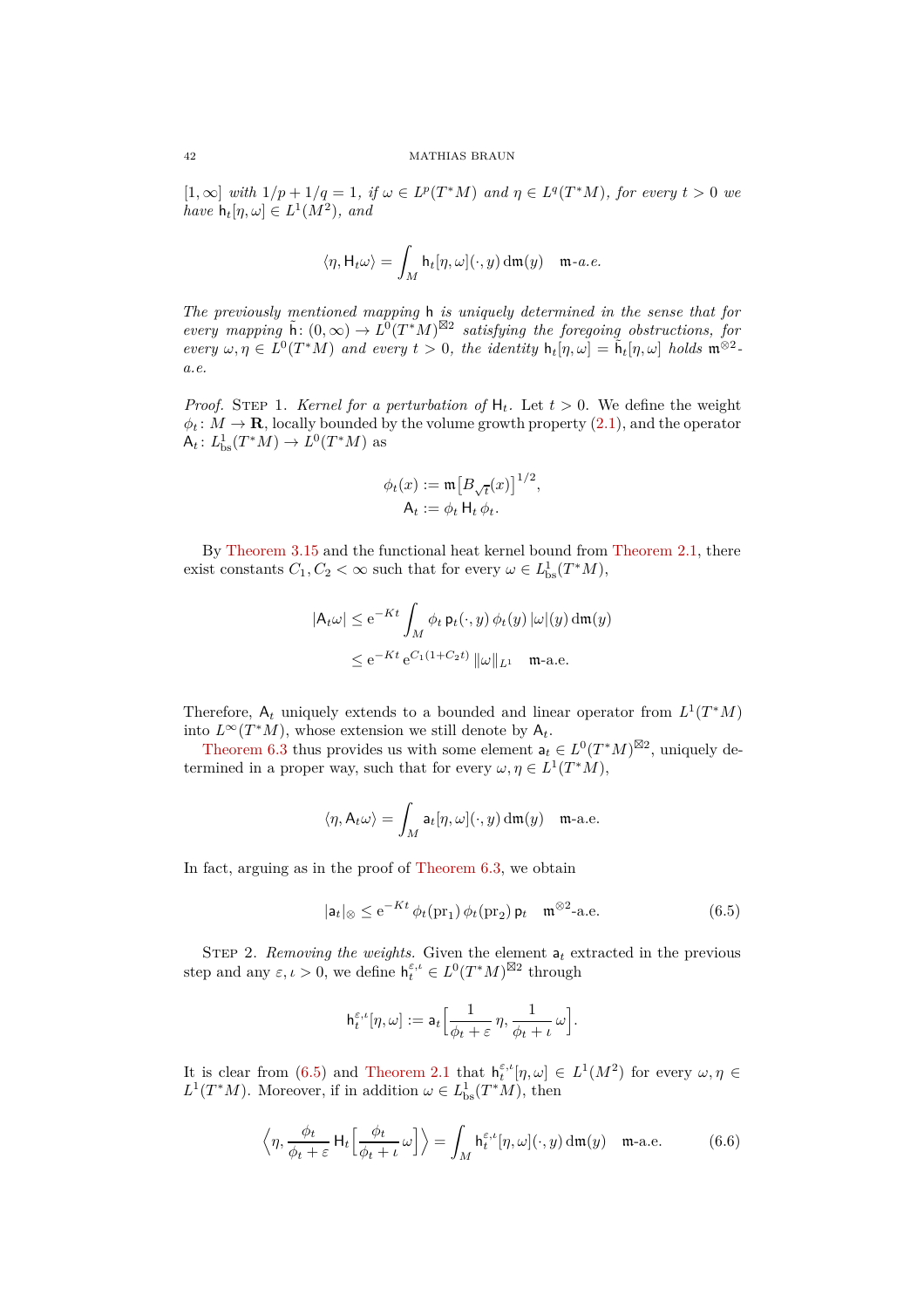$[1,\infty]$ *with* $1/p+1/q=1$*, if* $\omega \in L^p(T^*M)$ *and* $\eta \in L^q(T^*M)$*, for every* $t>0$ *we have* $\mathsf{h}_t[\eta,\omega] \in L^1(M^2)$*, and*

$$\langle \eta, \mathsf{H}_t\omega\rangle = \int_M \mathsf{h}_t[\eta,\omega](\cdot,y)\,\mathrm{d}\mathfrak{m}(y) \quad \mathfrak{m}\text{-a.e.}$$

*The previously mentioned mapping* $\mathsf{h}$ *is uniquely determined in the sense that for every mapping* $\tilde{\mathsf{h}}\colon (0,\infty)\to L^0(T^*M)^{\boxtimes 2}$ *satisfying the foregoing obstructions, for every* $\omega,\eta \in L^0(T^*M)$ *and every* $t>0$*, the identity* $\mathsf{h}_t[\eta,\omega] = \tilde{\mathsf{h}}_t[\eta,\omega]$ *holds* $\mathfrak{m}^{\otimes 2}$*-a.e.*

*Proof.* Step 1. *Kernel for a perturbation of* $\mathsf{H}_t$. Let $t>0$. We define the weight $\phi_t\colon M\to \mathbf{R}$, locally bounded by the volume growth property (2.1), and the operator $\mathsf{A}_t\colon L^1_{\mathrm{bs}}(T^*M)\to L^0(T^*M)$ as

$$\begin{aligned}\phi_t(x) &:= \mathfrak{m}\big[B_{\sqrt{t}}(x)\big]^{1/2},\\ \mathsf{A}_t &:= \phi_t\,\mathsf{H}_t\,\phi_t.\end{aligned}$$

By Theorem 3.15 and the functional heat kernel bound from Theorem 2.1, there exist constants $C_1, C_2<\infty$ such that for every $\omega \in L^1_{\mathrm{bs}}(T^*M)$,

$$\begin{aligned}|\mathsf{A}_t\omega| &\leq \mathrm{e}^{-Kt}\int_M \phi_t\,\mathsf{p}_t(\cdot,y)\,\phi_t(y)\,|\omega|(y)\,\mathrm{d}\mathfrak{m}(y)\\ &\leq \mathrm{e}^{-Kt}\,\mathrm{e}^{C_1(1+C_2t)}\,\Vert\omega\Vert_{L^1}\quad \mathfrak{m}\text{-a.e.}\end{aligned}$$

Therefore, $\mathsf{A}_t$ uniquely extends to a bounded and linear operator from $L^1(T^*M)$ into $L^\infty(T^*M)$, whose extension we still denote by $\mathsf{A}_t$.

Theorem 6.3 thus provides us with some element $\mathsf{a}_t\in L^0(T^*M)^{\boxtimes 2}$, uniquely determined in a proper way, such that for every $\omega,\eta\in L^1(T^*M)$,

$$\langle \eta, \mathsf{A}_t\omega\rangle = \int_M \mathsf{a}_t[\eta,\omega](\cdot,y)\,\mathrm{d}\mathfrak{m}(y)\quad \mathfrak{m}\text{-a.e.}$$

In fact, arguing as in the proof of Theorem 6.3, we obtain

$$|\mathsf{a}_t|_\otimes \leq \mathrm{e}^{-Kt}\,\phi_t(\mathrm{pr}_1)\,\phi_t(\mathrm{pr}_2)\,\mathsf{p}_t\quad \mathfrak{m}^{\otimes 2}\text{-a.e.} \tag{6.5}$$

Step 2. *Removing the weights.* Given the element $\mathsf{a}_t$ extracted in the previous step and any $\varepsilon,\iota>0$, we define $\mathsf{h}_t^{\varepsilon,\iota}\in L^0(T^*M)^{\boxtimes 2}$ through

$$\mathsf{h}_t^{\varepsilon,\iota}[\eta,\omega] := \mathsf{a}_t\Big[\frac{1}{\phi_t+\varepsilon}\,\eta, \frac{1}{\phi_t+\iota}\,\omega\Big].$$

It is clear from (6.5) and Theorem 2.1 that $\mathsf{h}_t^{\varepsilon,\iota}[\eta,\omega]\in L^1(M^2)$ for every $\omega,\eta\in L^1(T^*M)$. Moreover, if in addition $\omega\in L^1_{\mathrm{bs}}(T^*M)$, then

$$\Big\langle \eta, \frac{\phi_t}{\phi_t+\varepsilon}\,\mathsf{H}_t\Big[\frac{\phi_t}{\phi_t+\iota}\,\omega\Big]\Big\rangle = \int_M \mathsf{h}_t^{\varepsilon,\iota}[\eta,\omega](\cdot,y)\,\mathrm{d}\mathfrak{m}(y)\quad \mathfrak{m}\text{-a.e.} \tag{6.6}$$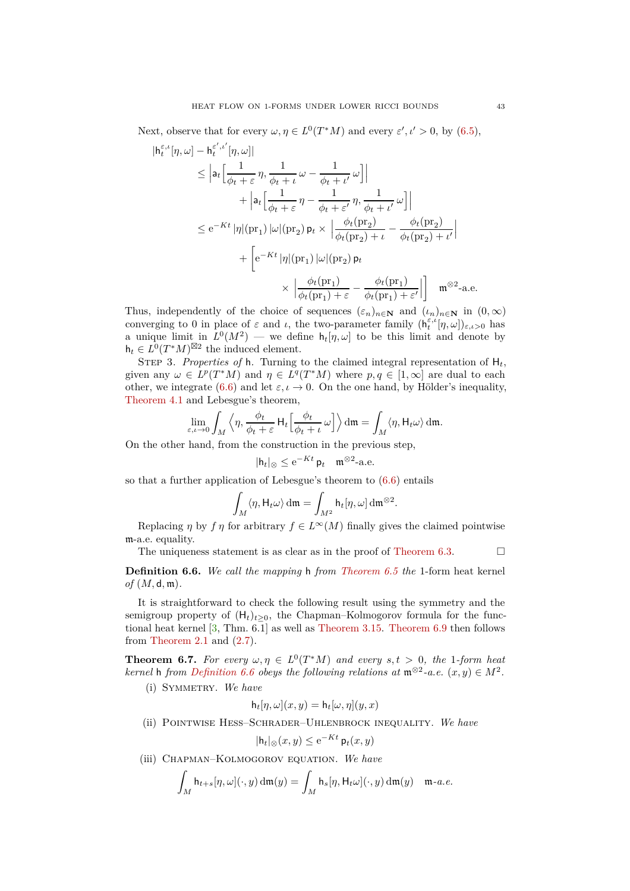Next, observe that for every $\omega, \eta \in L^0(T^*M)$ and every $\varepsilon', \iota' > 0$, by (6.5),

$$
\begin{aligned}
&|\mathsf{h}_t^{\varepsilon,\iota}[\eta,\omega] - \mathsf{h}_t^{\varepsilon',\iota'}[\eta,\omega]| \\
&\qquad \le \Big|\mathsf{a}_t\Big[\frac{1}{\phi_t+\varepsilon}\,\eta, \frac{1}{\phi_t+\iota}\,\omega - \frac{1}{\phi_t+\iota'}\,\omega\Big]\Big| \\
&\qquad\qquad + \Big|\mathsf{a}_t\Big[\frac{1}{\phi_t+\varepsilon}\,\eta - \frac{1}{\phi_t+\varepsilon'}\,\eta, \frac{1}{\phi_t+\iota'}\,\omega\Big]\Big| \\
&\qquad \le \mathrm{e}^{-Kt}\,|\eta|(\mathrm{pr}_1)\,|\omega|(\mathrm{pr}_2)\,\mathsf{p}_t \times \Big|\frac{\phi_t(\mathrm{pr}_2)}{\phi_t(\mathrm{pr}_2)+\iota} - \frac{\phi_t(\mathrm{pr}_2)}{\phi_t(\mathrm{pr}_2)+\iota'}\Big| \\
&\qquad\qquad + \Big[\mathrm{e}^{-Kt}\,|\eta|(\mathrm{pr}_1)\,|\omega|(\mathrm{pr}_2)\,\mathsf{p}_t \\
&\qquad\qquad\qquad \times \Big|\frac{\phi_t(\mathrm{pr}_1)}{\phi_t(\mathrm{pr}_1)+\varepsilon} - \frac{\phi_t(\mathrm{pr}_1)}{\phi_t(\mathrm{pr}_1)+\varepsilon'}\Big|\Big] \quad \mathfrak{m}^{\otimes 2}\text{-a.e.}
\end{aligned}
$$

Thus, independently of the choice of sequences $(\varepsilon_n)_{n\in\mathbf{N}}$ and $(\iota_n)_{n\in\mathbf{N}}$ in $(0,\infty)$ converging to 0 in place of $\varepsilon$ and $\iota$, the two-parameter family $(\mathsf{h}_t^{\varepsilon,\iota}[\eta,\omega])_{\varepsilon,\iota>0}$ has a unique limit in $L^0(M^2)$ — we define $\mathsf{h}_t[\eta,\omega]$ to be this limit and denote by $\mathsf{h}_t \in L^0(T^*M)^{\boxtimes 2}$ the induced element.

Step 3. *Properties of* $\mathsf{h}$. Turning to the claimed integral representation of $\mathsf{H}_t$, given any $\omega \in L^p(T^*M)$ and $\eta \in L^q(T^*M)$ where $p, q \in [1,\infty]$ are dual to each other, we integrate (6.6) and let $\varepsilon, \iota \to 0$. On the one hand, by Hölder's inequality, Theorem 4.1 and Lebesgue's theorem,

$$
\lim_{\varepsilon,\iota\to 0} \int_M \Big\langle \eta, \frac{\phi_t}{\phi_t+\varepsilon}\,\mathsf{H}_t\Big[\frac{\phi_t}{\phi_t+\iota}\,\omega\Big]\Big\rangle \,\mathrm{d}\mathfrak{m} = \int_M \langle \eta, \mathsf{H}_t\omega\rangle\,\mathrm{d}\mathfrak{m}.
$$

On the other hand, from the construction in the previous step,

$$
|\mathsf{h}_t|_\otimes \le \mathrm{e}^{-Kt}\,\mathsf{p}_t \quad \mathfrak{m}^{\otimes 2}\text{-a.e.}
$$

so that a further application of Lebesgue's theorem to (6.6) entails

$$
\int_M \langle \eta, \mathsf{H}_t\omega\rangle\,\mathrm{d}\mathfrak{m} = \int_{M^2} \mathsf{h}_t[\eta,\omega]\,\mathrm{d}\mathfrak{m}^{\otimes 2}.
$$

Replacing $\eta$ by $f\,\eta$ for arbitrary $f \in L^\infty(M)$ finally gives the claimed pointwise $\mathfrak{m}$-a.e. equality.

The uniqueness statement is as clear as in the proof of Theorem 6.3. □

**Definition 6.6.** *We call the mapping* $\mathsf{h}$ *from Theorem 6.5 the* 1*-form heat kernel of* $(M, \mathsf{d}, \mathfrak{m})$.

It is straightforward to check the following result using the symmetry and the semigroup property of $(\mathsf{H}_t)_{t\ge 0}$, the Chapman–Kolmogorov formula for the functional heat kernel [3, Thm. 6.1] as well as Theorem 3.15. Theorem 6.9 then follows from Theorem 2.1 and (2.7).

**Theorem 6.7.** *For every* $\omega, \eta \in L^0(T^*M)$ *and every* $s, t > 0$*, the* 1*-form heat kernel* $\mathsf{h}$ *from Definition 6.6 obeys the following relations at* $\mathfrak{m}^{\otimes 2}$*-a.e.* $(x,y) \in M^2$*.*

(i) Symmetry. *We have*

$$
\mathsf{h}_t[\eta,\omega](x,y) = \mathsf{h}_t[\omega,\eta](y,x)
$$

(ii) Pointwise Hess–Schrader–Uhlenbrock inequality. *We have*

$$
|\mathsf{h}_t|_\otimes(x,y) \le \mathrm{e}^{-Kt}\,\mathsf{p}_t(x,y)
$$

(iii) Chapman–Kolmogorov equation. *We have*

$$
\int_M \mathsf{h}_{t+s}[\eta,\omega](\cdot,y)\,\mathrm{d}\mathfrak{m}(y) = \int_M \mathsf{h}_s[\eta,\mathsf{H}_t\omega](\cdot,y)\,\mathrm{d}\mathfrak{m}(y) \quad \mathfrak{m}\text{-a.e.}
$$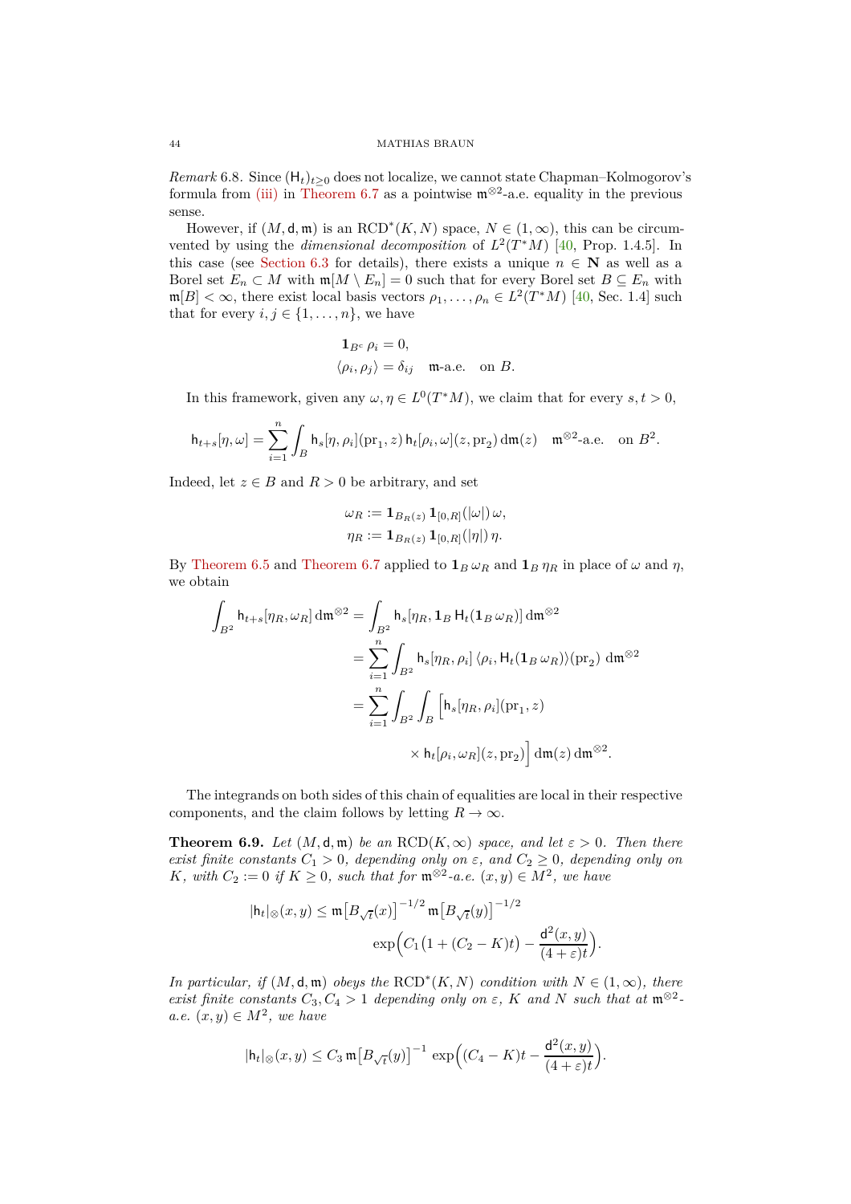*Remark* 6.8. Since $(\mathsf{H}_t)_{t\geq 0}$ does not localize, we cannot state Chapman–Kolmogorov's formula from (iii) in Theorem 6.7 as a pointwise $\mathfrak{m}^{\otimes 2}$-a.e. equality in the previous sense.

However, if $(M,\mathsf{d},\mathfrak{m})$ is an $\mathrm{RCD}^*(K,N)$ space, $N\in(1,\infty)$, this can be circumvented by using the *dimensional decomposition* of $L^2(T^*M)$ [40, Prop. 1.4.5]. In this case (see Section 6.3 for details), there exists a unique $n\in\mathbf{N}$ as well as a Borel set $E_n\subset M$ with $\mathfrak{m}[M\setminus E_n]=0$ such that for every Borel set $B\subseteq E_n$ with $\mathfrak{m}[B]<\infty$, there exist local basis vectors $\rho_1,\dots,\rho_n\in L^2(T^*M)$ [40, Sec. 1.4] such that for every $i,j\in\{1,\dots,n\}$, we have

$$
\begin{aligned}
&\mathbf{1}_{B^c}\,\rho_i = 0,\\
&\langle\rho_i,\rho_j\rangle = \delta_{ij}\quad \mathfrak{m}\text{-a.e.}\quad\text{on } B.
\end{aligned}
$$

In this framework, given any $\omega,\eta\in L^0(T^*M)$, we claim that for every $s,t>0$,

$$
\mathsf{h}_{t+s}[\eta,\omega] = \sum_{i=1}^n\int_B \mathsf{h}_s[\eta,\rho_i](\mathrm{pr}_1,z)\,\mathsf{h}_t[\rho_i,\omega](z,\mathrm{pr}_2)\,\mathrm{d}\mathfrak{m}(z)\quad \mathfrak{m}^{\otimes 2}\text{-a.e.}\quad\text{on } B^2.
$$

Indeed, let $z\in B$ and $R>0$ be arbitrary, and set

$$
\begin{aligned}
\omega_R &:= \mathbf{1}_{B_R(z)}\,\mathbf{1}_{[0,R]}(|\omega|)\,\omega,\\
\eta_R &:= \mathbf{1}_{B_R(z)}\,\mathbf{1}_{[0,R]}(|\eta|)\,\eta.
\end{aligned}
$$

By Theorem 6.5 and Theorem 6.7 applied to $\mathbf{1}_B\,\omega_R$ and $\mathbf{1}_B\,\eta_R$ in place of $\omega$ and $\eta$, we obtain

$$
\begin{aligned}
\int_{B^2}\mathsf{h}_{t+s}[\eta_R,\omega_R]\,\mathrm{d}\mathfrak{m}^{\otimes 2} &= \int_{B^2}\mathsf{h}_s[\eta_R,\mathbf{1}_B\,\mathsf{H}_t(\mathbf{1}_B\,\omega_R)]\,\mathrm{d}\mathfrak{m}^{\otimes 2}\\
&= \sum_{i=1}^n\int_{B^2}\mathsf{h}_s[\eta_R,\rho_i]\,\langle\rho_i,\mathsf{H}_t(\mathbf{1}_B\,\omega_R)\rangle(\mathrm{pr}_2)\;\mathrm{d}\mathfrak{m}^{\otimes 2}\\
&= \sum_{i=1}^n\int_{B^2}\int_B\Big[\mathsf{h}_s[\eta_R,\rho_i](\mathrm{pr}_1,z)\\
&\qquad\qquad\times\mathsf{h}_t[\rho_i,\omega_R](z,\mathrm{pr}_2)\Big]\,\mathrm{d}\mathfrak{m}(z)\,\mathrm{d}\mathfrak{m}^{\otimes 2}.
\end{aligned}
$$

The integrands on both sides of this chain of equalities are local in their respective components, and the claim follows by letting $R\to\infty$.

**Theorem 6.9.** *Let $(M,\mathsf{d},\mathfrak{m})$ be an $\mathrm{RCD}(K,\infty)$ space, and let $\varepsilon>0$. Then there exist finite constants $C_1>0$, depending only on $\varepsilon$, and $C_2\geq 0$, depending only on $K$, with $C_2:=0$ if $K\geq 0$, such that for $\mathfrak{m}^{\otimes 2}$-a.e. $(x,y)\in M^2$, we have*

$$
\begin{aligned}
|\mathsf{h}_t|_\otimes(x,y)\leq \mathfrak{m}\big[B_{\sqrt{t}}(x)\big]^{-1/2}\,\mathfrak{m}\big[B_{\sqrt{t}}(y)\big]^{-1/2}&\\
\exp\!\Big(C_1\big(1+(C_2-K)t\big)-\frac{\mathsf{d}^2(x,y)}{(4+\varepsilon)t}\Big)&.
\end{aligned}
$$

*In particular, if $(M,\mathsf{d},\mathfrak{m})$ obeys the $\mathrm{RCD}^*(K,N)$ condition with $N\in(1,\infty)$, there exist finite constants $C_3,C_4>1$ depending only on $\varepsilon$, $K$ and $N$ such that at $\mathfrak{m}^{\otimes 2}$-a.e. $(x,y)\in M^2$, we have*

$$
|\mathsf{h}_t|_\otimes(x,y)\leq C_3\,\mathfrak{m}\big[B_{\sqrt{t}}(y)\big]^{-1}\,\exp\!\Big((C_4-K)t-\frac{\mathsf{d}^2(x,y)}{(4+\varepsilon)t}\Big).
$$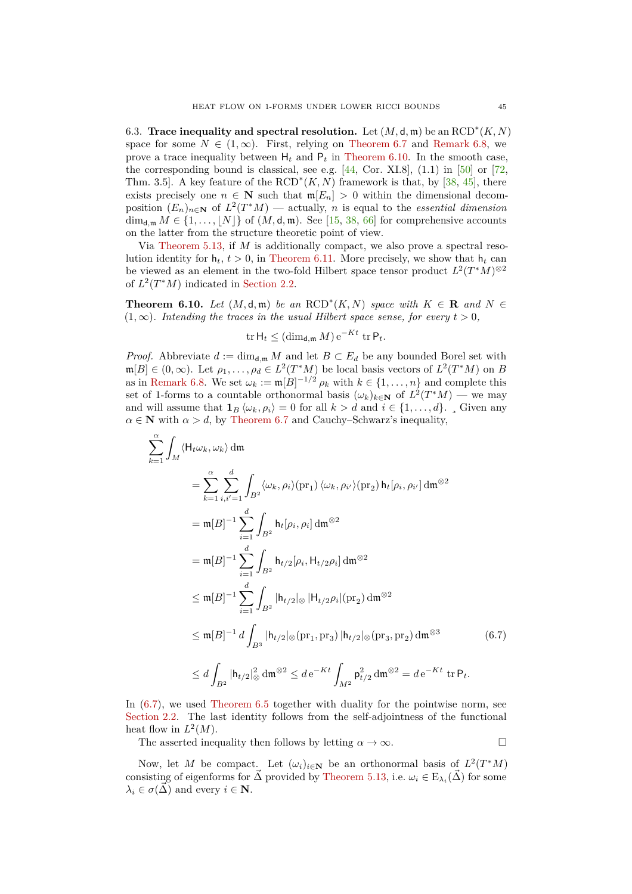6.3. **Trace inequality and spectral resolution.** Let $(M, \mathsf{d}, \mathfrak{m})$ be an $\mathrm{RCD}^*(K,N)$ space for some $N \in (1,\infty)$. First, relying on Theorem 6.7 and Remark 6.8, we prove a trace inequality between $\mathsf{H}_t$ and $\mathsf{P}_t$ in Theorem 6.10. In the smooth case, the corresponding bound is classical, see e.g. [44, Cor. XI.8], (1.1) in [50] or [72, Thm. 3.5]. A key feature of the $\mathrm{RCD}^*(K,N)$ framework is that, by [38, 45], there exists precisely one $n \in \mathbf{N}$ such that $\mathfrak{m}[E_n] > 0$ within the dimensional decomposition $(E_n)_{n\in\mathbf{N}}$ of $L^2(T^*M)$ — actually, $n$ is equal to the *essential dimension* $\dim_{\mathsf{d},\mathfrak{m}} M \in \{1,\dots,\lfloor N\rfloor\}$ of $(M,\mathsf{d},\mathfrak{m})$. See [15, 38, 66] for comprehensive accounts on the latter from the structure theoretic point of view.

Via Theorem 5.13, if $M$ is additionally compact, we also prove a spectral resolution identity for $\mathsf{h}_t$, $t>0$, in Theorem 6.11. More precisely, we show that $\mathsf{h}_t$ can be viewed as an element in the two-fold Hilbert space tensor product $L^2(T^*M)^{\otimes 2}$ of $L^2(T^*M)$ indicated in Section 2.2.

**Theorem 6.10.** *Let $(M,\mathsf{d},\mathfrak{m})$ be an $\mathrm{RCD}^*(K,N)$ space with $K\in\mathbf{R}$ and $N \in (1,\infty)$. Intending the traces in the usual Hilbert space sense, for every $t>0$,*

$$\operatorname{tr}\mathsf{H}_t \leq (\dim_{\mathsf{d},\mathfrak{m}} M)\,\mathrm{e}^{-Kt}\,\operatorname{tr}\mathsf{P}_t.$$

*Proof.* Abbreviate $d := \dim_{\mathsf{d},\mathfrak{m}} M$ and let $B \subset E_d$ be any bounded Borel set with $\mathfrak{m}[B] \in (0,\infty)$. Let $\rho_1,\dots,\rho_d \in L^2(T^*M)$ be local basis vectors of $L^2(T^*M)$ on $B$ as in Remark 6.8. We set $\omega_k := \mathfrak{m}[B]^{-1/2}\,\rho_k$ with $k\in\{1,\dots,n\}$ and complete this set of 1-forms to a countable orthonormal basis $(\omega_k)_{k\in\mathbf{N}}$ of $L^2(T^*M)$ — we may and will assume that $\mathbf{1}_B\,\langle\omega_k,\rho_i\rangle = 0$ for all $k>d$ and $i\in\{1,\dots,d\}$. Given any $\alpha\in\mathbf{N}$ with $\alpha>d$, by Theorem 6.7 and Cauchy–Schwarz's inequality,

$$\begin{aligned}
&\sum_{k=1}^{\alpha}\int_M \langle \mathsf{H}_t\omega_k,\omega_k\rangle\,\mathrm{d}\mathfrak{m}\\
&\quad= \sum_{k=1}^{\alpha}\sum_{i,i'=1}^{d}\int_{B^2}\langle\omega_k,\rho_i\rangle(\mathrm{pr}_1)\,\langle\omega_k,\rho_{i'}\rangle(\mathrm{pr}_2)\,\mathsf{h}_t[\rho_i,\rho_{i'}]\,\mathrm{d}\mathfrak{m}^{\otimes 2}\\
&\quad= \mathfrak{m}[B]^{-1}\sum_{i=1}^{d}\int_{B^2}\mathsf{h}_t[\rho_i,\rho_i]\,\mathrm{d}\mathfrak{m}^{\otimes 2}\\
&\quad= \mathfrak{m}[B]^{-1}\sum_{i=1}^{d}\int_{B^2}\mathsf{h}_{t/2}[\rho_i,\mathsf{H}_{t/2}\rho_i]\,\mathrm{d}\mathfrak{m}^{\otimes 2}\\
&\quad\leq \mathfrak{m}[B]^{-1}\sum_{i=1}^{d}\int_{B^2}|\mathsf{h}_{t/2}|_{\otimes}\,|\mathsf{H}_{t/2}\rho_i|(\mathrm{pr}_2)\,\mathrm{d}\mathfrak{m}^{\otimes 2}\\
&\quad\leq \mathfrak{m}[B]^{-1}\,d\int_{B^3}|\mathsf{h}_{t/2}|_{\otimes}(\mathrm{pr}_1,\mathrm{pr}_3)\,|\mathsf{h}_{t/2}|_{\otimes}(\mathrm{pr}_3,\mathrm{pr}_2)\,\mathrm{d}\mathfrak{m}^{\otimes 3} \qquad (6.7)\\
&\quad\leq d\int_{B^2}|\mathsf{h}_{t/2}|_{\otimes}^2\,\mathrm{d}\mathfrak{m}^{\otimes 2} \leq d\,\mathrm{e}^{-Kt}\int_{M^2}\mathsf{p}_{t/2}^2\,\mathrm{d}\mathfrak{m}^{\otimes 2} = d\,\mathrm{e}^{-Kt}\,\operatorname{tr}\mathsf{P}_t.
\end{aligned}$$

In (6.7), we used Theorem 6.5 together with duality for the pointwise norm, see Section 2.2. The last identity follows from the self-adjointness of the functional heat flow in $L^2(M)$.

The asserted inequality then follows by letting $\alpha\to\infty$. $\square$

Now, let $M$ be compact. Let $(\omega_i)_{i\in\mathbf{N}}$ be an orthonormal basis of $L^2(T^*M)$ consisting of eigenforms for $\vec{\Delta}$ provided by Theorem 5.13, i.e. $\omega_i \in \mathrm{E}_{\lambda_i}(\vec{\Delta})$ for some $\lambda_i\in\sigma(\vec{\Delta})$ and every $i\in\mathbf{N}$.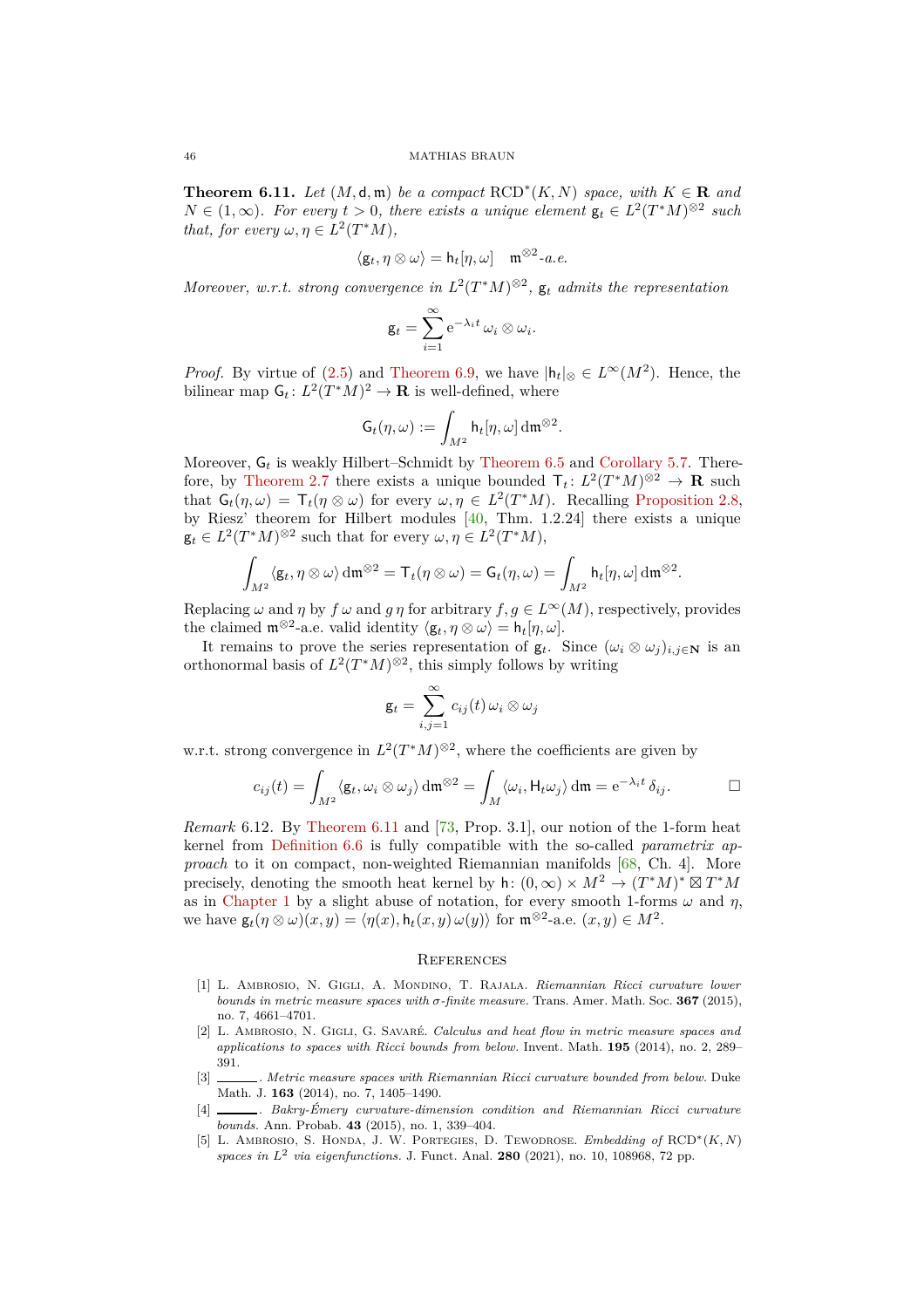**Theorem 6.11.** *Let $(M, \mathsf{d}, \mathfrak{m})$ be a compact* $\mathrm{RCD}^*(K,N)$ *space, with $K \in \mathbf{R}$ and $N \in (1,\infty)$. For every $t > 0$, there exists a unique element $\mathsf{g}_t \in L^2(T^*M)^{\otimes 2}$ such that, for every $\omega, \eta \in L^2(T^*M)$,*

$$\langle \mathsf{g}_t, \eta \otimes \omega \rangle = \mathsf{h}_t[\eta, \omega] \quad \mathfrak{m}^{\otimes 2}\text{-a.e.}$$

*Moreover, w.r.t. strong convergence in $L^2(T^*M)^{\otimes 2}$, $\mathsf{g}_t$ admits the representation*

$$\mathsf{g}_t = \sum_{i=1}^{\infty} \mathrm{e}^{-\lambda_i t}\, \omega_i \otimes \omega_i.$$

*Proof.* By virtue of (2.5) and Theorem 6.9, we have $|\mathsf{h}_t|_\otimes \in L^\infty(M^2)$. Hence, the bilinear map $\mathsf{G}_t \colon L^2(T^*M)^2 \to \mathbf{R}$ is well-defined, where

$$\mathsf{G}_t(\eta, \omega) := \int_{M^2} \mathsf{h}_t[\eta, \omega] \,\mathrm{d}\mathfrak{m}^{\otimes 2}.$$

Moreover, $\mathsf{G}_t$ is weakly Hilbert–Schmidt by Theorem 6.5 and Corollary 5.7. Therefore, by Theorem 2.7 there exists a unique bounded $\mathsf{T}_t \colon L^2(T^*M)^{\otimes 2} \to \mathbf{R}$ such that $\mathsf{G}_t(\eta,\omega) = \mathsf{T}_t(\eta \otimes \omega)$ for every $\omega, \eta \in L^2(T^*M)$. Recalling Proposition 2.8, by Riesz' theorem for Hilbert modules [40, Thm. 1.2.24] there exists a unique $\mathsf{g}_t \in L^2(T^*M)^{\otimes 2}$ such that for every $\omega, \eta \in L^2(T^*M)$,

$$\int_{M^2} \langle \mathsf{g}_t, \eta \otimes \omega \rangle \,\mathrm{d}\mathfrak{m}^{\otimes 2} = \mathsf{T}_t(\eta \otimes \omega) = \mathsf{G}_t(\eta, \omega) = \int_{M^2} \mathsf{h}_t[\eta, \omega] \,\mathrm{d}\mathfrak{m}^{\otimes 2}.$$

Replacing $\omega$ and $\eta$ by $f\,\omega$ and $g\,\eta$ for arbitrary $f, g \in L^\infty(M)$, respectively, provides the claimed $\mathfrak{m}^{\otimes 2}$-a.e. valid identity $\langle \mathsf{g}_t, \eta \otimes \omega \rangle = \mathsf{h}_t[\eta, \omega]$.

It remains to prove the series representation of $\mathsf{g}_t$. Since $(\omega_i \otimes \omega_j)_{i,j \in \mathbf{N}}$ is an orthonormal basis of $L^2(T^*M)^{\otimes 2}$, this simply follows by writing

$$\mathsf{g}_t = \sum_{i,j=1}^{\infty} c_{ij}(t)\, \omega_i \otimes \omega_j$$

w.r.t. strong convergence in $L^2(T^*M)^{\otimes 2}$, where the coefficients are given by

$$c_{ij}(t) = \int_{M^2} \langle \mathsf{g}_t, \omega_i \otimes \omega_j \rangle \,\mathrm{d}\mathfrak{m}^{\otimes 2} = \int_M \langle \omega_i, \mathsf{H}_t \omega_j \rangle \,\mathrm{d}\mathfrak{m} = \mathrm{e}^{-\lambda_i t}\, \delta_{ij}. \qquad \square$$

*Remark* 6.12. By Theorem 6.11 and [73, Prop. 3.1], our notion of the 1-form heat kernel from Definition 6.6 is fully compatible with the so-called *parametrix approach* to it on compact, non-weighted Riemannian manifolds [68, Ch. 4]. More precisely, denoting the smooth heat kernel by $\mathsf{h} \colon (0,\infty) \times M^2 \to (T^*M)^* \boxtimes T^*M$ as in Chapter 1 by a slight abuse of notation, for every smooth 1-forms $\omega$ and $\eta$, we have $\mathsf{g}_t(\eta \otimes \omega)(x,y) = \langle \eta(x), \mathsf{h}_t(x,y)\,\omega(y)\rangle$ for $\mathfrak{m}^{\otimes 2}$-a.e. $(x,y) \in M^2$.

## References

[1] L. Ambrosio, N. Gigli, A. Mondino, T. Rajala. *Riemannian Ricci curvature lower bounds in metric measure spaces with σ-finite measure.* Trans. Amer. Math. Soc. **367** (2015), no. 7, 4661–4701.

[2] L. Ambrosio, N. Gigli, G. Savaré. *Calculus and heat flow in metric measure spaces and applications to spaces with Ricci bounds from below.* Invent. Math. **195** (2014), no. 2, 289–391.

[3] ______. *Metric measure spaces with Riemannian Ricci curvature bounded from below.* Duke Math. J. **163** (2014), no. 7, 1405–1490.

[4] ______. *Bakry-Émery curvature-dimension condition and Riemannian Ricci curvature bounds.* Ann. Probab. **43** (2015), no. 1, 339–404.

[5] L. Ambrosio, S. Honda, J. W. Portegies, D. Tewodrose. *Embedding of* $\mathrm{RCD}^*(K,N)$ *spaces in* $L^2$ *via eigenfunctions.* J. Funct. Anal. **280** (2021), no. 10, 108968, 72 pp.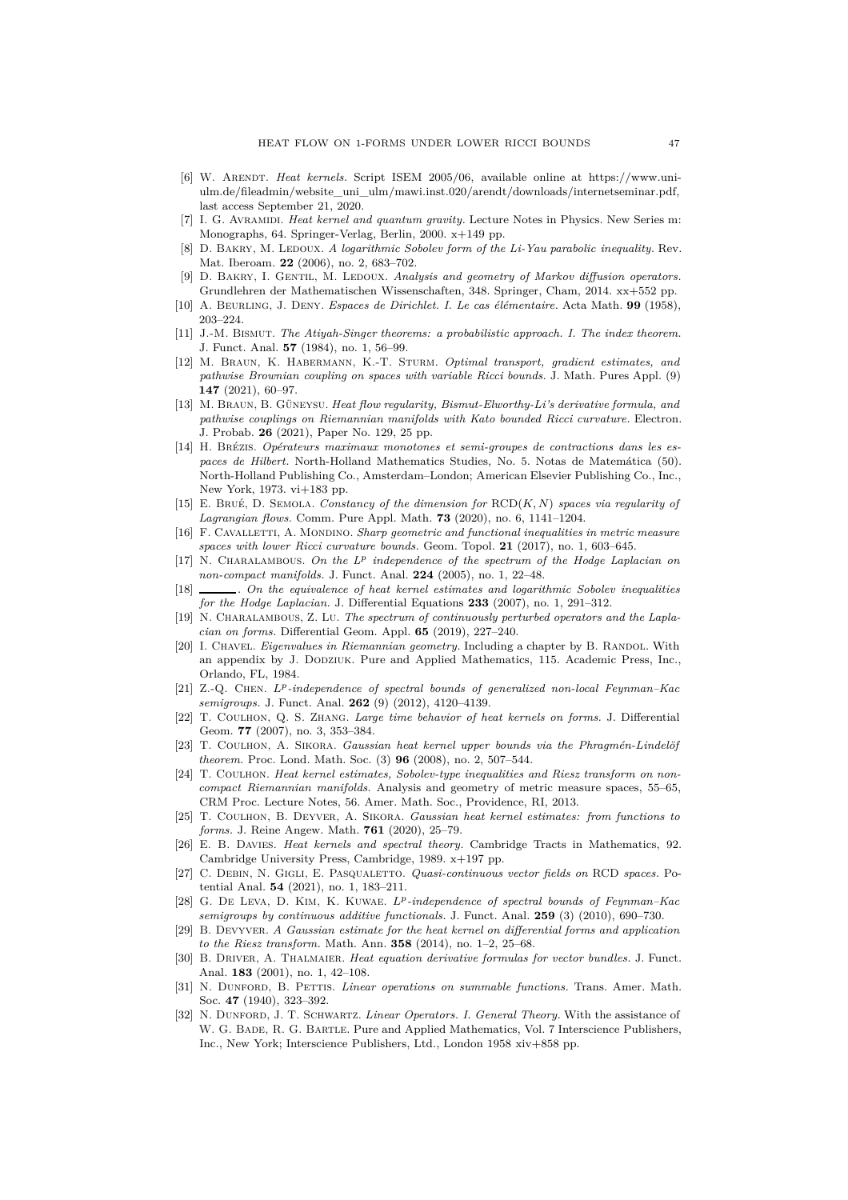[6] W. Arendt. *Heat kernels.* Script ISEM 2005/06, available online at https://www.uni-ulm.de/fileadmin/website_uni_ulm/mawi.inst.020/arendt/downloads/internetseminar.pdf, last access September 21, 2020.

[7] I. G. Avramidi. *Heat kernel and quantum gravity.* Lecture Notes in Physics. New Series m: Monographs, 64. Springer-Verlag, Berlin, 2000. x+149 pp.

[8] D. Bakry, M. Ledoux. *A logarithmic Sobolev form of the Li-Yau parabolic inequality.* Rev. Mat. Iberoam. **22** (2006), no. 2, 683–702.

[9] D. Bakry, I. Gentil, M. Ledoux. *Analysis and geometry of Markov diffusion operators.* Grundlehren der Mathematischen Wissenschaften, 348. Springer, Cham, 2014. xx+552 pp.

[10] A. Beurling, J. Deny. *Espaces de Dirichlet. I. Le cas élémentaire.* Acta Math. **99** (1958), 203–224.

[11] J.-M. Bismut. *The Atiyah-Singer theorems: a probabilistic approach. I. The index theorem.* J. Funct. Anal. **57** (1984), no. 1, 56–99.

[12] M. Braun, K. Habermann, K.-T. Sturm. *Optimal transport, gradient estimates, and pathwise Brownian coupling on spaces with variable Ricci bounds.* J. Math. Pures Appl. (9) **147** (2021), 60–97.

[13] M. Braun, B. Güneysu. *Heat flow regularity, Bismut-Elworthy-Li's derivative formula, and pathwise couplings on Riemannian manifolds with Kato bounded Ricci curvature.* Electron. J. Probab. **26** (2021), Paper No. 129, 25 pp.

[14] H. Brézis. *Opérateurs maximaux monotones et semi-groupes de contractions dans les espaces de Hilbert.* North-Holland Mathematics Studies, No. 5. Notas de Matemática (50). North-Holland Publishing Co., Amsterdam–London; American Elsevier Publishing Co., Inc., New York, 1973. vi+183 pp.

[15] E. Brué, D. Semola. *Constancy of the dimension for* $\mathrm{RCD}(K,N)$ *spaces via regularity of Lagrangian flows.* Comm. Pure Appl. Math. **73** (2020), no. 6, 1141–1204.

[16] F. Cavalletti, A. Mondino. *Sharp geometric and functional inequalities in metric measure spaces with lower Ricci curvature bounds.* Geom. Topol. **21** (2017), no. 1, 603–645.

[17] N. Charalambous. *On the* $L^p$ *independence of the spectrum of the Hodge Laplacian on non-compact manifolds.* J. Funct. Anal. **224** (2005), no. 1, 22–48.

[18] ______. *On the equivalence of heat kernel estimates and logarithmic Sobolev inequalities for the Hodge Laplacian.* J. Differential Equations **233** (2007), no. 1, 291–312.

[19] N. Charalambous, Z. Lu. *The spectrum of continuously perturbed operators and the Laplacian on forms.* Differential Geom. Appl. **65** (2019), 227–240.

[20] I. Chavel. *Eigenvalues in Riemannian geometry.* Including a chapter by B. Randol. With an appendix by J. Dodziuk. Pure and Applied Mathematics, 115. Academic Press, Inc., Orlando, FL, 1984.

[21] Z.-Q. Chen. $L^p$*-independence of spectral bounds of generalized non-local Feynman–Kac semigroups.* J. Funct. Anal. **262** (9) (2012), 4120–4139.

[22] T. Coulhon, Q. S. Zhang. *Large time behavior of heat kernels on forms.* J. Differential Geom. **77** (2007), no. 3, 353–384.

[23] T. Coulhon, A. Sikora. *Gaussian heat kernel upper bounds via the Phragmén-Lindelöf theorem.* Proc. Lond. Math. Soc. (3) **96** (2008), no. 2, 507–544.

[24] T. Coulhon. *Heat kernel estimates, Sobolev-type inequalities and Riesz transform on noncompact Riemannian manifolds.* Analysis and geometry of metric measure spaces, 55–65, CRM Proc. Lecture Notes, 56. Amer. Math. Soc., Providence, RI, 2013.

[25] T. Coulhon, B. Deyver, A. Sikora. *Gaussian heat kernel estimates: from functions to forms.* J. Reine Angew. Math. **761** (2020), 25–79.

[26] E. B. Davies. *Heat kernels and spectral theory.* Cambridge Tracts in Mathematics, 92. Cambridge University Press, Cambridge, 1989. x+197 pp.

[27] C. Debin, N. Gigli, E. Pasqualetto. *Quasi-continuous vector fields on* RCD *spaces.* Potential Anal. **54** (2021), no. 1, 183–211.

[28] G. De Leva, D. Kim, K. Kuwae. $L^p$*-independence of spectral bounds of Feynman–Kac semigroups by continuous additive functionals.* J. Funct. Anal. **259** (3) (2010), 690–730.

[29] B. Devyver. *A Gaussian estimate for the heat kernel on differential forms and application to the Riesz transform.* Math. Ann. **358** (2014), no. 1–2, 25–68.

[30] B. Driver, A. Thalmaier. *Heat equation derivative formulas for vector bundles.* J. Funct. Anal. **183** (2001), no. 1, 42–108.

[31] N. Dunford, B. Pettis. *Linear operations on summable functions.* Trans. Amer. Math. Soc. **47** (1940), 323–392.

[32] N. Dunford, J. T. Schwartz. *Linear Operators. I. General Theory.* With the assistance of W. G. Bade, R. G. Bartle. Pure and Applied Mathematics, Vol. 7 Interscience Publishers, Inc., New York; Interscience Publishers, Ltd., London 1958 xiv+858 pp.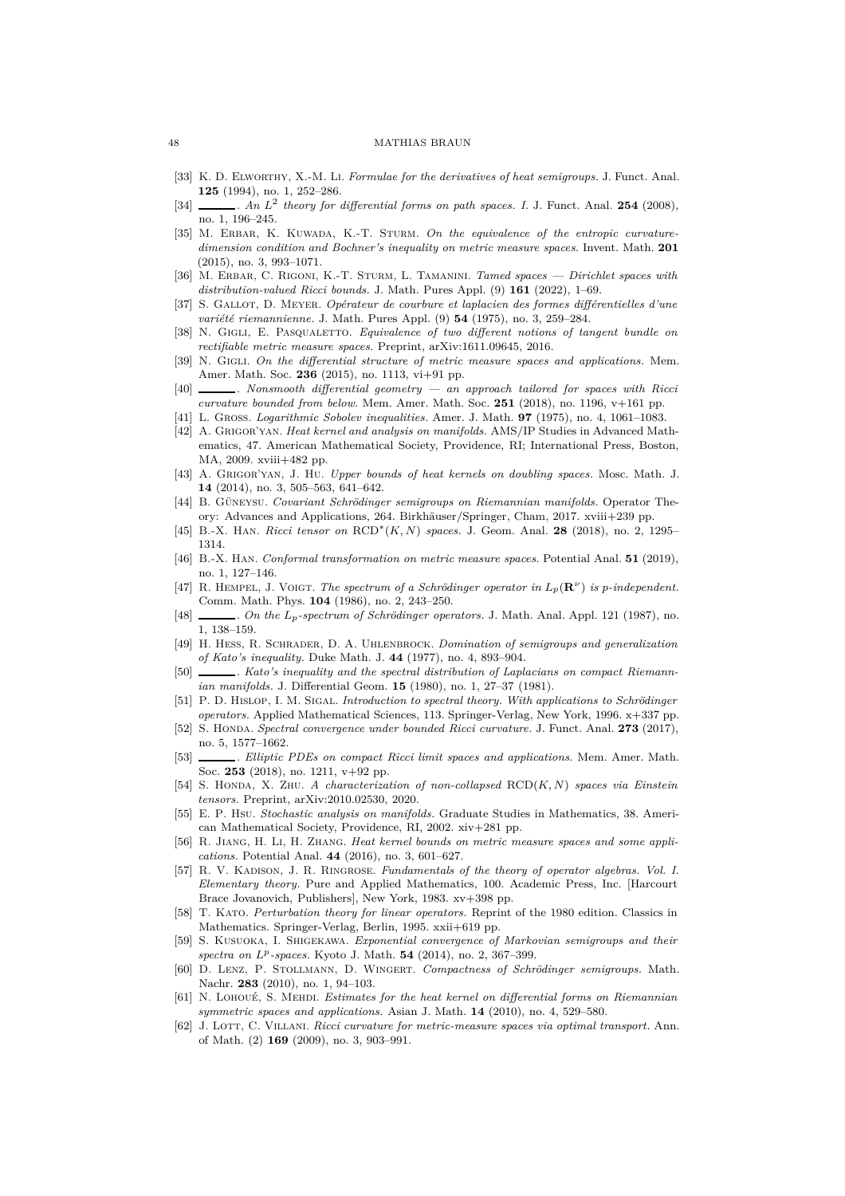- [33] K. D. Elworthy, X.-M. Li. *Formulae for the derivatives of heat semigroups.* J. Funct. Anal. **125** (1994), no. 1, 252–286.
- [34] ______. *An $L^2$ theory for differential forms on path spaces. I.* J. Funct. Anal. **254** (2008), no. 1, 196–245.
- [35] M. Erbar, K. Kuwada, K.-T. Sturm. *On the equivalence of the entropic curvature-dimension condition and Bochner's inequality on metric measure spaces.* Invent. Math. **201** (2015), no. 3, 993–1071.
- [36] M. Erbar, C. Rigoni, K.-T. Sturm, L. Tamanini. *Tamed spaces — Dirichlet spaces with distribution-valued Ricci bounds.* J. Math. Pures Appl. (9) **161** (2022), 1–69.
- [37] S. Gallot, D. Meyer. *Opérateur de courbure et laplacien des formes différentielles d'une variété riemannienne.* J. Math. Pures Appl. (9) **54** (1975), no. 3, 259–284.
- [38] N. Gigli, E. Pasqualetto. *Equivalence of two different notions of tangent bundle on rectifiable metric measure spaces.* Preprint, arXiv:1611.09645, 2016.
- [39] N. Gigli. *On the differential structure of metric measure spaces and applications.* Mem. Amer. Math. Soc. **236** (2015), no. 1113, vi+91 pp.
- [40] ______. *Nonsmooth differential geometry — an approach tailored for spaces with Ricci curvature bounded from below.* Mem. Amer. Math. Soc. **251** (2018), no. 1196, v+161 pp.
- [41] L. Gross. *Logarithmic Sobolev inequalities.* Amer. J. Math. **97** (1975), no. 4, 1061–1083.
- [42] A. Grigor'yan. *Heat kernel and analysis on manifolds.* AMS/IP Studies in Advanced Mathematics, 47. American Mathematical Society, Providence, RI; International Press, Boston, MA, 2009. xviii+482 pp.
- [43] A. Grigor'yan, J. Hu. *Upper bounds of heat kernels on doubling spaces.* Mosc. Math. J. **14** (2014), no. 3, 505–563, 641–642.
- [44] B. Güneysu. *Covariant Schrödinger semigroups on Riemannian manifolds.* Operator Theory: Advances and Applications, 264. Birkhäuser/Springer, Cham, 2017. xviii+239 pp.
- [45] B.-X. Han. *Ricci tensor on* $\mathrm{RCD}^*(K,N)$ *spaces.* J. Geom. Anal. **28** (2018), no. 2, 1295–1314.
- [46] B.-X. Han. *Conformal transformation on metric measure spaces.* Potential Anal. **51** (2019), no. 1, 127–146.
- [47] R. Hempel, J. Voigt. *The spectrum of a Schrödinger operator in* $L_p(\mathbf{R}^\nu)$ *is p-independent.* Comm. Math. Phys. **104** (1986), no. 2, 243–250.
- [48] ______. *On the* $L_p$*-spectrum of Schrödinger operators.* J. Math. Anal. Appl. 121 (1987), no. 1, 138–159.
- [49] H. Hess, R. Schrader, D. A. Uhlenbrock. *Domination of semigroups and generalization of Kato's inequality.* Duke Math. J. **44** (1977), no. 4, 893–904.
- [50] ______. *Kato's inequality and the spectral distribution of Laplacians on compact Riemannian manifolds.* J. Differential Geom. **15** (1980), no. 1, 27–37 (1981).
- [51] P. D. Hislop, I. M. Sigal. *Introduction to spectral theory. With applications to Schrödinger operators.* Applied Mathematical Sciences, 113. Springer-Verlag, New York, 1996. x+337 pp.
- [52] S. Honda. *Spectral convergence under bounded Ricci curvature.* J. Funct. Anal. **273** (2017), no. 5, 1577–1662.
- [53] ______. *Elliptic PDEs on compact Ricci limit spaces and applications.* Mem. Amer. Math. Soc. **253** (2018), no. 1211, v+92 pp.
- [54] S. Honda, X. Zhu. *A characterization of non-collapsed* $\mathrm{RCD}(K,N)$ *spaces via Einstein tensors.* Preprint, arXiv:2010.02530, 2020.
- [55] E. P. Hsu. *Stochastic analysis on manifolds.* Graduate Studies in Mathematics, 38. American Mathematical Society, Providence, RI, 2002. xiv+281 pp.
- [56] R. Jiang, H. Li, H. Zhang. *Heat kernel bounds on metric measure spaces and some applications.* Potential Anal. **44** (2016), no. 3, 601–627.
- [57] R. V. Kadison, J. R. Ringrose. *Fundamentals of the theory of operator algebras. Vol. I. Elementary theory.* Pure and Applied Mathematics, 100. Academic Press, Inc. [Harcourt Brace Jovanovich, Publishers], New York, 1983. xv+398 pp.
- [58] T. Kato. *Perturbation theory for linear operators.* Reprint of the 1980 edition. Classics in Mathematics. Springer-Verlag, Berlin, 1995. xxii+619 pp.
- [59] S. Kusuoka, I. Shigekawa. *Exponential convergence of Markovian semigroups and their spectra on* $L^p$*-spaces.* Kyoto J. Math. **54** (2014), no. 2, 367–399.
- [60] D. Lenz, P. Stollmann, D. Wingert. *Compactness of Schrödinger semigroups.* Math. Nachr. **283** (2010), no. 1, 94–103.
- [61] N. Lohoué, S. Mehdi. *Estimates for the heat kernel on differential forms on Riemannian symmetric spaces and applications.* Asian J. Math. **14** (2010), no. 4, 529–580.
- [62] J. Lott, C. Villani. *Ricci curvature for metric-measure spaces via optimal transport.* Ann. of Math. (2) **169** (2009), no. 3, 903–991.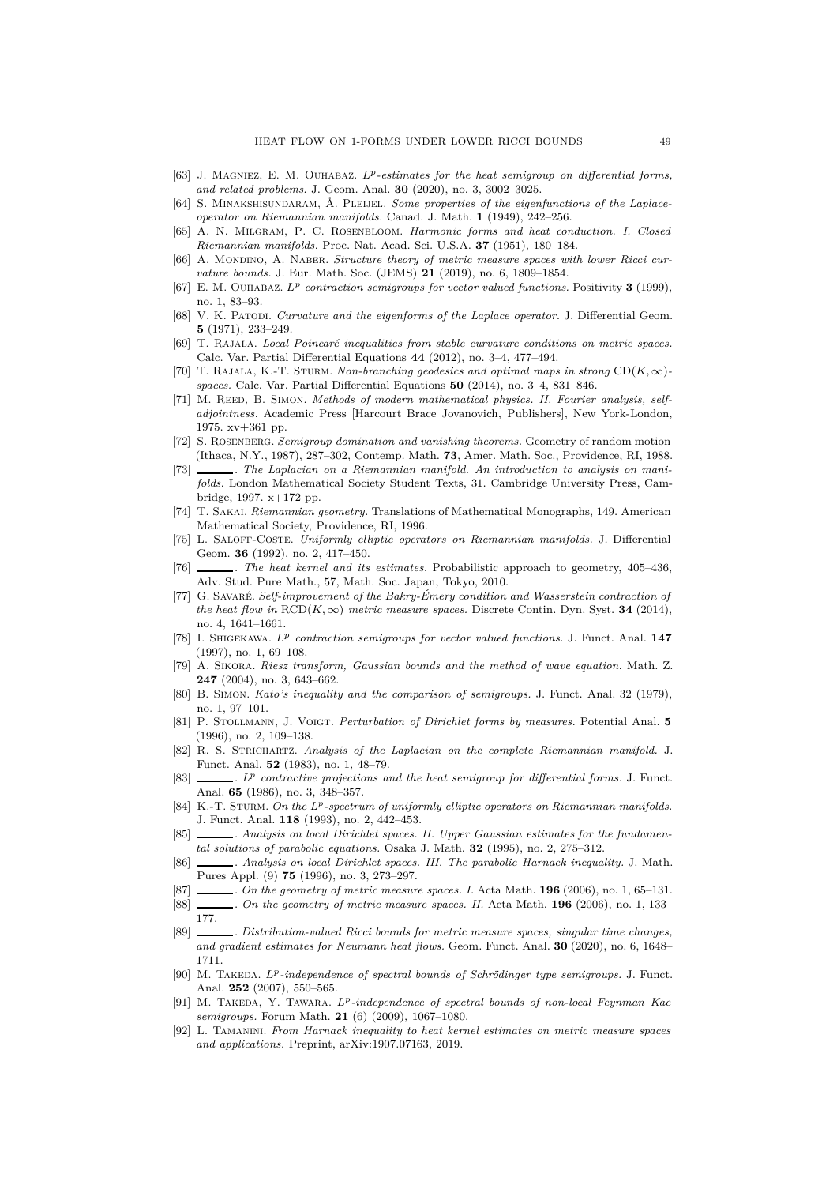[63] J. Magniez, E. M. Ouhabaz. *$L^p$-estimates for the heat semigroup on differential forms, and related problems.* J. Geom. Anal. **30** (2020), no. 3, 3002–3025.

[64] S. Minakshisundaram, Å. Pleijel. *Some properties of the eigenfunctions of the Laplace-operator on Riemannian manifolds.* Canad. J. Math. **1** (1949), 242–256.

[65] A. N. Milgram, P. C. Rosenbloom. *Harmonic forms and heat conduction. I. Closed Riemannian manifolds.* Proc. Nat. Acad. Sci. U.S.A. **37** (1951), 180–184.

[66] A. Mondino, A. Naber. *Structure theory of metric measure spaces with lower Ricci curvature bounds.* J. Eur. Math. Soc. (JEMS) **21** (2019), no. 6, 1809–1854.

[67] E. M. Ouhabaz. *$L^p$ contraction semigroups for vector valued functions.* Positivity **3** (1999), no. 1, 83–93.

[68] V. K. Patodi. *Curvature and the eigenforms of the Laplace operator.* J. Differential Geom. **5** (1971), 233–249.

[69] T. Rajala. *Local Poincaré inequalities from stable curvature conditions on metric spaces.* Calc. Var. Partial Differential Equations **44** (2012), no. 3–4, 477–494.

[70] T. Rajala, K.-T. Sturm. *Non-branching geodesics and optimal maps in strong $\mathrm{CD}(K,\infty)$-spaces.* Calc. Var. Partial Differential Equations **50** (2014), no. 3–4, 831–846.

[71] M. Reed, B. Simon. *Methods of modern mathematical physics. II. Fourier analysis, self-adjointness.* Academic Press [Harcourt Brace Jovanovich, Publishers], New York-London, 1975. xv+361 pp.

[72] S. Rosenberg. *Semigroup domination and vanishing theorems.* Geometry of random motion (Ithaca, N.Y., 1987), 287–302, Contemp. Math. **73**, Amer. Math. Soc., Providence, RI, 1988.

[73] ______. *The Laplacian on a Riemannian manifold. An introduction to analysis on manifolds.* London Mathematical Society Student Texts, 31. Cambridge University Press, Cambridge, 1997. x+172 pp.

[74] T. Sakai. *Riemannian geometry.* Translations of Mathematical Monographs, 149. American Mathematical Society, Providence, RI, 1996.

[75] L. Saloff-Coste. *Uniformly elliptic operators on Riemannian manifolds.* J. Differential Geom. **36** (1992), no. 2, 417–450.

[76] ______. *The heat kernel and its estimates.* Probabilistic approach to geometry, 405–436, Adv. Stud. Pure Math., 57, Math. Soc. Japan, Tokyo, 2010.

[77] G. Savaré. *Self-improvement of the Bakry-Émery condition and Wasserstein contraction of the heat flow in $\mathrm{RCD}(K,\infty)$ metric measure spaces.* Discrete Contin. Dyn. Syst. **34** (2014), no. 4, 1641–1661.

[78] I. Shigekawa. *$L^p$ contraction semigroups for vector valued functions.* J. Funct. Anal. **147** (1997), no. 1, 69–108.

[79] A. Sikora. *Riesz transform, Gaussian bounds and the method of wave equation.* Math. Z. **247** (2004), no. 3, 643–662.

[80] B. Simon. *Kato's inequality and the comparison of semigroups.* J. Funct. Anal. 32 (1979), no. 1, 97–101.

[81] P. Stollmann, J. Voigt. *Perturbation of Dirichlet forms by measures.* Potential Anal. **5** (1996), no. 2, 109–138.

[82] R. S. Strichartz. *Analysis of the Laplacian on the complete Riemannian manifold.* J. Funct. Anal. **52** (1983), no. 1, 48–79.

[83] ______. *$L^p$ contractive projections and the heat semigroup for differential forms.* J. Funct. Anal. **65** (1986), no. 3, 348–357.

[84] K.-T. Sturm. *On the $L^p$-spectrum of uniformly elliptic operators on Riemannian manifolds.* J. Funct. Anal. **118** (1993), no. 2, 442–453.

[85] ______. *Analysis on local Dirichlet spaces. II. Upper Gaussian estimates for the fundamental solutions of parabolic equations.* Osaka J. Math. **32** (1995), no. 2, 275–312.

[86] ______. *Analysis on local Dirichlet spaces. III. The parabolic Harnack inequality.* J. Math. Pures Appl. (9) **75** (1996), no. 3, 273–297.

[87] ______. *On the geometry of metric measure spaces. I.* Acta Math. **196** (2006), no. 1, 65–131.

[88] ______. *On the geometry of metric measure spaces. II.* Acta Math. **196** (2006), no. 1, 133–177.

[89] ______. *Distribution-valued Ricci bounds for metric measure spaces, singular time changes, and gradient estimates for Neumann heat flows.* Geom. Funct. Anal. **30** (2020), no. 6, 1648–1711.

[90] M. Takeda. *$L^p$-independence of spectral bounds of Schrödinger type semigroups.* J. Funct. Anal. **252** (2007), 550–565.

[91] M. Takeda, Y. Tawara. *$L^p$-independence of spectral bounds of non-local Feynman–Kac semigroups.* Forum Math. **21** (6) (2009), 1067–1080.

[92] L. Tamanini. *From Harnack inequality to heat kernel estimates on metric measure spaces and applications.* Preprint, arXiv:1907.07163, 2019.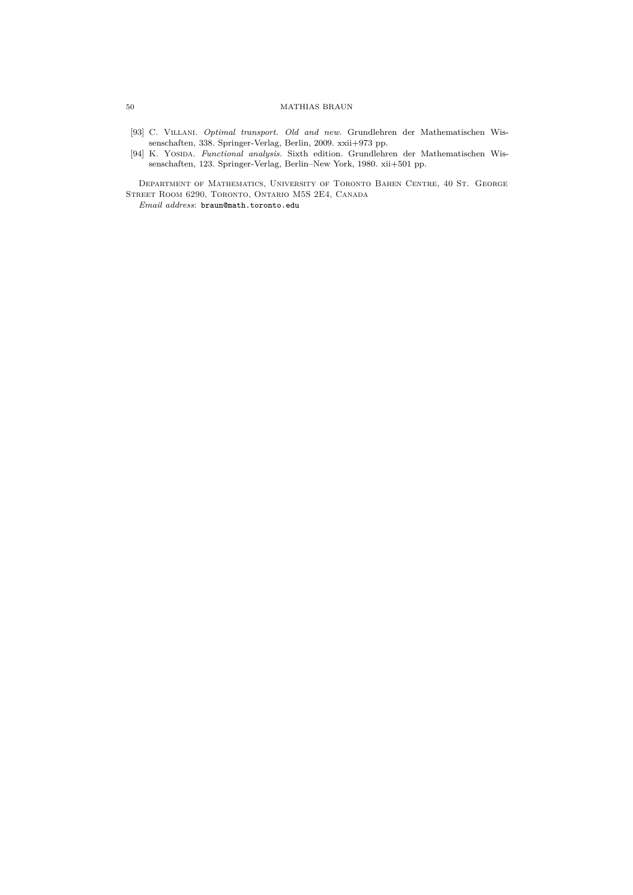[93] C. Villani. *Optimal transport. Old and new.* Grundlehren der Mathematischen Wissenschaften, 338. Springer-Verlag, Berlin, 2009. xxii+973 pp.

[94] K. Yosida. *Functional analysis.* Sixth edition. Grundlehren der Mathematischen Wissenschaften, 123. Springer-Verlag, Berlin–New York, 1980. xii+501 pp.

Department of Mathematics, University of Toronto Bahen Centre, 40 St. George Street Room 6290, Toronto, Ontario M5S 2E4, Canada

*Email address*: braun@math.toronto.edu